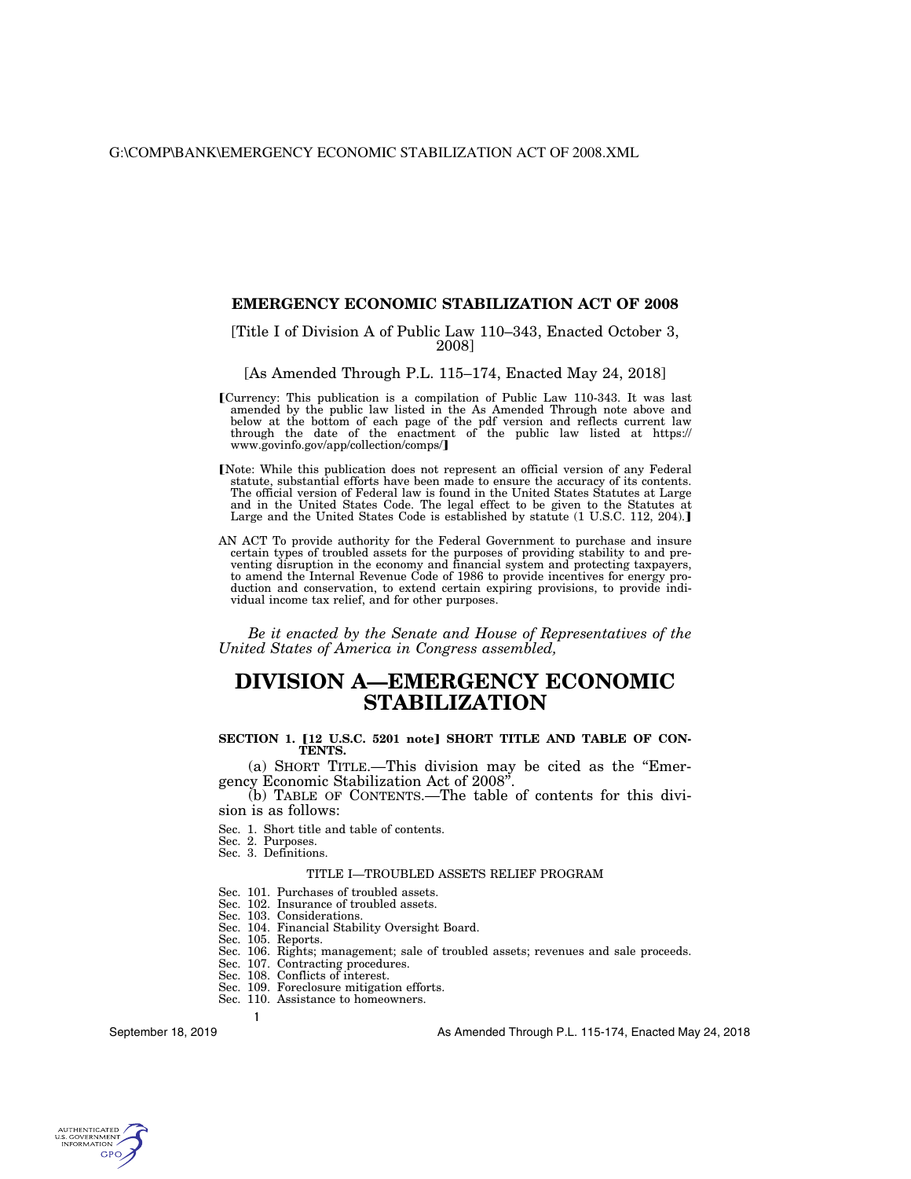# EMERGENCY ECONOMIC STABILIZATION ACT OF 2008

[Title I of Division A of Public Law 110–343, Enacted October 3, 2008]

[As Amended Through P.L. 115–174, Enacted May 24, 2018]

【Currency: This publication is a compilation of Public Law 110-343. It was last amended by the public law listed in the As Amended Through note above and below at the bottom of each page of the pdf version and reflects current law through the date of the enactment of the public law listed at https://www.govinfo.gov/app/collection/comps/】

【Note: While this publication does not represent an official version of any Federal statute, substantial efforts have been made to ensure the accuracy of its contents. The official version of Federal law is found in the United States Statutes at Large and in the United States Code. The legal effect to be given to the Statutes at Large and the United States Code is established by statute (1 U.S.C. 112, 204).】

AN ACT To provide authority for the Federal Government to purchase and insure certain types of troubled assets for the purposes of providing stability to and preventing disruption in the economy and financial system and protecting taxpayers, to amend the Internal Revenue Code of 1986 to provide incentives for energy production and conservation, to extend certain expiring provisions, to provide individual income tax relief, and for other purposes.

*Be it enacted by the Senate and House of Representatives of the United States of America in Congress assembled,*

# DIVISION A—EMERGENCY ECONOMIC STABILIZATION

### SECTION 1. 【12 U.S.C. 5201 note】 SHORT TITLE AND TABLE OF CONTENTS.

(a) SHORT TITLE.—This division may be cited as the "Emergency Economic Stabilization Act of 2008".

(b) TABLE OF CONTENTS.—The table of contents for this division is as follows:

Sec. 1. Short title and table of contents.
Sec. 2. Purposes.
Sec. 3. Definitions.

TITLE I—TROUBLED ASSETS RELIEF PROGRAM

Sec. 101. Purchases of troubled assets.
Sec. 102. Insurance of troubled assets.
Sec. 103. Considerations.
Sec. 104. Financial Stability Oversight Board.
Sec. 105. Reports.
Sec. 106. Rights; management; sale of troubled assets; revenues and sale proceeds.
Sec. 107. Contracting procedures.
Sec. 108. Conflicts of interest.
Sec. 109. Foreclosure mitigation efforts.
Sec. 110. Assistance to homeowners.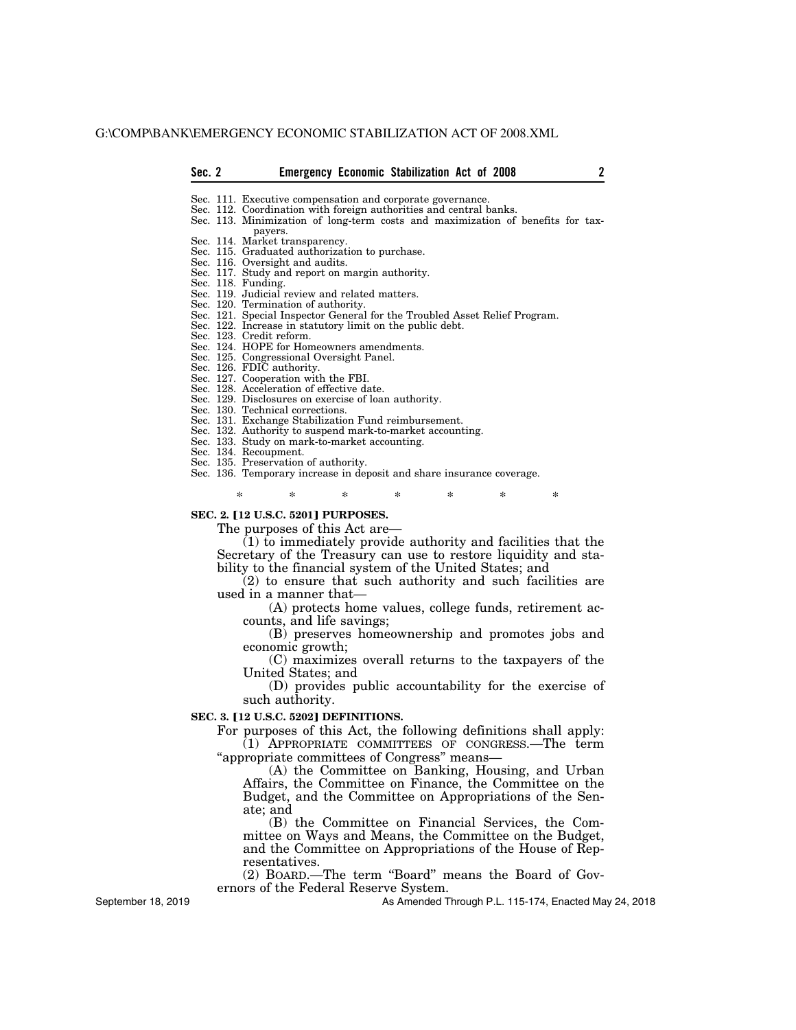Sec. 111. Executive compensation and corporate governance.
Sec. 112. Coordination with foreign authorities and central banks.
Sec. 113. Minimization of long-term costs and maximization of benefits for taxpayers.
Sec. 114. Market transparency.
Sec. 115. Graduated authorization to purchase.
Sec. 116. Oversight and audits.
Sec. 117. Study and report on margin authority.
Sec. 118. Funding.
Sec. 119. Judicial review and related matters.
Sec. 120. Termination of authority.
Sec. 121. Special Inspector General for the Troubled Asset Relief Program.
Sec. 122. Increase in statutory limit on the public debt.
Sec. 123. Credit reform.
Sec. 124. HOPE for Homeowners amendments.
Sec. 125. Congressional Oversight Panel.
Sec. 126. FDIC authority.
Sec. 127. Cooperation with the FBI.
Sec. 128. Acceleration of effective date.
Sec. 129. Disclosures on exercise of loan authority.
Sec. 130. Technical corrections.
Sec. 131. Exchange Stabilization Fund reimbursement.
Sec. 132. Authority to suspend mark-to-market accounting.
Sec. 133. Study on mark-to-market accounting.
Sec. 134. Recoupment.
Sec. 135. Preservation of authority.
Sec. 136. Temporary increase in deposit and share insurance coverage.

\* \* \* \* \* \* \*

**SEC. 2. [12 U.S.C. 5201] PURPOSES.**

The purposes of this Act are—

(1) to immediately provide authority and facilities that the Secretary of the Treasury can use to restore liquidity and stability to the financial system of the United States; and

(2) to ensure that such authority and such facilities are used in a manner that—

(A) protects home values, college funds, retirement accounts, and life savings;

(B) preserves homeownership and promotes jobs and economic growth;

(C) maximizes overall returns to the taxpayers of the United States; and

(D) provides public accountability for the exercise of such authority.

**SEC. 3. [12 U.S.C. 5202] DEFINITIONS.**

For purposes of this Act, the following definitions shall apply:

(1) APPROPRIATE COMMITTEES OF CONGRESS.—The term "appropriate committees of Congress" means—

(A) the Committee on Banking, Housing, and Urban Affairs, the Committee on Finance, the Committee on the Budget, and the Committee on Appropriations of the Senate; and

(B) the Committee on Financial Services, the Committee on Ways and Means, the Committee on the Budget, and the Committee on Appropriations of the House of Representatives.

(2) BOARD.—The term "Board" means the Board of Governors of the Federal Reserve System.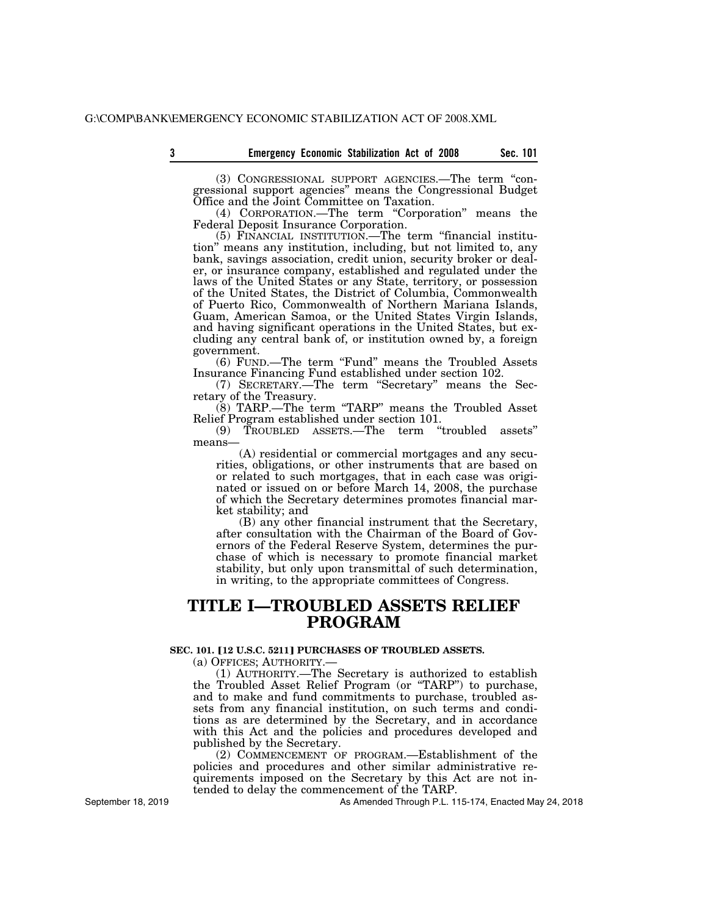(3) CONGRESSIONAL SUPPORT AGENCIES.—The term "congressional support agencies" means the Congressional Budget Office and the Joint Committee on Taxation.

(4) CORPORATION.—The term "Corporation" means the Federal Deposit Insurance Corporation.

(5) FINANCIAL INSTITUTION.—The term "financial institution" means any institution, including, but not limited to, any bank, savings association, credit union, security broker or dealer, or insurance company, established and regulated under the laws of the United States or any State, territory, or possession of the United States, the District of Columbia, Commonwealth of Puerto Rico, Commonwealth of Northern Mariana Islands, Guam, American Samoa, or the United States Virgin Islands, and having significant operations in the United States, but excluding any central bank of, or institution owned by, a foreign government.

(6) FUND.—The term "Fund" means the Troubled Assets Insurance Financing Fund established under section 102.

(7) SECRETARY.—The term "Secretary" means the Secretary of the Treasury.

(8) TARP.—The term "TARP" means the Troubled Asset Relief Program established under section 101.

(9) TROUBLED ASSETS.—The term "troubled assets" means—

(A) residential or commercial mortgages and any securities, obligations, or other instruments that are based on or related to such mortgages, that in each case was originated or issued on or before March 14, 2008, the purchase of which the Secretary determines promotes financial market stability; and

(B) any other financial instrument that the Secretary, after consultation with the Chairman of the Board of Governors of the Federal Reserve System, determines the purchase of which is necessary to promote financial market stability, but only upon transmittal of such determination, in writing, to the appropriate committees of Congress.

# TITLE I—TROUBLED ASSETS RELIEF PROGRAM

### SEC. 101. [12 U.S.C. 5211] PURCHASES OF TROUBLED ASSETS.

(a) OFFICES; AUTHORITY.—

(1) AUTHORITY.—The Secretary is authorized to establish the Troubled Asset Relief Program (or "TARP") to purchase, and to make and fund commitments to purchase, troubled assets from any financial institution, on such terms and conditions as are determined by the Secretary, and in accordance with this Act and the policies and procedures developed and published by the Secretary.

(2) COMMENCEMENT OF PROGRAM.—Establishment of the policies and procedures and other similar administrative requirements imposed on the Secretary by this Act are not intended to delay the commencement of the TARP.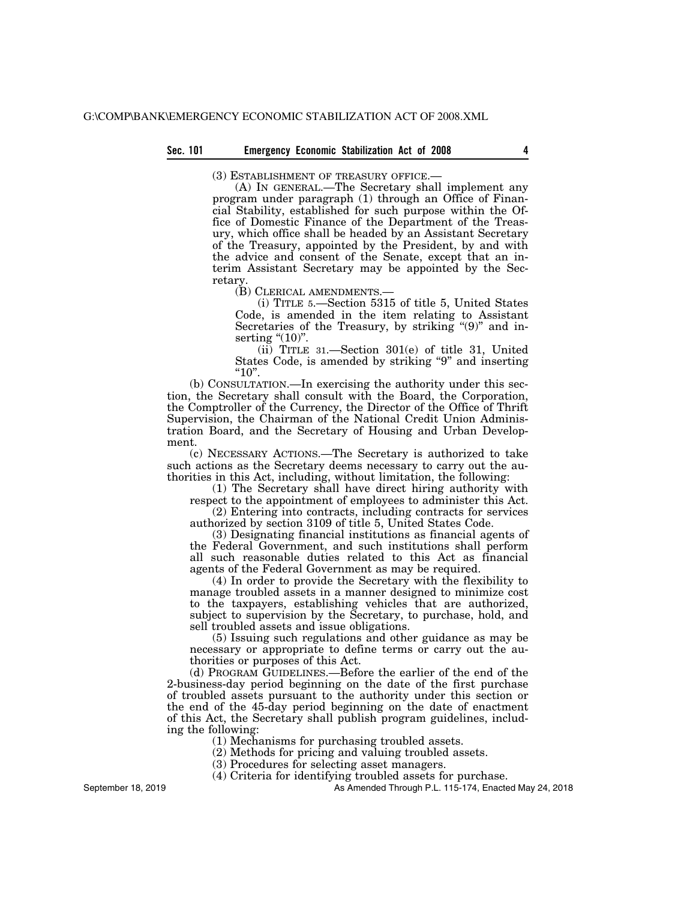(3) ESTABLISHMENT OF TREASURY OFFICE.—

(A) IN GENERAL.—The Secretary shall implement any program under paragraph (1) through an Office of Financial Stability, established for such purpose within the Office of Domestic Finance of the Department of the Treasury, which office shall be headed by an Assistant Secretary of the Treasury, appointed by the President, by and with the advice and consent of the Senate, except that an interim Assistant Secretary may be appointed by the Secretary.

(B) CLERICAL AMENDMENTS.—

(i) TITLE 5.—Section 5315 of title 5, United States Code, is amended in the item relating to Assistant Secretaries of the Treasury, by striking "(9)" and inserting "(10)".

(ii) TITLE 31.—Section 301(e) of title 31, United States Code, is amended by striking "9" and inserting "10".

(b) CONSULTATION.—In exercising the authority under this section, the Secretary shall consult with the Board, the Corporation, the Comptroller of the Currency, the Director of the Office of Thrift Supervision, the Chairman of the National Credit Union Administration Board, and the Secretary of Housing and Urban Development.

(c) NECESSARY ACTIONS.—The Secretary is authorized to take such actions as the Secretary deems necessary to carry out the authorities in this Act, including, without limitation, the following:

(1) The Secretary shall have direct hiring authority with respect to the appointment of employees to administer this Act.

(2) Entering into contracts, including contracts for services authorized by section 3109 of title 5, United States Code.

(3) Designating financial institutions as financial agents of the Federal Government, and such institutions shall perform all such reasonable duties related to this Act as financial agents of the Federal Government as may be required.

(4) In order to provide the Secretary with the flexibility to manage troubled assets in a manner designed to minimize cost to the taxpayers, establishing vehicles that are authorized, subject to supervision by the Secretary, to purchase, hold, and sell troubled assets and issue obligations.

(5) Issuing such regulations and other guidance as may be necessary or appropriate to define terms or carry out the authorities or purposes of this Act.

(d) PROGRAM GUIDELINES.—Before the earlier of the end of the 2-business-day period beginning on the date of the first purchase of troubled assets pursuant to the authority under this section or the end of the 45-day period beginning on the date of enactment of this Act, the Secretary shall publish program guidelines, including the following:

(1) Mechanisms for purchasing troubled assets.

(2) Methods for pricing and valuing troubled assets.

(3) Procedures for selecting asset managers.

(4) Criteria for identifying troubled assets for purchase.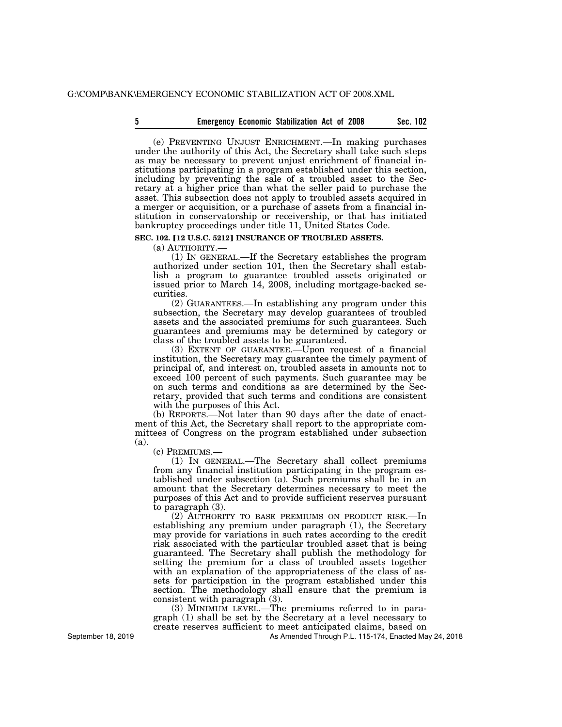(e) PREVENTING UNJUST ENRICHMENT.—In making purchases under the authority of this Act, the Secretary shall take such steps as may be necessary to prevent unjust enrichment of financial institutions participating in a program established under this section, including by preventing the sale of a troubled asset to the Secretary at a higher price than what the seller paid to purchase the asset. This subsection does not apply to troubled assets acquired in a merger or acquisition, or a purchase of assets from a financial institution in conservatorship or receivership, or that has initiated bankruptcy proceedings under title 11, United States Code.

**SEC. 102. [12 U.S.C. 5212] INSURANCE OF TROUBLED ASSETS.**

(a) AUTHORITY.—

(1) IN GENERAL.—If the Secretary establishes the program authorized under section 101, then the Secretary shall establish a program to guarantee troubled assets originated or issued prior to March 14, 2008, including mortgage-backed securities.

(2) GUARANTEES.—In establishing any program under this subsection, the Secretary may develop guarantees of troubled assets and the associated premiums for such guarantees. Such guarantees and premiums may be determined by category or class of the troubled assets to be guaranteed.

(3) EXTENT OF GUARANTEE.—Upon request of a financial institution, the Secretary may guarantee the timely payment of principal of, and interest on, troubled assets in amounts not to exceed 100 percent of such payments. Such guarantee may be on such terms and conditions as are determined by the Secretary, provided that such terms and conditions are consistent with the purposes of this Act.

(b) REPORTS.—Not later than 90 days after the date of enactment of this Act, the Secretary shall report to the appropriate committees of Congress on the program established under subsection (a).

(c) PREMIUMS.—

(1) IN GENERAL.—The Secretary shall collect premiums from any financial institution participating in the program established under subsection (a). Such premiums shall be in an amount that the Secretary determines necessary to meet the purposes of this Act and to provide sufficient reserves pursuant to paragraph (3).

(2) AUTHORITY TO BASE PREMIUMS ON PRODUCT RISK.—In establishing any premium under paragraph (1), the Secretary may provide for variations in such rates according to the credit risk associated with the particular troubled asset that is being guaranteed. The Secretary shall publish the methodology for setting the premium for a class of troubled assets together with an explanation of the appropriateness of the class of assets for participation in the program established under this section. The methodology shall ensure that the premium is consistent with paragraph (3).

(3) MINIMUM LEVEL.—The premiums referred to in paragraph (1) shall be set by the Secretary at a level necessary to create reserves sufficient to meet anticipated claims, based on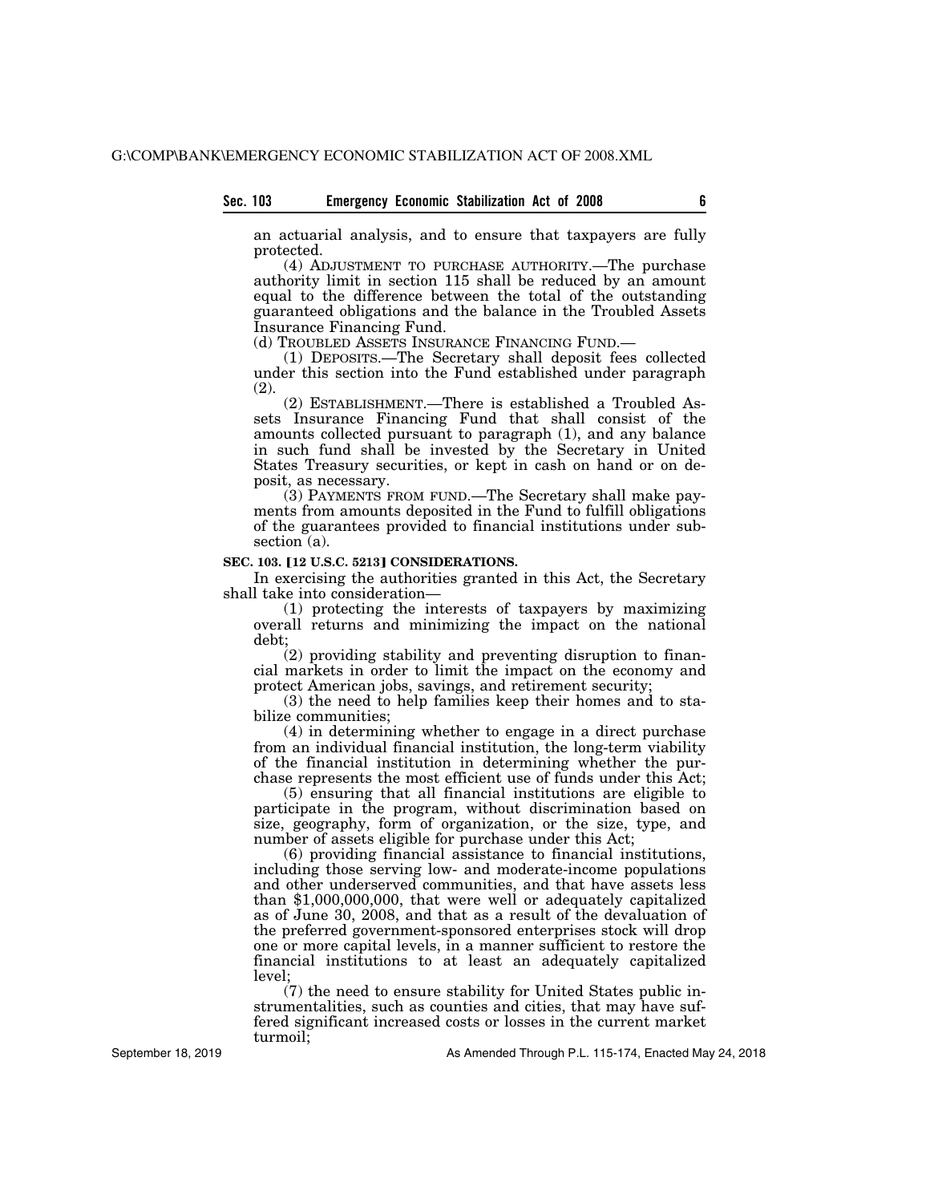an actuarial analysis, and to ensure that taxpayers are fully protected.

(4) ADJUSTMENT TO PURCHASE AUTHORITY.—The purchase authority limit in section 115 shall be reduced by an amount equal to the difference between the total of the outstanding guaranteed obligations and the balance in the Troubled Assets Insurance Financing Fund.

(d) TROUBLED ASSETS INSURANCE FINANCING FUND.—

(1) DEPOSITS.—The Secretary shall deposit fees collected under this section into the Fund established under paragraph (2).

(2) ESTABLISHMENT.—There is established a Troubled Assets Insurance Financing Fund that shall consist of the amounts collected pursuant to paragraph (1), and any balance in such fund shall be invested by the Secretary in United States Treasury securities, or kept in cash on hand or on deposit, as necessary.

(3) PAYMENTS FROM FUND.—The Secretary shall make payments from amounts deposited in the Fund to fulfill obligations of the guarantees provided to financial institutions under subsection (a).

**SEC. 103. [12 U.S.C. 5213] CONSIDERATIONS.**

In exercising the authorities granted in this Act, the Secretary shall take into consideration—

(1) protecting the interests of taxpayers by maximizing overall returns and minimizing the impact on the national debt;

(2) providing stability and preventing disruption to financial markets in order to limit the impact on the economy and protect American jobs, savings, and retirement security;

(3) the need to help families keep their homes and to stabilize communities;

(4) in determining whether to engage in a direct purchase from an individual financial institution, the long-term viability of the financial institution in determining whether the purchase represents the most efficient use of funds under this Act;

(5) ensuring that all financial institutions are eligible to participate in the program, without discrimination based on size, geography, form of organization, or the size, type, and number of assets eligible for purchase under this Act;

(6) providing financial assistance to financial institutions, including those serving low- and moderate-income populations and other underserved communities, and that have assets less than $1,000,000,000, that were well or adequately capitalized as of June 30, 2008, and that as a result of the devaluation of the preferred government-sponsored enterprises stock will drop one or more capital levels, in a manner sufficient to restore the financial institutions to at least an adequately capitalized level;

(7) the need to ensure stability for United States public instrumentalities, such as counties and cities, that may have suffered significant increased costs or losses in the current market turmoil;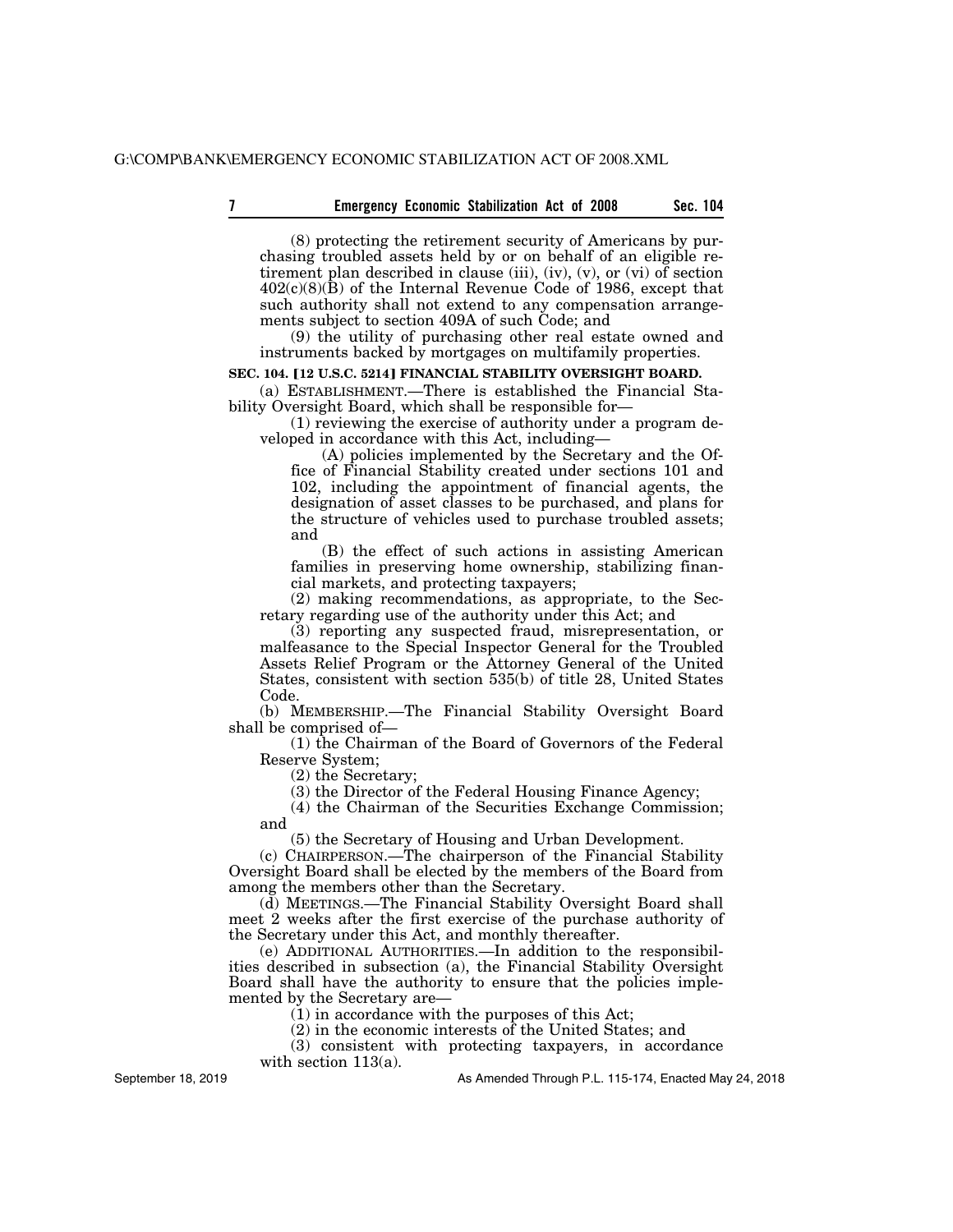(8) protecting the retirement security of Americans by purchasing troubled assets held by or on behalf of an eligible retirement plan described in clause (iii), (iv), (v), or (vi) of section 402(c)(8)(B) of the Internal Revenue Code of 1986, except that such authority shall not extend to any compensation arrangements subject to section 409A of such Code; and

(9) the utility of purchasing other real estate owned and instruments backed by mortgages on multifamily properties.

**SEC. 104. [12 U.S.C. 5214] FINANCIAL STABILITY OVERSIGHT BOARD.**

(a) ESTABLISHMENT.—There is established the Financial Stability Oversight Board, which shall be responsible for—

(1) reviewing the exercise of authority under a program developed in accordance with this Act, including—

(A) policies implemented by the Secretary and the Office of Financial Stability created under sections 101 and 102, including the appointment of financial agents, the designation of asset classes to be purchased, and plans for the structure of vehicles used to purchase troubled assets; and

(B) the effect of such actions in assisting American families in preserving home ownership, stabilizing financial markets, and protecting taxpayers;

(2) making recommendations, as appropriate, to the Secretary regarding use of the authority under this Act; and

(3) reporting any suspected fraud, misrepresentation, or malfeasance to the Special Inspector General for the Troubled Assets Relief Program or the Attorney General of the United States, consistent with section 535(b) of title 28, United States Code.

(b) MEMBERSHIP.—The Financial Stability Oversight Board shall be comprised of—

(1) the Chairman of the Board of Governors of the Federal Reserve System;

(2) the Secretary;

(3) the Director of the Federal Housing Finance Agency;

(4) the Chairman of the Securities Exchange Commission; and

(5) the Secretary of Housing and Urban Development.

(c) CHAIRPERSON.—The chairperson of the Financial Stability Oversight Board shall be elected by the members of the Board from among the members other than the Secretary.

(d) MEETINGS.—The Financial Stability Oversight Board shall meet 2 weeks after the first exercise of the purchase authority of the Secretary under this Act, and monthly thereafter.

(e) ADDITIONAL AUTHORITIES.—In addition to the responsibilities described in subsection (a), the Financial Stability Oversight Board shall have the authority to ensure that the policies implemented by the Secretary are—

(1) in accordance with the purposes of this Act;

(2) in the economic interests of the United States; and

(3) consistent with protecting taxpayers, in accordance with section 113(a).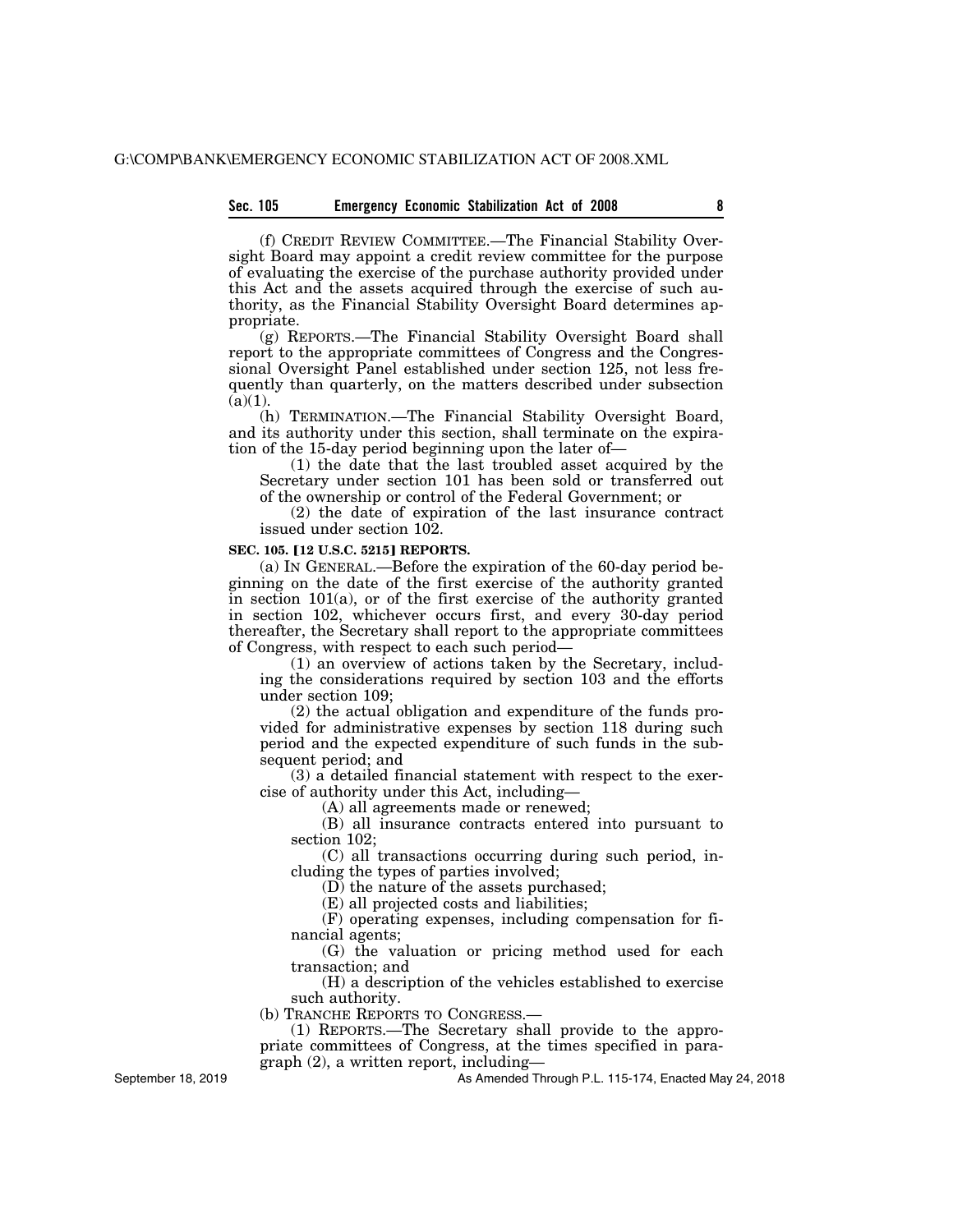(f) CREDIT REVIEW COMMITTEE.—The Financial Stability Oversight Board may appoint a credit review committee for the purpose of evaluating the exercise of the purchase authority provided under this Act and the assets acquired through the exercise of such authority, as the Financial Stability Oversight Board determines appropriate.

(g) REPORTS.—The Financial Stability Oversight Board shall report to the appropriate committees of Congress and the Congressional Oversight Panel established under section 125, not less frequently than quarterly, on the matters described under subsection (a)(1).

(h) TERMINATION.—The Financial Stability Oversight Board, and its authority under this section, shall terminate on the expiration of the 15-day period beginning upon the later of—

(1) the date that the last troubled asset acquired by the Secretary under section 101 has been sold or transferred out of the ownership or control of the Federal Government; or

(2) the date of expiration of the last insurance contract issued under section 102.

**SEC. 105. [12 U.S.C. 5215] REPORTS.**

(a) IN GENERAL.—Before the expiration of the 60-day period beginning on the date of the first exercise of the authority granted in section 101(a), or of the first exercise of the authority granted in section 102, whichever occurs first, and every 30-day period thereafter, the Secretary shall report to the appropriate committees of Congress, with respect to each such period—

(1) an overview of actions taken by the Secretary, including the considerations required by section 103 and the efforts under section 109;

(2) the actual obligation and expenditure of the funds provided for administrative expenses by section 118 during such period and the expected expenditure of such funds in the subsequent period; and

(3) a detailed financial statement with respect to the exercise of authority under this Act, including—

(A) all agreements made or renewed;

(B) all insurance contracts entered into pursuant to section 102;

(C) all transactions occurring during such period, including the types of parties involved;

(D) the nature of the assets purchased;

(E) all projected costs and liabilities;

(F) operating expenses, including compensation for financial agents;

(G) the valuation or pricing method used for each transaction; and

(H) a description of the vehicles established to exercise such authority.

(b) TRANCHE REPORTS TO CONGRESS.—

(1) REPORTS.—The Secretary shall provide to the appropriate committees of Congress, at the times specified in paragraph (2), a written report, including—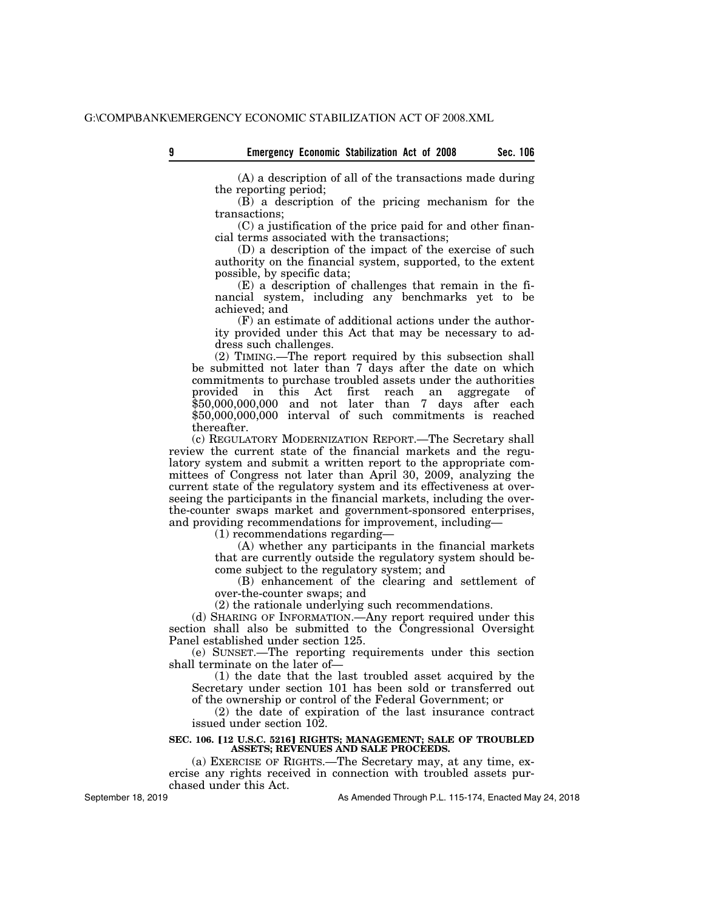(A) a description of all of the transactions made during the reporting period;

(B) a description of the pricing mechanism for the transactions;

(C) a justification of the price paid for and other financial terms associated with the transactions;

(D) a description of the impact of the exercise of such authority on the financial system, supported, to the extent possible, by specific data;

(E) a description of challenges that remain in the financial system, including any benchmarks yet to be achieved; and

(F) an estimate of additional actions under the authority provided under this Act that may be necessary to address such challenges.

(2) TIMING.—The report required by this subsection shall be submitted not later than 7 days after the date on which commitments to purchase troubled assets under the authorities provided in this Act first reach an aggregate of $50,000,000,000 and not later than 7 days after each $50,000,000,000 interval of such commitments is reached thereafter.

(c) REGULATORY MODERNIZATION REPORT.—The Secretary shall review the current state of the financial markets and the regulatory system and submit a written report to the appropriate committees of Congress not later than April 30, 2009, analyzing the current state of the regulatory system and its effectiveness at overseeing the participants in the financial markets, including the over-the-counter swaps market and government-sponsored enterprises, and providing recommendations for improvement, including—

(1) recommendations regarding—

(A) whether any participants in the financial markets that are currently outside the regulatory system should become subject to the regulatory system; and

(B) enhancement of the clearing and settlement of over-the-counter swaps; and

(2) the rationale underlying such recommendations.

(d) SHARING OF INFORMATION.—Any report required under this section shall also be submitted to the Congressional Oversight Panel established under section 125.

(e) SUNSET.—The reporting requirements under this section shall terminate on the later of—

(1) the date that the last troubled asset acquired by the Secretary under section 101 has been sold or transferred out of the ownership or control of the Federal Government; or

(2) the date of expiration of the last insurance contract issued under section 102.

**SEC. 106. [12 U.S.C. 5216] RIGHTS; MANAGEMENT; SALE OF TROUBLED ASSETS; REVENUES AND SALE PROCEEDS.**

(a) EXERCISE OF RIGHTS.—The Secretary may, at any time, exercise any rights received in connection with troubled assets purchased under this Act.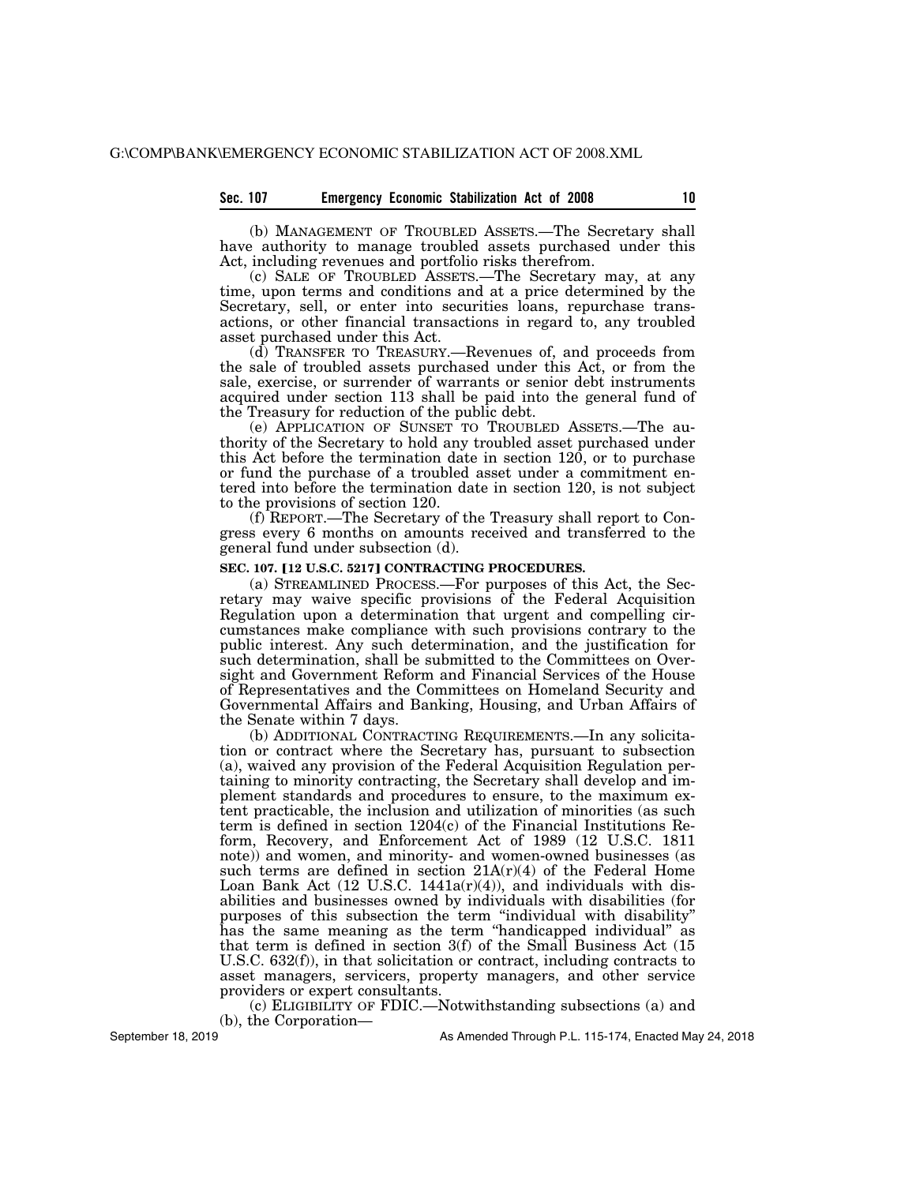(b) MANAGEMENT OF TROUBLED ASSETS.—The Secretary shall have authority to manage troubled assets purchased under this Act, including revenues and portfolio risks therefrom.

(c) SALE OF TROUBLED ASSETS.—The Secretary may, at any time, upon terms and conditions and at a price determined by the Secretary, sell, or enter into securities loans, repurchase transactions, or other financial transactions in regard to, any troubled asset purchased under this Act.

(d) TRANSFER TO TREASURY.—Revenues of, and proceeds from the sale of troubled assets purchased under this Act, or from the sale, exercise, or surrender of warrants or senior debt instruments acquired under section 113 shall be paid into the general fund of the Treasury for reduction of the public debt.

(e) APPLICATION OF SUNSET TO TROUBLED ASSETS.—The authority of the Secretary to hold any troubled asset purchased under this Act before the termination date in section 120, or to purchase or fund the purchase of a troubled asset under a commitment entered into before the termination date in section 120, is not subject to the provisions of section 120.

(f) REPORT.—The Secretary of the Treasury shall report to Congress every 6 months on amounts received and transferred to the general fund under subsection (d).

**SEC. 107. [12 U.S.C. 5217] CONTRACTING PROCEDURES.**

(a) STREAMLINED PROCESS.—For purposes of this Act, the Secretary may waive specific provisions of the Federal Acquisition Regulation upon a determination that urgent and compelling circumstances make compliance with such provisions contrary to the public interest. Any such determination, and the justification for such determination, shall be submitted to the Committees on Oversight and Government Reform and Financial Services of the House of Representatives and the Committees on Homeland Security and Governmental Affairs and Banking, Housing, and Urban Affairs of the Senate within 7 days.

(b) ADDITIONAL CONTRACTING REQUIREMENTS.—In any solicitation or contract where the Secretary has, pursuant to subsection (a), waived any provision of the Federal Acquisition Regulation pertaining to minority contracting, the Secretary shall develop and implement standards and procedures to ensure, to the maximum extent practicable, the inclusion and utilization of minorities (as such term is defined in section 1204(c) of the Financial Institutions Reform, Recovery, and Enforcement Act of 1989 (12 U.S.C. 1811 note)) and women, and minority- and women-owned businesses (as such terms are defined in section 21A(r)(4) of the Federal Home Loan Bank Act (12 U.S.C. 1441a(r)(4)), and individuals with disabilities and businesses owned by individuals with disabilities (for purposes of this subsection the term "individual with disability" has the same meaning as the term "handicapped individual" as that term is defined in section 3(f) of the Small Business Act (15 U.S.C. 632(f)), in that solicitation or contract, including contracts to asset managers, servicers, property managers, and other service providers or expert consultants.

(c) ELIGIBILITY OF FDIC.—Notwithstanding subsections (a) and (b), the Corporation—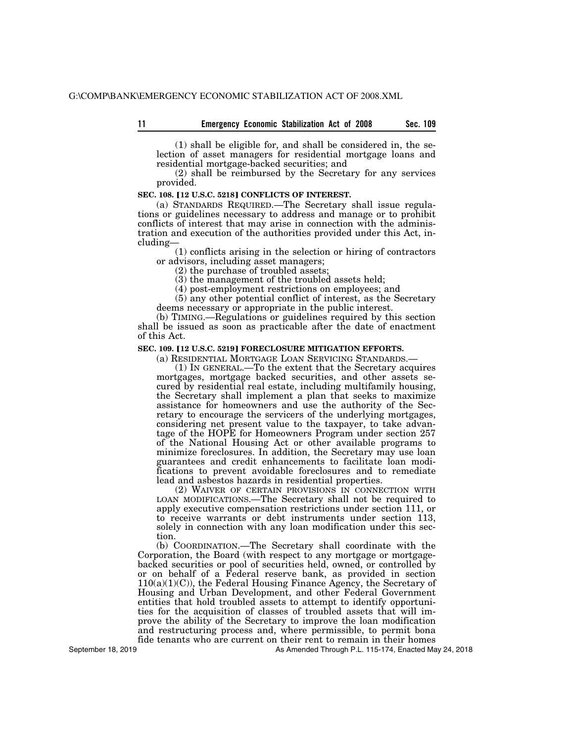(1) shall be eligible for, and shall be considered in, the selection of asset managers for residential mortgage loans and residential mortgage-backed securities; and

(2) shall be reimbursed by the Secretary for any services provided.

**SEC. 108. [12 U.S.C. 5218] CONFLICTS OF INTEREST.**

(a) STANDARDS REQUIRED.—The Secretary shall issue regulations or guidelines necessary to address and manage or to prohibit conflicts of interest that may arise in connection with the administration and execution of the authorities provided under this Act, including—

(1) conflicts arising in the selection or hiring of contractors or advisors, including asset managers;

(2) the purchase of troubled assets;

(3) the management of the troubled assets held;

(4) post-employment restrictions on employees; and

(5) any other potential conflict of interest, as the Secretary deems necessary or appropriate in the public interest.

(b) TIMING.—Regulations or guidelines required by this section shall be issued as soon as practicable after the date of enactment of this Act.

**SEC. 109. [12 U.S.C. 5219] FORECLOSURE MITIGATION EFFORTS.**

(a) RESIDENTIAL MORTGAGE LOAN SERVICING STANDARDS.—

(1) IN GENERAL.—To the extent that the Secretary acquires mortgages, mortgage backed securities, and other assets secured by residential real estate, including multifamily housing, the Secretary shall implement a plan that seeks to maximize assistance for homeowners and use the authority of the Secretary to encourage the servicers of the underlying mortgages, considering net present value to the taxpayer, to take advantage of the HOPE for Homeowners Program under section 257 of the National Housing Act or other available programs to minimize foreclosures. In addition, the Secretary may use loan guarantees and credit enhancements to facilitate loan modifications to prevent avoidable foreclosures and to remediate lead and asbestos hazards in residential properties.

(2) WAIVER OF CERTAIN PROVISIONS IN CONNECTION WITH LOAN MODIFICATIONS.—The Secretary shall not be required to apply executive compensation restrictions under section 111, or to receive warrants or debt instruments under section 113, solely in connection with any loan modification under this section.

(b) COORDINATION.—The Secretary shall coordinate with the Corporation, the Board (with respect to any mortgage or mortgage-backed securities or pool of securities held, owned, or controlled by or on behalf of a Federal reserve bank, as provided in section 110(a)(1)(C)), the Federal Housing Finance Agency, the Secretary of Housing and Urban Development, and other Federal Government entities that hold troubled assets to attempt to identify opportunities for the acquisition of classes of troubled assets that will improve the ability of the Secretary to improve the loan modification and restructuring process and, where permissible, to permit bona fide tenants who are current on their rent to remain in their homes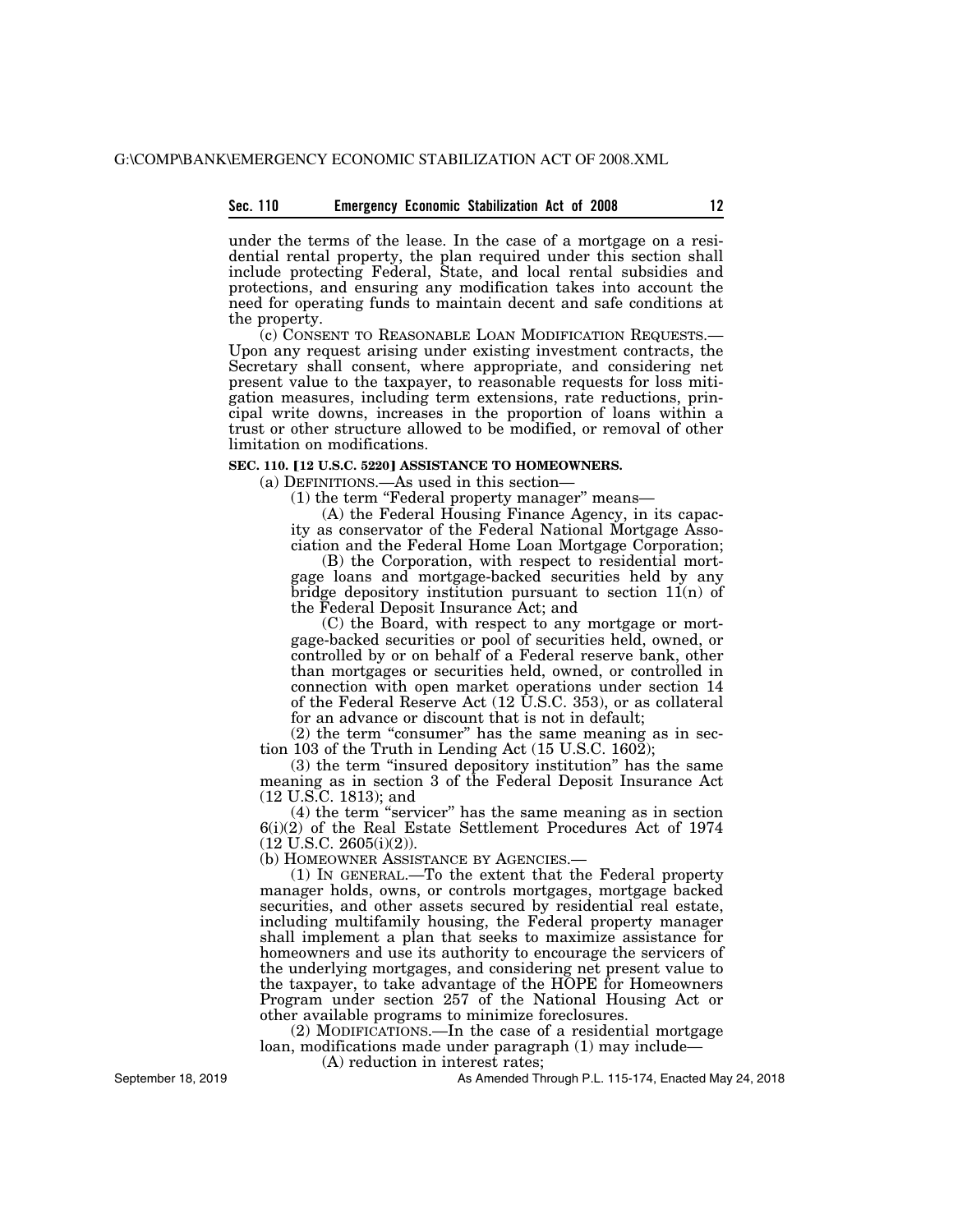under the terms of the lease. In the case of a mortgage on a residential rental property, the plan required under this section shall include protecting Federal, State, and local rental subsidies and protections, and ensuring any modification takes into account the need for operating funds to maintain decent and safe conditions at the property.

(c) CONSENT TO REASONABLE LOAN MODIFICATION REQUESTS.—Upon any request arising under existing investment contracts, the Secretary shall consent, where appropriate, and considering net present value to the taxpayer, to reasonable requests for loss mitigation measures, including term extensions, rate reductions, principal write downs, increases in the proportion of loans within a trust or other structure allowed to be modified, or removal of other limitation on modifications.

## SEC. 110. [12 U.S.C. 5220] ASSISTANCE TO HOMEOWNERS.

(a) DEFINITIONS.—As used in this section—

(1) the term "Federal property manager" means—

(A) the Federal Housing Finance Agency, in its capacity as conservator of the Federal National Mortgage Association and the Federal Home Loan Mortgage Corporation;

(B) the Corporation, with respect to residential mortgage loans and mortgage-backed securities held by any bridge depository institution pursuant to section 11(n) of the Federal Deposit Insurance Act; and

(C) the Board, with respect to any mortgage or mortgage-backed securities or pool of securities held, owned, or controlled by or on behalf of a Federal reserve bank, other than mortgages or securities held, owned, or controlled in connection with open market operations under section 14 of the Federal Reserve Act (12 U.S.C. 353), or as collateral for an advance or discount that is not in default;

(2) the term "consumer" has the same meaning as in section 103 of the Truth in Lending Act (15 U.S.C. 1602);

(3) the term "insured depository institution" has the same meaning as in section 3 of the Federal Deposit Insurance Act (12 U.S.C. 1813); and

(4) the term "servicer" has the same meaning as in section 6(i)(2) of the Real Estate Settlement Procedures Act of 1974 (12 U.S.C. 2605(i)(2)).

(b) HOMEOWNER ASSISTANCE BY AGENCIES.—

(1) IN GENERAL.—To the extent that the Federal property manager holds, owns, or controls mortgages, mortgage backed securities, and other assets secured by residential real estate, including multifamily housing, the Federal property manager shall implement a plan that seeks to maximize assistance for homeowners and use its authority to encourage the servicers of the underlying mortgages, and considering net present value to the taxpayer, to take advantage of the HOPE for Homeowners Program under section 257 of the National Housing Act or other available programs to minimize foreclosures.

(2) MODIFICATIONS.—In the case of a residential mortgage loan, modifications made under paragraph (1) may include—

(A) reduction in interest rates;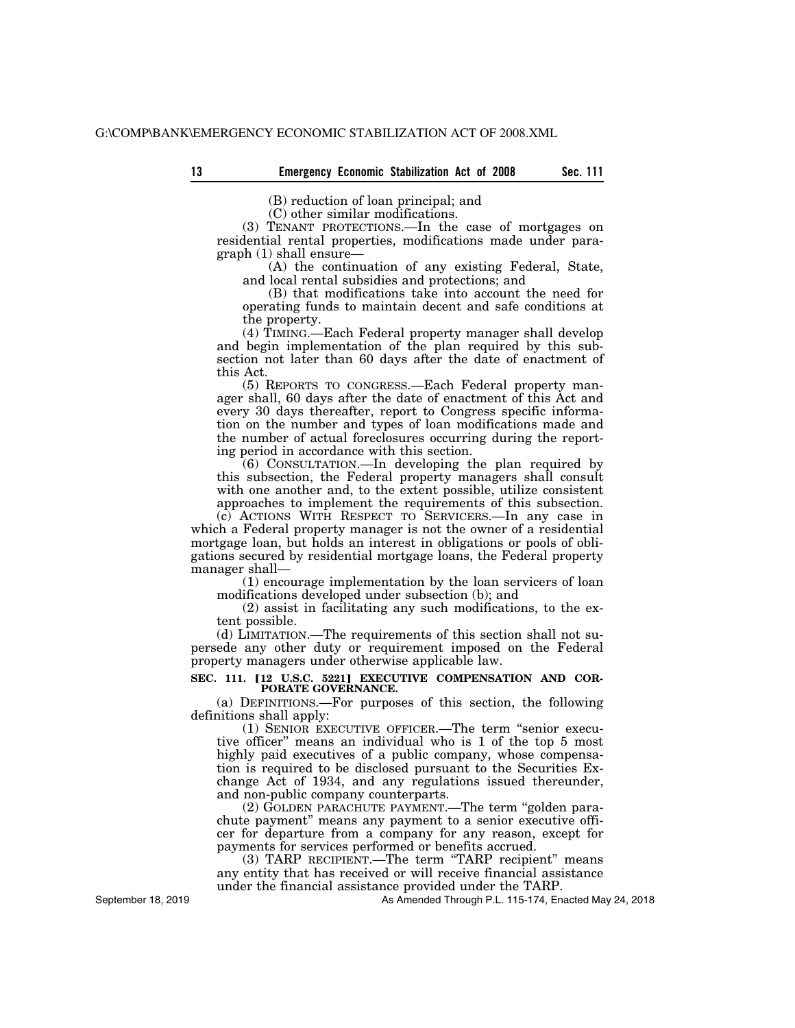(B) reduction of loan principal; and

(C) other similar modifications.

(3) TENANT PROTECTIONS.—In the case of mortgages on residential rental properties, modifications made under paragraph (1) shall ensure—

(A) the continuation of any existing Federal, State, and local rental subsidies and protections; and

(B) that modifications take into account the need for operating funds to maintain decent and safe conditions at the property.

(4) TIMING.—Each Federal property manager shall develop and begin implementation of the plan required by this subsection not later than 60 days after the date of enactment of this Act.

(5) REPORTS TO CONGRESS.—Each Federal property manager shall, 60 days after the date of enactment of this Act and every 30 days thereafter, report to Congress specific information on the number and types of loan modifications made and the number of actual foreclosures occurring during the reporting period in accordance with this section.

(6) CONSULTATION.—In developing the plan required by this subsection, the Federal property managers shall consult with one another and, to the extent possible, utilize consistent approaches to implement the requirements of this subsection.

(c) ACTIONS WITH RESPECT TO SERVICERS.—In any case in which a Federal property manager is not the owner of a residential mortgage loan, but holds an interest in obligations or pools of obligations secured by residential mortgage loans, the Federal property manager shall—

(1) encourage implementation by the loan servicers of loan modifications developed under subsection (b); and

(2) assist in facilitating any such modifications, to the extent possible.

(d) LIMITATION.—The requirements of this section shall not supersede any other duty or requirement imposed on the Federal property managers under otherwise applicable law.

**SEC. 111. [12 U.S.C. 5221] EXECUTIVE COMPENSATION AND CORPORATE GOVERNANCE.**

(a) DEFINITIONS.—For purposes of this section, the following definitions shall apply:

(1) SENIOR EXECUTIVE OFFICER.—The term "senior executive officer" means an individual who is 1 of the top 5 most highly paid executives of a public company, whose compensation is required to be disclosed pursuant to the Securities Exchange Act of 1934, and any regulations issued thereunder, and non-public company counterparts.

(2) GOLDEN PARACHUTE PAYMENT.—The term "golden parachute payment" means any payment to a senior executive officer for departure from a company for any reason, except for payments for services performed or benefits accrued.

(3) TARP RECIPIENT.—The term "TARP recipient" means any entity that has received or will receive financial assistance under the financial assistance provided under the TARP.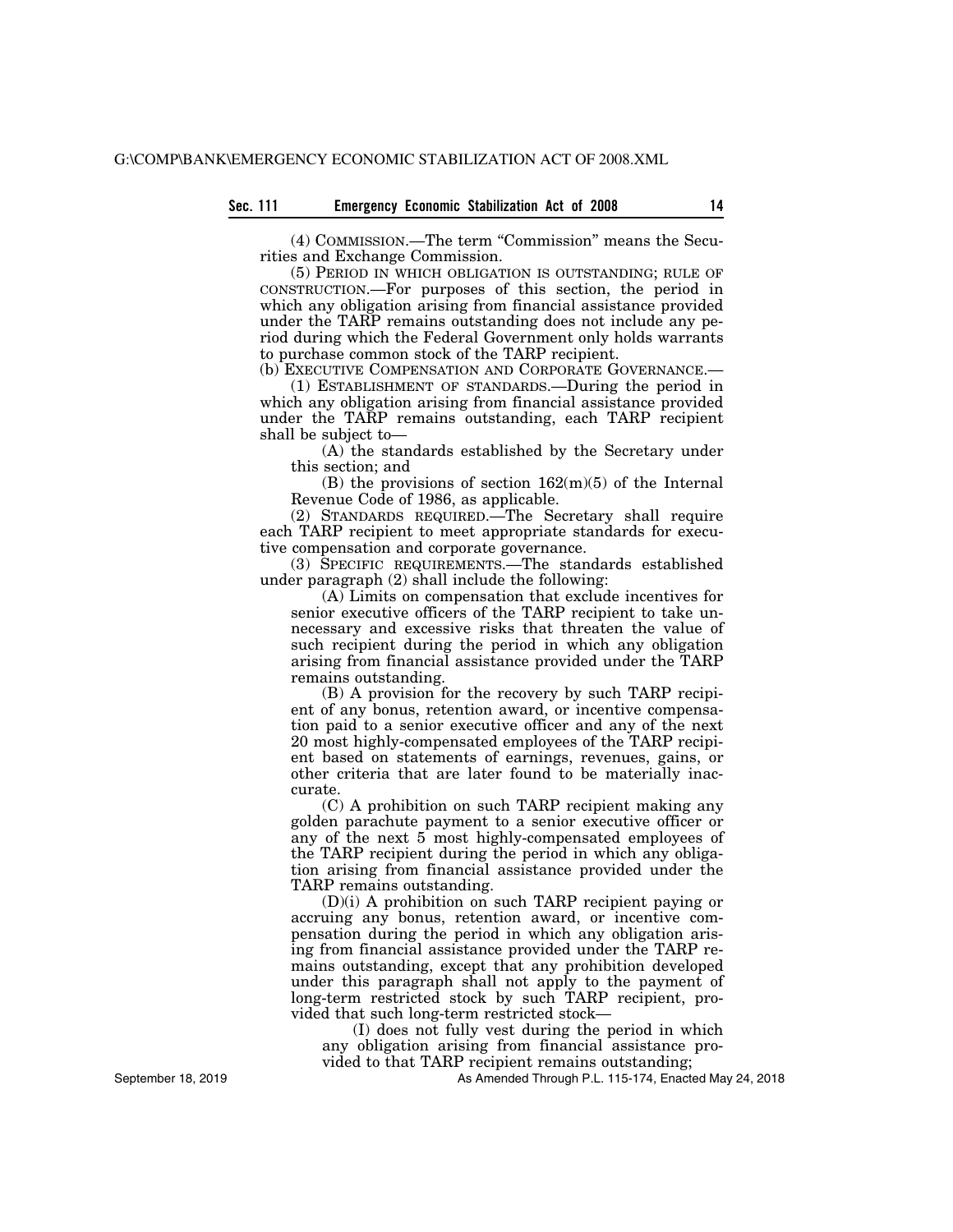(4) COMMISSION.—The term "Commission" means the Securities and Exchange Commission.

(5) PERIOD IN WHICH OBLIGATION IS OUTSTANDING; RULE OF CONSTRUCTION.—For purposes of this section, the period in which any obligation arising from financial assistance provided under the TARP remains outstanding does not include any period during which the Federal Government only holds warrants to purchase common stock of the TARP recipient.

(b) EXECUTIVE COMPENSATION AND CORPORATE GOVERNANCE.—

(1) ESTABLISHMENT OF STANDARDS.—During the period in which any obligation arising from financial assistance provided under the TARP remains outstanding, each TARP recipient shall be subject to—

(A) the standards established by the Secretary under this section; and

(B) the provisions of section 162(m)(5) of the Internal Revenue Code of 1986, as applicable.

(2) STANDARDS REQUIRED.—The Secretary shall require each TARP recipient to meet appropriate standards for executive compensation and corporate governance.

(3) SPECIFIC REQUIREMENTS.—The standards established under paragraph (2) shall include the following:

(A) Limits on compensation that exclude incentives for senior executive officers of the TARP recipient to take unnecessary and excessive risks that threaten the value of such recipient during the period in which any obligation arising from financial assistance provided under the TARP remains outstanding.

(B) A provision for the recovery by such TARP recipient of any bonus, retention award, or incentive compensation paid to a senior executive officer and any of the next 20 most highly-compensated employees of the TARP recipient based on statements of earnings, revenues, gains, or other criteria that are later found to be materially inaccurate.

(C) A prohibition on such TARP recipient making any golden parachute payment to a senior executive officer or any of the next 5 most highly-compensated employees of the TARP recipient during the period in which any obligation arising from financial assistance provided under the TARP remains outstanding.

(D)(i) A prohibition on such TARP recipient paying or accruing any bonus, retention award, or incentive compensation during the period in which any obligation arising from financial assistance provided under the TARP remains outstanding, except that any prohibition developed under this paragraph shall not apply to the payment of long-term restricted stock by such TARP recipient, provided that such long-term restricted stock—

(I) does not fully vest during the period in which any obligation arising from financial assistance provided to that TARP recipient remains outstanding;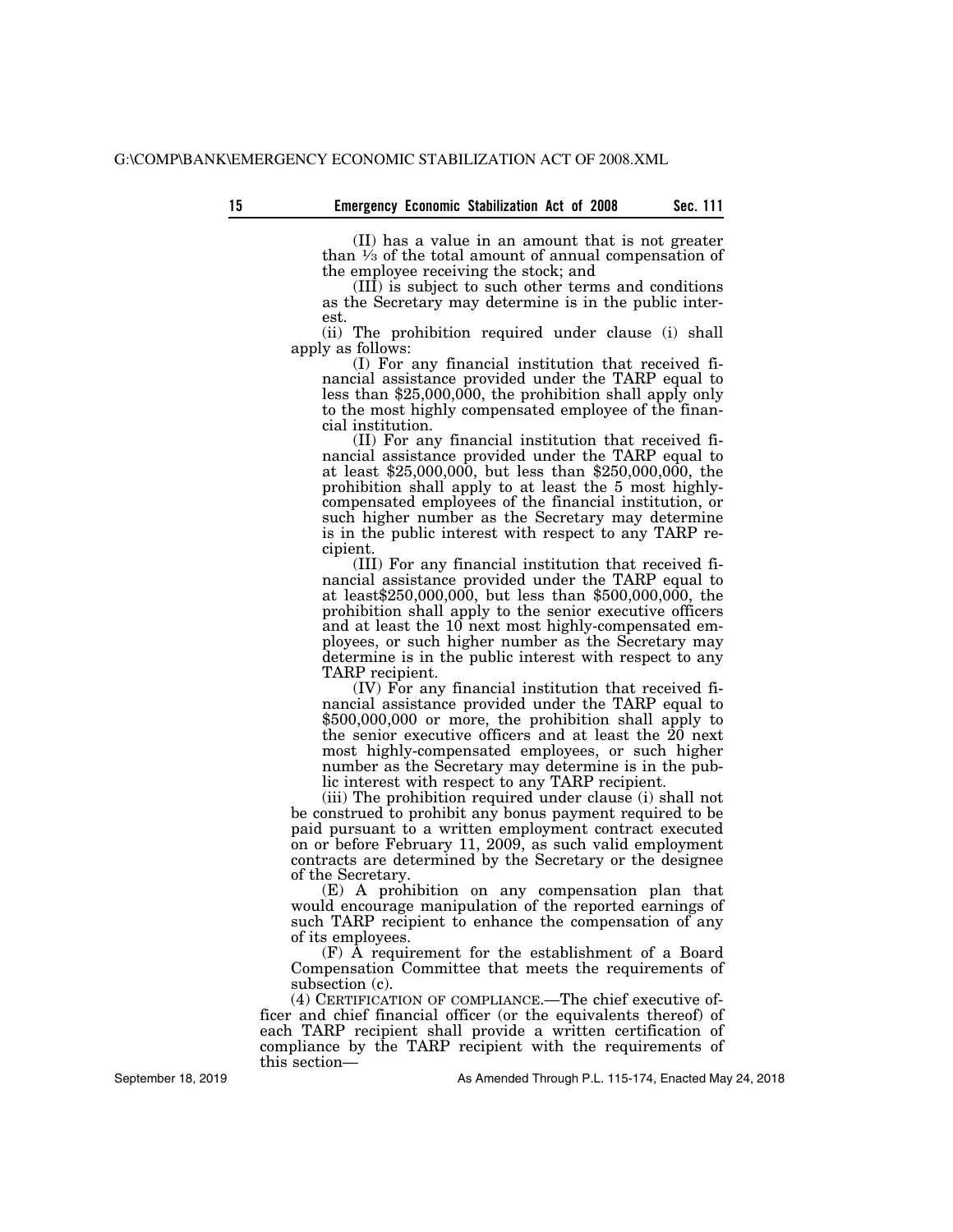(II) has a value in an amount that is not greater than 1/3 of the total amount of annual compensation of the employee receiving the stock; and

(III) is subject to such other terms and conditions as the Secretary may determine is in the public interest.

(ii) The prohibition required under clause (i) shall apply as follows:

(I) For any financial institution that received financial assistance provided under the TARP equal to less than $25,000,000, the prohibition shall apply only to the most highly compensated employee of the financial institution.

(II) For any financial institution that received financial assistance provided under the TARP equal to at least $25,000,000, but less than $250,000,000, the prohibition shall apply to at least the 5 most highly-compensated employees of the financial institution, or such higher number as the Secretary may determine is in the public interest with respect to any TARP recipient.

(III) For any financial institution that received financial assistance provided under the TARP equal to at least$250,000,000, but less than $500,000,000, the prohibition shall apply to the senior executive officers and at least the 10 next most highly-compensated employees, or such higher number as the Secretary may determine is in the public interest with respect to any TARP recipient.

(IV) For any financial institution that received financial assistance provided under the TARP equal to $500,000,000 or more, the prohibition shall apply to the senior executive officers and at least the 20 next most highly-compensated employees, or such higher number as the Secretary may determine is in the public interest with respect to any TARP recipient.

(iii) The prohibition required under clause (i) shall not be construed to prohibit any bonus payment required to be paid pursuant to a written employment contract executed on or before February 11, 2009, as such valid employment contracts are determined by the Secretary or the designee of the Secretary.

(E) A prohibition on any compensation plan that would encourage manipulation of the reported earnings of such TARP recipient to enhance the compensation of any of its employees.

(F) A requirement for the establishment of a Board Compensation Committee that meets the requirements of subsection (c).

(4) CERTIFICATION OF COMPLIANCE.—The chief executive officer and chief financial officer (or the equivalents thereof) of each TARP recipient shall provide a written certification of compliance by the TARP recipient with the requirements of this section—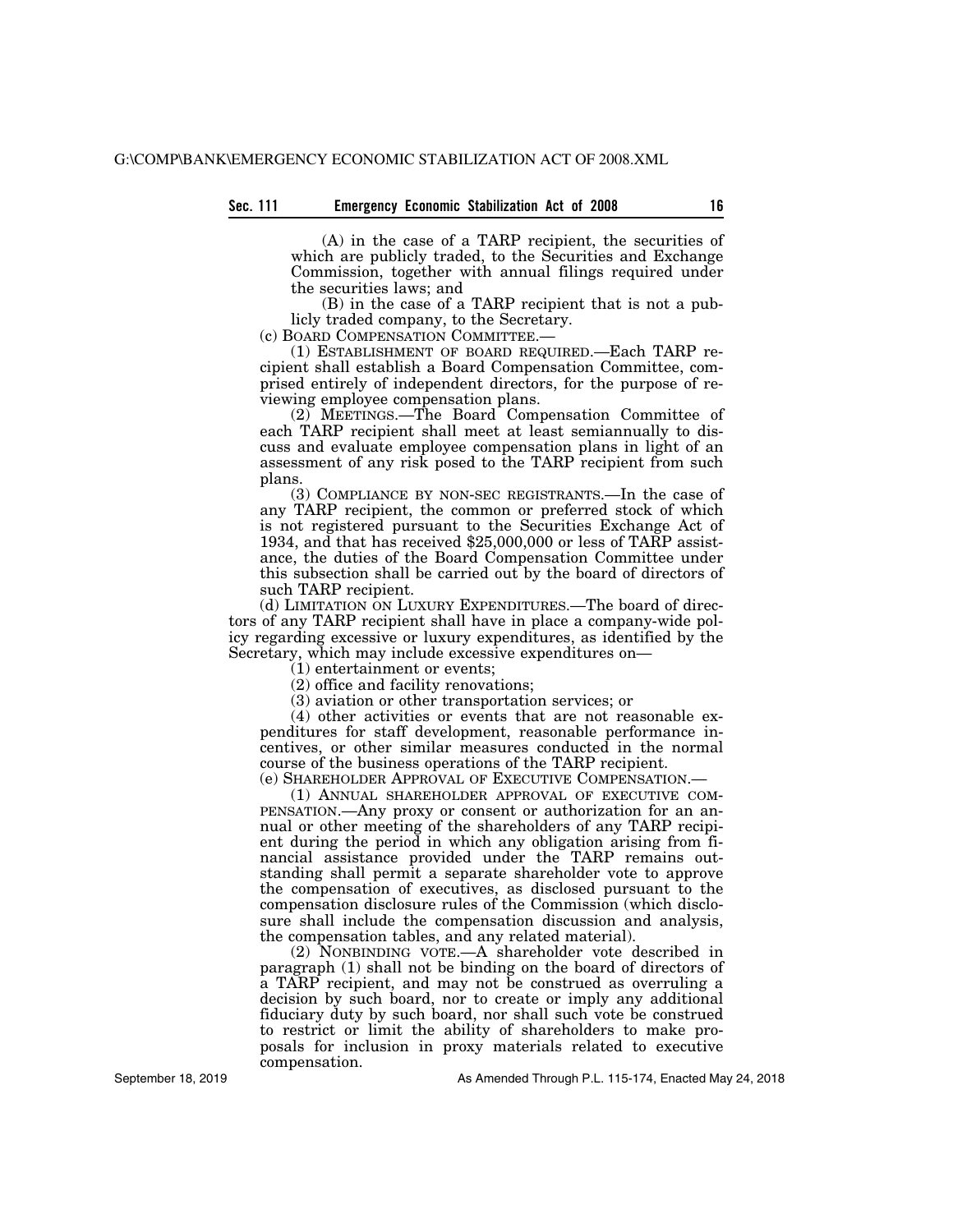(A) in the case of a TARP recipient, the securities of which are publicly traded, to the Securities and Exchange Commission, together with annual filings required under the securities laws; and

(B) in the case of a TARP recipient that is not a publicly traded company, to the Secretary.

(c) BOARD COMPENSATION COMMITTEE.—

(1) ESTABLISHMENT OF BOARD REQUIRED.—Each TARP recipient shall establish a Board Compensation Committee, comprised entirely of independent directors, for the purpose of reviewing employee compensation plans.

(2) MEETINGS.—The Board Compensation Committee of each TARP recipient shall meet at least semiannually to discuss and evaluate employee compensation plans in light of an assessment of any risk posed to the TARP recipient from such plans.

(3) COMPLIANCE BY NON-SEC REGISTRANTS.—In the case of any TARP recipient, the common or preferred stock of which is not registered pursuant to the Securities Exchange Act of 1934, and that has received $25,000,000 or less of TARP assistance, the duties of the Board Compensation Committee under this subsection shall be carried out by the board of directors of such TARP recipient.

(d) LIMITATION ON LUXURY EXPENDITURES.—The board of directors of any TARP recipient shall have in place a company-wide policy regarding excessive or luxury expenditures, as identified by the Secretary, which may include excessive expenditures on—

(1) entertainment or events;

(2) office and facility renovations;

(3) aviation or other transportation services; or

(4) other activities or events that are not reasonable expenditures for staff development, reasonable performance incentives, or other similar measures conducted in the normal course of the business operations of the TARP recipient.

(e) SHAREHOLDER APPROVAL OF EXECUTIVE COMPENSATION.—

(1) ANNUAL SHAREHOLDER APPROVAL OF EXECUTIVE COMPENSATION.—Any proxy or consent or authorization for an annual or other meeting of the shareholders of any TARP recipient during the period in which any obligation arising from financial assistance provided under the TARP remains outstanding shall permit a separate shareholder vote to approve the compensation of executives, as disclosed pursuant to the compensation disclosure rules of the Commission (which disclosure shall include the compensation discussion and analysis, the compensation tables, and any related material).

(2) NONBINDING VOTE.—A shareholder vote described in paragraph (1) shall not be binding on the board of directors of a TARP recipient, and may not be construed as overruling a decision by such board, nor to create or imply any additional fiduciary duty by such board, nor shall such vote be construed to restrict or limit the ability of shareholders to make proposals for inclusion in proxy materials related to executive compensation.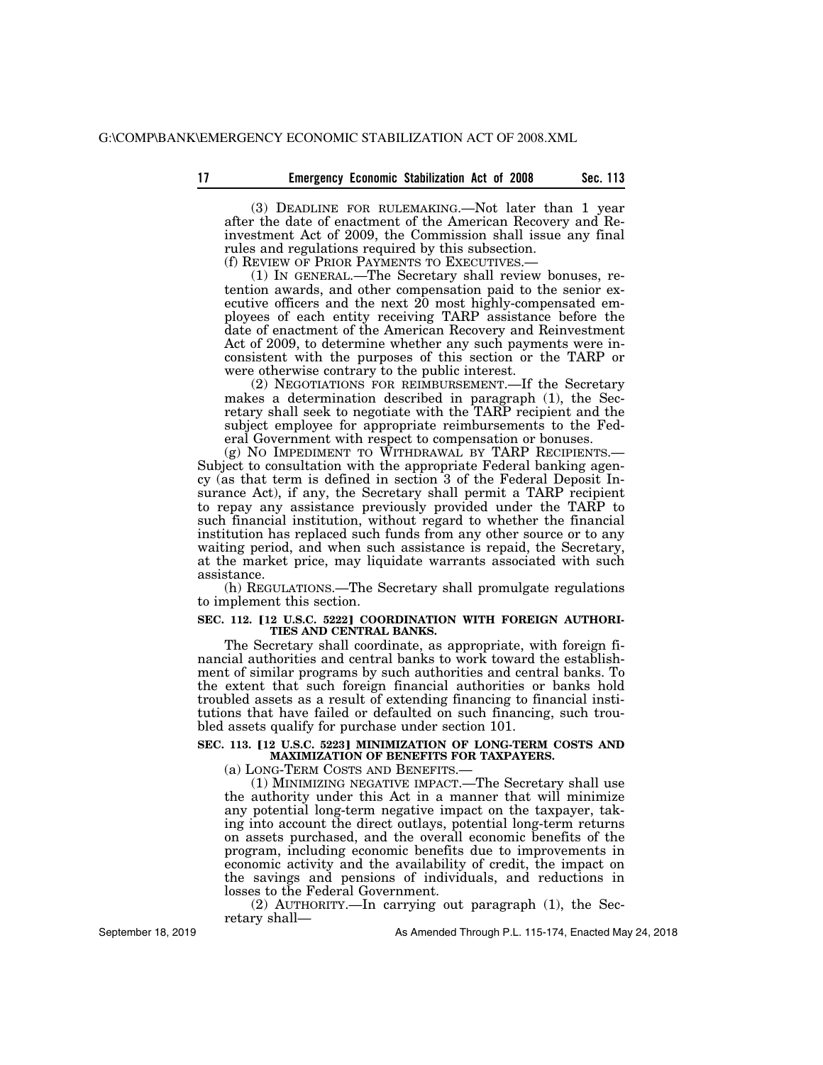(3) DEADLINE FOR RULEMAKING.—Not later than 1 year after the date of enactment of the American Recovery and Reinvestment Act of 2009, the Commission shall issue any final rules and regulations required by this subsection.

(f) REVIEW OF PRIOR PAYMENTS TO EXECUTIVES.—

(1) IN GENERAL.—The Secretary shall review bonuses, retention awards, and other compensation paid to the senior executive officers and the next 20 most highly-compensated employees of each entity receiving TARP assistance before the date of enactment of the American Recovery and Reinvestment Act of 2009, to determine whether any such payments were inconsistent with the purposes of this section or the TARP or were otherwise contrary to the public interest.

(2) NEGOTIATIONS FOR REIMBURSEMENT.—If the Secretary makes a determination described in paragraph (1), the Secretary shall seek to negotiate with the TARP recipient and the subject employee for appropriate reimbursements to the Federal Government with respect to compensation or bonuses.

(g) NO IMPEDIMENT TO WITHDRAWAL BY TARP RECIPIENTS.—Subject to consultation with the appropriate Federal banking agency (as that term is defined in section 3 of the Federal Deposit Insurance Act), if any, the Secretary shall permit a TARP recipient to repay any assistance previously provided under the TARP to such financial institution, without regard to whether the financial institution has replaced such funds from any other source or to any waiting period, and when such assistance is repaid, the Secretary, at the market price, may liquidate warrants associated with such assistance.

(h) REGULATIONS.—The Secretary shall promulgate regulations to implement this section.

## SEC. 112. [12 U.S.C. 5222] COORDINATION WITH FOREIGN AUTHORITIES AND CENTRAL BANKS.

The Secretary shall coordinate, as appropriate, with foreign financial authorities and central banks to work toward the establishment of similar programs by such authorities and central banks. To the extent that such foreign financial authorities or banks hold troubled assets as a result of extending financing to financial institutions that have failed or defaulted on such financing, such troubled assets qualify for purchase under section 101.

## SEC. 113. [12 U.S.C. 5223] MINIMIZATION OF LONG-TERM COSTS AND MAXIMIZATION OF BENEFITS FOR TAXPAYERS.

(a) LONG-TERM COSTS AND BENEFITS.—

(1) MINIMIZING NEGATIVE IMPACT.—The Secretary shall use the authority under this Act in a manner that will minimize any potential long-term negative impact on the taxpayer, taking into account the direct outlays, potential long-term returns on assets purchased, and the overall economic benefits of the program, including economic benefits due to improvements in economic activity and the availability of credit, the impact on the savings and pensions of individuals, and reductions in losses to the Federal Government.

(2) AUTHORITY.—In carrying out paragraph (1), the Secretary shall—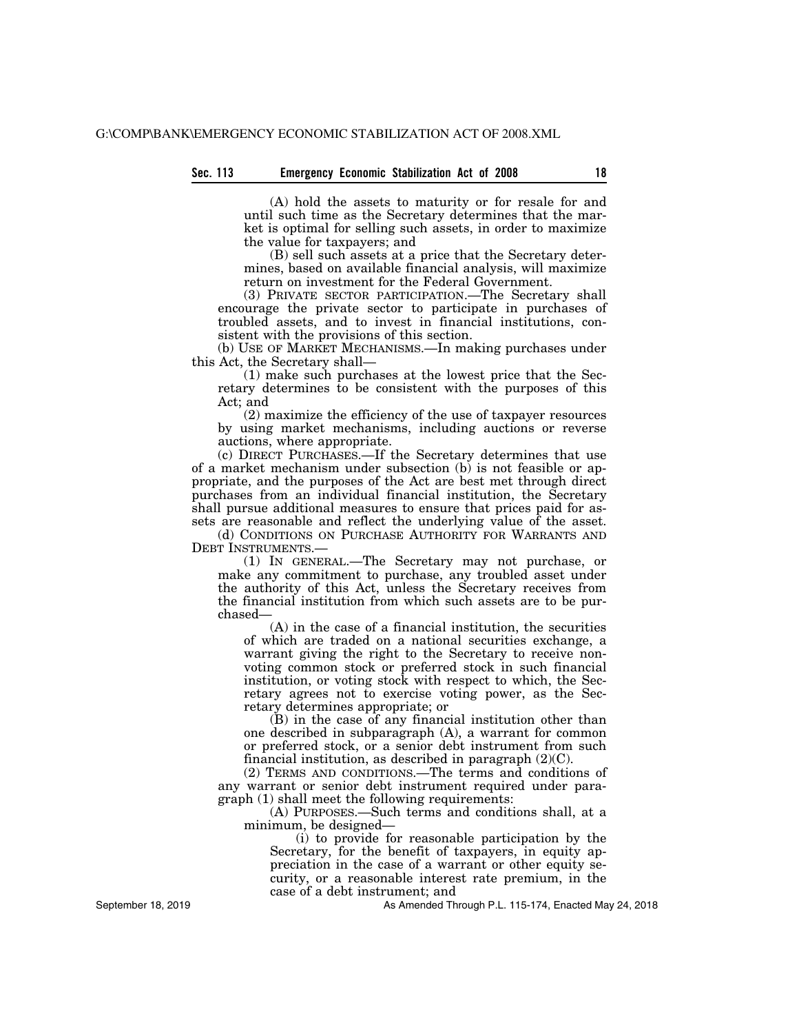(A) hold the assets to maturity or for resale for and until such time as the Secretary determines that the market is optimal for selling such assets, in order to maximize the value for taxpayers; and

(B) sell such assets at a price that the Secretary determines, based on available financial analysis, will maximize return on investment for the Federal Government.

(3) PRIVATE SECTOR PARTICIPATION.—The Secretary shall encourage the private sector to participate in purchases of troubled assets, and to invest in financial institutions, consistent with the provisions of this section.

(b) USE OF MARKET MECHANISMS.—In making purchases under this Act, the Secretary shall—

(1) make such purchases at the lowest price that the Secretary determines to be consistent with the purposes of this Act; and

(2) maximize the efficiency of the use of taxpayer resources by using market mechanisms, including auctions or reverse auctions, where appropriate.

(c) DIRECT PURCHASES.—If the Secretary determines that use of a market mechanism under subsection (b) is not feasible or appropriate, and the purposes of the Act are best met through direct purchases from an individual financial institution, the Secretary shall pursue additional measures to ensure that prices paid for assets are reasonable and reflect the underlying value of the asset.

(d) CONDITIONS ON PURCHASE AUTHORITY FOR WARRANTS AND DEBT INSTRUMENTS.—

(1) IN GENERAL.—The Secretary may not purchase, or make any commitment to purchase, any troubled asset under the authority of this Act, unless the Secretary receives from the financial institution from which such assets are to be purchased—

(A) in the case of a financial institution, the securities of which are traded on a national securities exchange, a warrant giving the right to the Secretary to receive nonvoting common stock or preferred stock in such financial institution, or voting stock with respect to which, the Secretary agrees not to exercise voting power, as the Secretary determines appropriate; or

(B) in the case of any financial institution other than one described in subparagraph (A), a warrant for common or preferred stock, or a senior debt instrument from such financial institution, as described in paragraph (2)(C).

(2) TERMS AND CONDITIONS.—The terms and conditions of any warrant or senior debt instrument required under paragraph (1) shall meet the following requirements:

(A) PURPOSES.—Such terms and conditions shall, at a minimum, be designed—

(i) to provide for reasonable participation by the Secretary, for the benefit of taxpayers, in equity appreciation in the case of a warrant or other equity security, or a reasonable interest rate premium, in the case of a debt instrument; and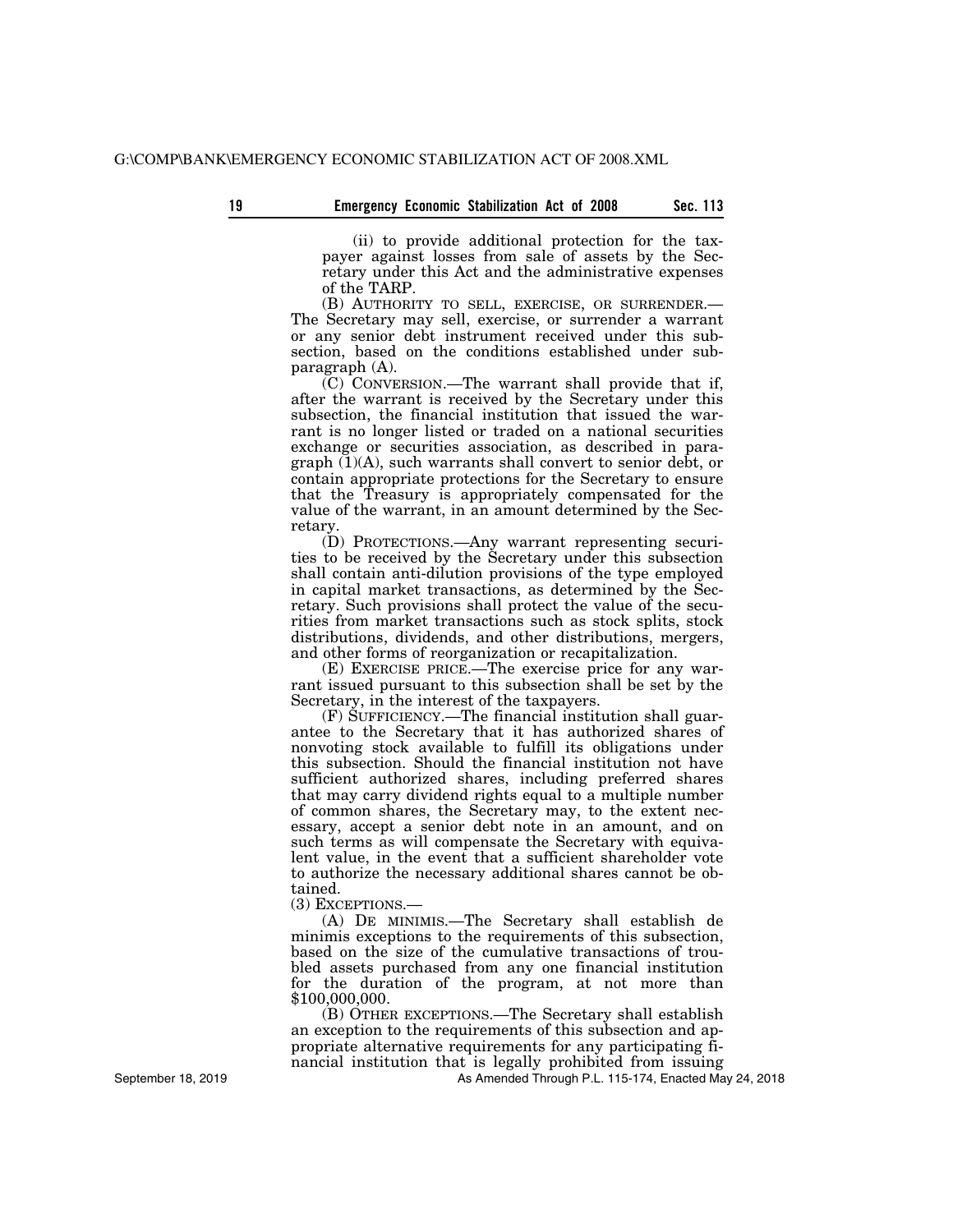(ii) to provide additional protection for the taxpayer against losses from sale of assets by the Secretary under this Act and the administrative expenses of the TARP.

(B) AUTHORITY TO SELL, EXERCISE, OR SURRENDER.—The Secretary may sell, exercise, or surrender a warrant or any senior debt instrument received under this subsection, based on the conditions established under subparagraph (A).

(C) CONVERSION.—The warrant shall provide that if, after the warrant is received by the Secretary under this subsection, the financial institution that issued the warrant is no longer listed or traded on a national securities exchange or securities association, as described in paragraph (1)(A), such warrants shall convert to senior debt, or contain appropriate protections for the Secretary to ensure that the Treasury is appropriately compensated for the value of the warrant, in an amount determined by the Secretary.

(D) PROTECTIONS.—Any warrant representing securities to be received by the Secretary under this subsection shall contain anti-dilution provisions of the type employed in capital market transactions, as determined by the Secretary. Such provisions shall protect the value of the securities from market transactions such as stock splits, stock distributions, dividends, and other distributions, mergers, and other forms of reorganization or recapitalization.

(E) EXERCISE PRICE.—The exercise price for any warrant issued pursuant to this subsection shall be set by the Secretary, in the interest of the taxpayers.

(F) SUFFICIENCY.—The financial institution shall guarantee to the Secretary that it has authorized shares of nonvoting stock available to fulfill its obligations under this subsection. Should the financial institution not have sufficient authorized shares, including preferred shares that may carry dividend rights equal to a multiple number of common shares, the Secretary may, to the extent necessary, accept a senior debt note in an amount, and on such terms as will compensate the Secretary with equivalent value, in the event that a sufficient shareholder vote to authorize the necessary additional shares cannot be obtained.

(3) EXCEPTIONS.—

(A) DE MINIMIS.—The Secretary shall establish de minimis exceptions to the requirements of this subsection, based on the size of the cumulative transactions of troubled assets purchased from any one financial institution for the duration of the program, at not more than $100,000,000.

(B) OTHER EXCEPTIONS.—The Secretary shall establish an exception to the requirements of this subsection and appropriate alternative requirements for any participating financial institution that is legally prohibited from issuing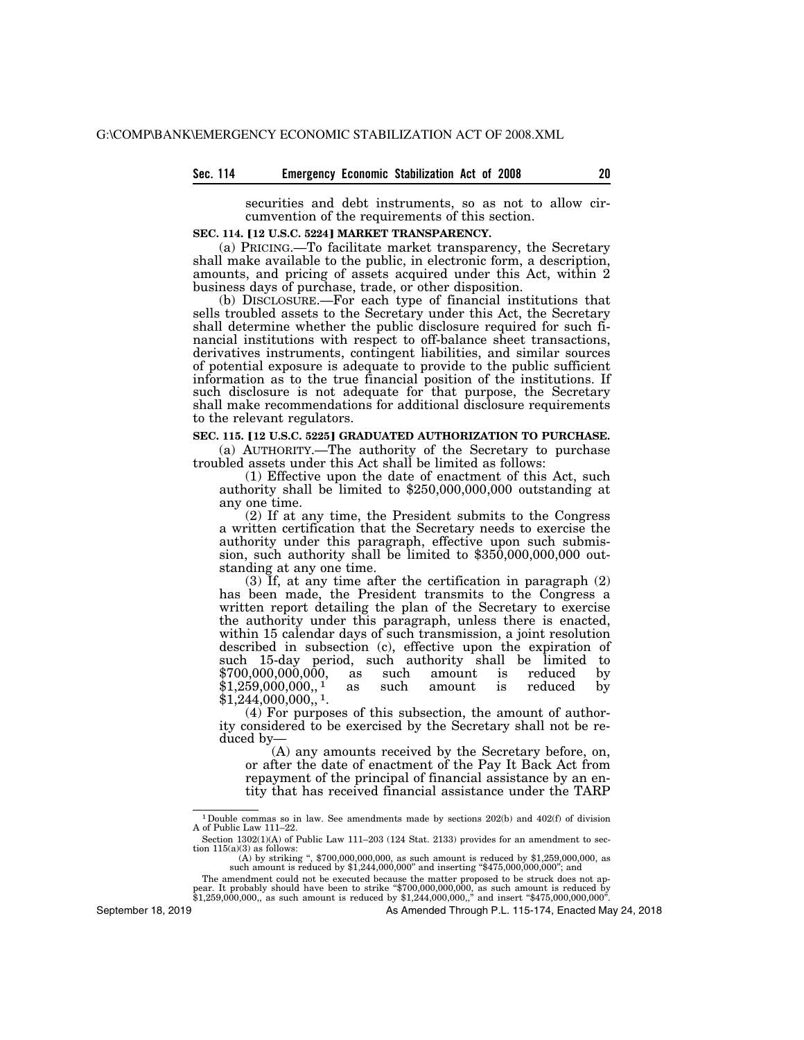securities and debt instruments, so as not to allow circumvention of the requirements of this section.

**SEC. 114. [12 U.S.C. 5224] MARKET TRANSPARENCY.**

(a) PRICING.—To facilitate market transparency, the Secretary shall make available to the public, in electronic form, a description, amounts, and pricing of assets acquired under this Act, within 2 business days of purchase, trade, or other disposition.

(b) DISCLOSURE.—For each type of financial institutions that sells troubled assets to the Secretary under this Act, the Secretary shall determine whether the public disclosure required for such financial institutions with respect to off-balance sheet transactions, derivatives instruments, contingent liabilities, and similar sources of potential exposure is adequate to provide to the public sufficient information as to the true financial position of the institutions. If such disclosure is not adequate for that purpose, the Secretary shall make recommendations for additional disclosure requirements to the relevant regulators.

**SEC. 115. [12 U.S.C. 5225] GRADUATED AUTHORIZATION TO PURCHASE.**

(a) AUTHORITY.—The authority of the Secretary to purchase troubled assets under this Act shall be limited as follows:

(1) Effective upon the date of enactment of this Act, such authority shall be limited to $250,000,000,000 outstanding at any one time.

(2) If at any time, the President submits to the Congress a written certification that the Secretary needs to exercise the authority under this paragraph, effective upon such submission, such authority shall be limited to $350,000,000,000 outstanding at any one time.

(3) If, at any time after the certification in paragraph (2) has been made, the President transmits to the Congress a written report detailing the plan of the Secretary to exercise the authority under this paragraph, unless there is enacted, within 15 calendar days of such transmission, a joint resolution described in subsection (c), effective upon the expiration of such 15-day period, such authority shall be limited to $700,000,000,000, as such amount is reduced by $1,259,000,000,,[1] as such amount is reduced by $1,244,000,000,,[1].

(4) For purposes of this subsection, the amount of authority considered to be exercised by the Secretary shall not be reduced by—

(A) any amounts received by the Secretary before, on, or after the date of enactment of the Pay It Back Act from repayment of the principal of financial assistance by an entity that has received financial assistance under the TARP

---

[1] Double commas so in law. See amendments made by sections 202(b) and 402(f) of division A of Public Law 111–22.

Section 1302(1)(A) of Public Law 111–203 (124 Stat. 2133) provides for an amendment to section 115(a)(3) as follows:

(A) by striking ", $700,000,000,000, as such amount is reduced by $1,259,000,000, as such amount is reduced by $1,244,000,000" and inserting "$475,000,000,000"; and

The amendment could not be executed because the matter proposed to be struck does not appear. It probably should have been to strike "$700,000,000,000, as such amount is reduced by $1,259,000,000,, as such amount is reduced by $1,244,000,000,," and insert "$475,000,000,000".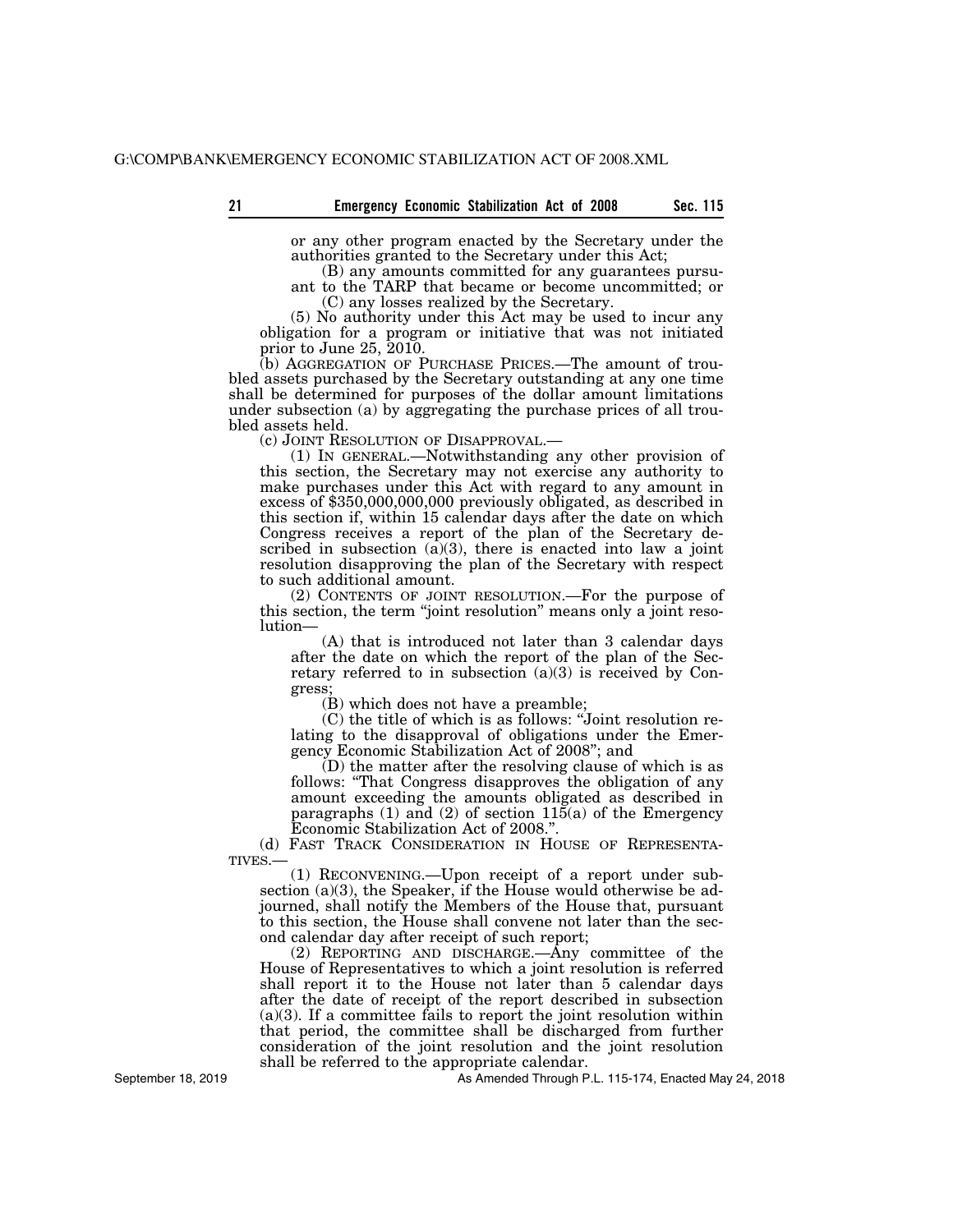or any other program enacted by the Secretary under the authorities granted to the Secretary under this Act;

(B) any amounts committed for any guarantees pursuant to the TARP that became or become uncommitted; or

(C) any losses realized by the Secretary.

(5) No authority under this Act may be used to incur any obligation for a program or initiative that was not initiated prior to June 25, 2010.

(b) AGGREGATION OF PURCHASE PRICES.—The amount of troubled assets purchased by the Secretary outstanding at any one time shall be determined for purposes of the dollar amount limitations under subsection (a) by aggregating the purchase prices of all troubled assets held.

(c) JOINT RESOLUTION OF DISAPPROVAL.—

(1) IN GENERAL.—Notwithstanding any other provision of this section, the Secretary may not exercise any authority to make purchases under this Act with regard to any amount in excess of $350,000,000,000 previously obligated, as described in this section if, within 15 calendar days after the date on which Congress receives a report of the plan of the Secretary described in subsection (a)(3), there is enacted into law a joint resolution disapproving the plan of the Secretary with respect to such additional amount.

(2) CONTENTS OF JOINT RESOLUTION.—For the purpose of this section, the term "joint resolution" means only a joint resolution—

(A) that is introduced not later than 3 calendar days after the date on which the report of the plan of the Secretary referred to in subsection (a)(3) is received by Congress;

(B) which does not have a preamble;

(C) the title of which is as follows: "Joint resolution relating to the disapproval of obligations under the Emergency Economic Stabilization Act of 2008"; and

(D) the matter after the resolving clause of which is as follows: "That Congress disapproves the obligation of any amount exceeding the amounts obligated as described in paragraphs (1) and (2) of section 115(a) of the Emergency Economic Stabilization Act of 2008.".

(d) FAST TRACK CONSIDERATION IN HOUSE OF REPRESENTATIVES.—

(1) RECONVENING.—Upon receipt of a report under subsection (a)(3), the Speaker, if the House would otherwise be adjourned, shall notify the Members of the House that, pursuant to this section, the House shall convene not later than the second calendar day after receipt of such report;

(2) REPORTING AND DISCHARGE.—Any committee of the House of Representatives to which a joint resolution is referred shall report it to the House not later than 5 calendar days after the date of receipt of the report described in subsection (a)(3). If a committee fails to report the joint resolution within that period, the committee shall be discharged from further consideration of the joint resolution and the joint resolution shall be referred to the appropriate calendar.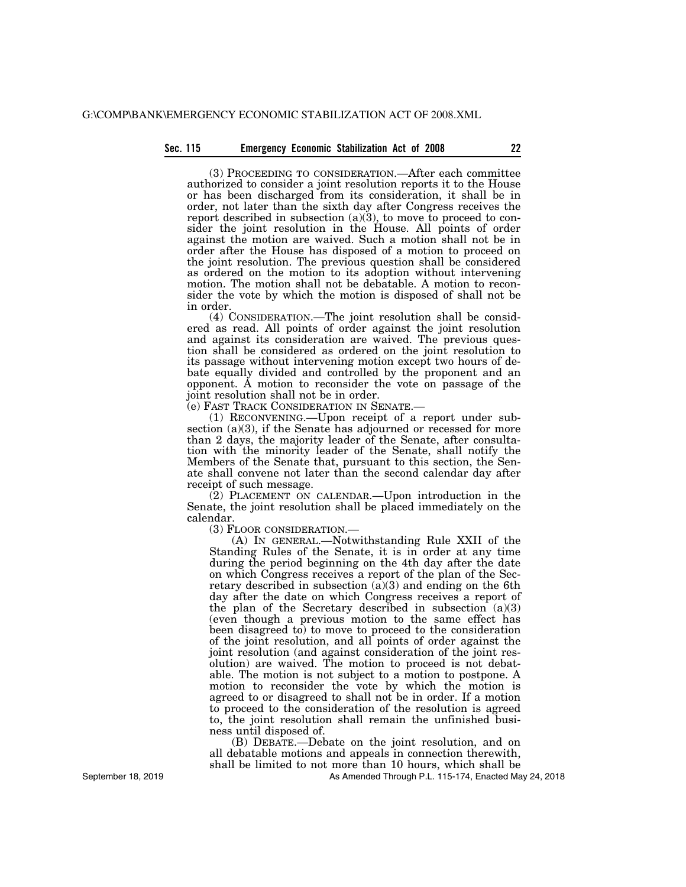(3) PROCEEDING TO CONSIDERATION.—After each committee authorized to consider a joint resolution reports it to the House or has been discharged from its consideration, it shall be in order, not later than the sixth day after Congress receives the report described in subsection (a)(3), to move to proceed to consider the joint resolution in the House. All points of order against the motion are waived. Such a motion shall not be in order after the House has disposed of a motion to proceed on the joint resolution. The previous question shall be considered as ordered on the motion to its adoption without intervening motion. The motion shall not be debatable. A motion to reconsider the vote by which the motion is disposed of shall not be in order.

(4) CONSIDERATION.—The joint resolution shall be considered as read. All points of order against the joint resolution and against its consideration are waived. The previous question shall be considered as ordered on the joint resolution to its passage without intervening motion except two hours of debate equally divided and controlled by the proponent and an opponent. A motion to reconsider the vote on passage of the joint resolution shall not be in order.

(e) FAST TRACK CONSIDERATION IN SENATE.—

(1) RECONVENING.—Upon receipt of a report under subsection (a)(3), if the Senate has adjourned or recessed for more than 2 days, the majority leader of the Senate, after consultation with the minority leader of the Senate, shall notify the Members of the Senate that, pursuant to this section, the Senate shall convene not later than the second calendar day after receipt of such message.

(2) PLACEMENT ON CALENDAR.—Upon introduction in the Senate, the joint resolution shall be placed immediately on the calendar.

(3) FLOOR CONSIDERATION.—

(A) IN GENERAL.—Notwithstanding Rule XXII of the Standing Rules of the Senate, it is in order at any time during the period beginning on the 4th day after the date on which Congress receives a report of the plan of the Secretary described in subsection (a)(3) and ending on the 6th day after the date on which Congress receives a report of the plan of the Secretary described in subsection (a)(3) (even though a previous motion to the same effect has been disagreed to) to move to proceed to the consideration of the joint resolution, and all points of order against the joint resolution (and against consideration of the joint resolution) are waived. The motion to proceed is not debatable. The motion is not subject to a motion to postpone. A motion to reconsider the vote by which the motion is agreed to or disagreed to shall not be in order. If a motion to proceed to the consideration of the resolution is agreed to, the joint resolution shall remain the unfinished business until disposed of.

(B) DEBATE.—Debate on the joint resolution, and on all debatable motions and appeals in connection therewith, shall be limited to not more than 10 hours, which shall be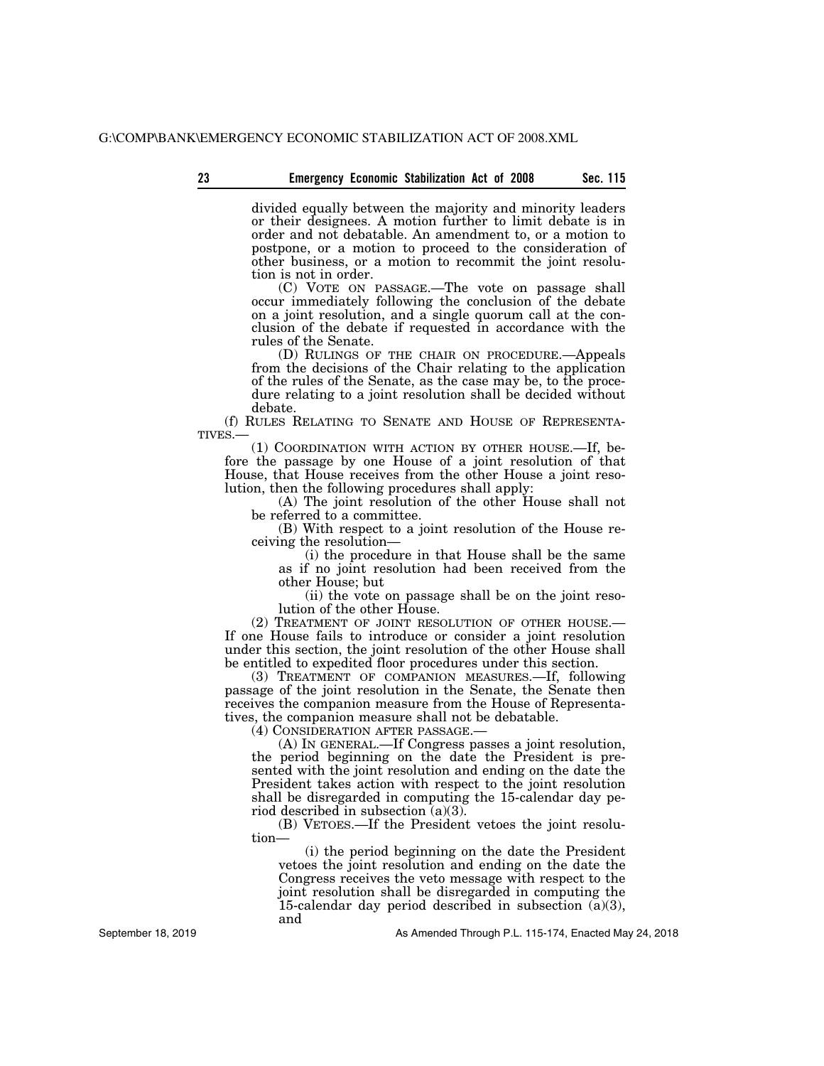divided equally between the majority and minority leaders or their designees. A motion further to limit debate is in order and not debatable. An amendment to, or a motion to postpone, or a motion to proceed to the consideration of other business, or a motion to recommit the joint resolution is not in order.

(C) VOTE ON PASSAGE.—The vote on passage shall occur immediately following the conclusion of the debate on a joint resolution, and a single quorum call at the conclusion of the debate if requested in accordance with the rules of the Senate.

(D) RULINGS OF THE CHAIR ON PROCEDURE.—Appeals from the decisions of the Chair relating to the application of the rules of the Senate, as the case may be, to the procedure relating to a joint resolution shall be decided without debate.

(f) RULES RELATING TO SENATE AND HOUSE OF REPRESENTATIVES.—

(1) COORDINATION WITH ACTION BY OTHER HOUSE.—If, before the passage by one House of a joint resolution of that House, that House receives from the other House a joint resolution, then the following procedures shall apply:

(A) The joint resolution of the other House shall not be referred to a committee.

(B) With respect to a joint resolution of the House receiving the resolution—

(i) the procedure in that House shall be the same as if no joint resolution had been received from the other House; but

(ii) the vote on passage shall be on the joint resolution of the other House.

(2) TREATMENT OF JOINT RESOLUTION OF OTHER HOUSE.—If one House fails to introduce or consider a joint resolution under this section, the joint resolution of the other House shall be entitled to expedited floor procedures under this section.

(3) TREATMENT OF COMPANION MEASURES.—If, following passage of the joint resolution in the Senate, the Senate then receives the companion measure from the House of Representatives, the companion measure shall not be debatable.

(4) CONSIDERATION AFTER PASSAGE.—

(A) IN GENERAL.—If Congress passes a joint resolution, the period beginning on the date the President is presented with the joint resolution and ending on the date the President takes action with respect to the joint resolution shall be disregarded in computing the 15-calendar day period described in subsection (a)(3).

(B) VETOES.—If the President vetoes the joint resolution—

(i) the period beginning on the date the President vetoes the joint resolution and ending on the date the Congress receives the veto message with respect to the joint resolution shall be disregarded in computing the 15-calendar day period described in subsection (a)(3), and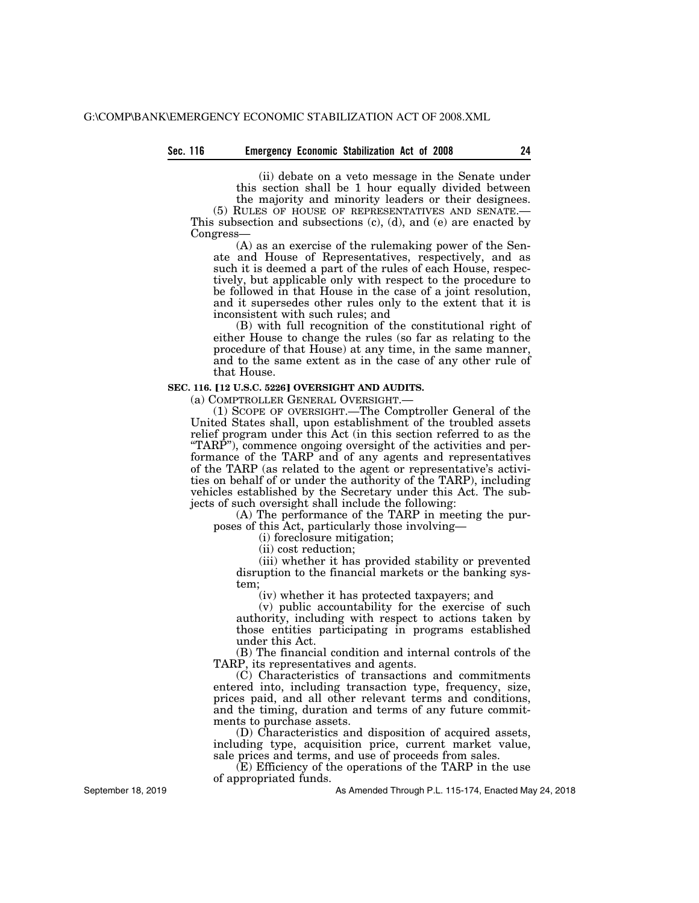(ii) debate on a veto message in the Senate under this section shall be 1 hour equally divided between the majority and minority leaders or their designees.

(5) RULES OF HOUSE OF REPRESENTATIVES AND SENATE.—This subsection and subsections (c), (d), and (e) are enacted by Congress—

(A) as an exercise of the rulemaking power of the Senate and House of Representatives, respectively, and as such it is deemed a part of the rules of each House, respectively, but applicable only with respect to the procedure to be followed in that House in the case of a joint resolution, and it supersedes other rules only to the extent that it is inconsistent with such rules; and

(B) with full recognition of the constitutional right of either House to change the rules (so far as relating to the procedure of that House) at any time, in the same manner, and to the same extent as in the case of any other rule of that House.

**SEC. 116. [12 U.S.C. 5226] OVERSIGHT AND AUDITS.**

(a) COMPTROLLER GENERAL OVERSIGHT.—

(1) SCOPE OF OVERSIGHT.—The Comptroller General of the United States shall, upon establishment of the troubled assets relief program under this Act (in this section referred to as the "TARP"), commence ongoing oversight of the activities and performance of the TARP and of any agents and representatives of the TARP (as related to the agent or representative's activities on behalf of or under the authority of the TARP), including vehicles established by the Secretary under this Act. The subjects of such oversight shall include the following:

(A) The performance of the TARP in meeting the purposes of this Act, particularly those involving—

(i) foreclosure mitigation;

(ii) cost reduction;

(iii) whether it has provided stability or prevented disruption to the financial markets or the banking system;

(iv) whether it has protected taxpayers; and

(v) public accountability for the exercise of such authority, including with respect to actions taken by those entities participating in programs established under this Act.

(B) The financial condition and internal controls of the TARP, its representatives and agents.

(C) Characteristics of transactions and commitments entered into, including transaction type, frequency, size, prices paid, and all other relevant terms and conditions, and the timing, duration and terms of any future commitments to purchase assets.

(D) Characteristics and disposition of acquired assets, including type, acquisition price, current market value, sale prices and terms, and use of proceeds from sales.

(E) Efficiency of the operations of the TARP in the use of appropriated funds.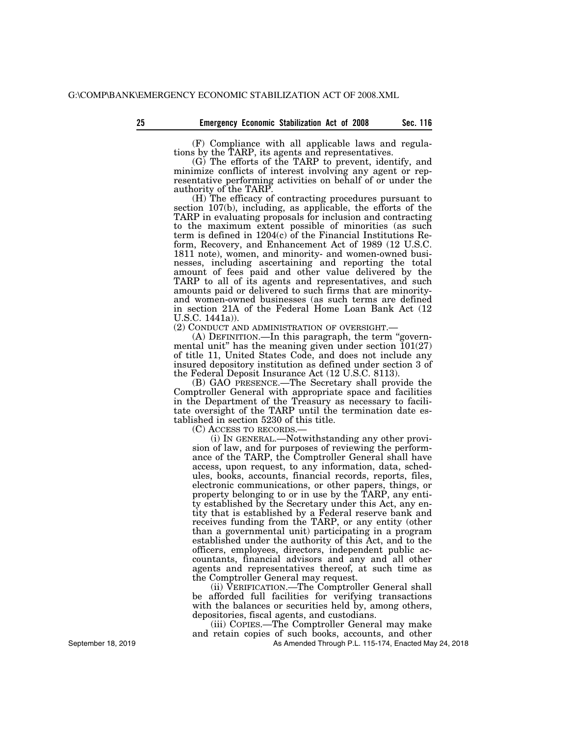(F) Compliance with all applicable laws and regulations by the TARP, its agents and representatives.

(G) The efforts of the TARP to prevent, identify, and minimize conflicts of interest involving any agent or representative performing activities on behalf of or under the authority of the TARP.

(H) The efficacy of contracting procedures pursuant to section 107(b), including, as applicable, the efforts of the TARP in evaluating proposals for inclusion and contracting to the maximum extent possible of minorities (as such term is defined in 1204(c) of the Financial Institutions Reform, Recovery, and Enhancement Act of 1989 (12 U.S.C. 1811 note), women, and minority- and women-owned businesses, including ascertaining and reporting the total amount of fees paid and other value delivered by the TARP to all of its agents and representatives, and such amounts paid or delivered to such firms that are minority- and women-owned businesses (as such terms are defined in section 21A of the Federal Home Loan Bank Act (12 U.S.C. 1441a)).

(2) CONDUCT AND ADMINISTRATION OF OVERSIGHT.—

(A) DEFINITION.—In this paragraph, the term "governmental unit" has the meaning given under section 101(27) of title 11, United States Code, and does not include any insured depository institution as defined under section 3 of the Federal Deposit Insurance Act (12 U.S.C. 8113).

(B) GAO PRESENCE.—The Secretary shall provide the Comptroller General with appropriate space and facilities in the Department of the Treasury as necessary to facilitate oversight of the TARP until the termination date established in section 5230 of this title.

(C) ACCESS TO RECORDS.—

(i) IN GENERAL.—Notwithstanding any other provision of law, and for purposes of reviewing the performance of the TARP, the Comptroller General shall have access, upon request, to any information, data, schedules, books, accounts, financial records, reports, files, electronic communications, or other papers, things, or property belonging to or in use by the TARP, any entity established by the Secretary under this Act, any entity that is established by a Federal reserve bank and receives funding from the TARP, or any entity (other than a governmental unit) participating in a program established under the authority of this Act, and to the officers, employees, directors, independent public accountants, financial advisors and any and all other agents and representatives thereof, at such time as the Comptroller General may request.

(ii) VERIFICATION.—The Comptroller General shall be afforded full facilities for verifying transactions with the balances or securities held by, among others, depositories, fiscal agents, and custodians.

(iii) COPIES.—The Comptroller General may make and retain copies of such books, accounts, and other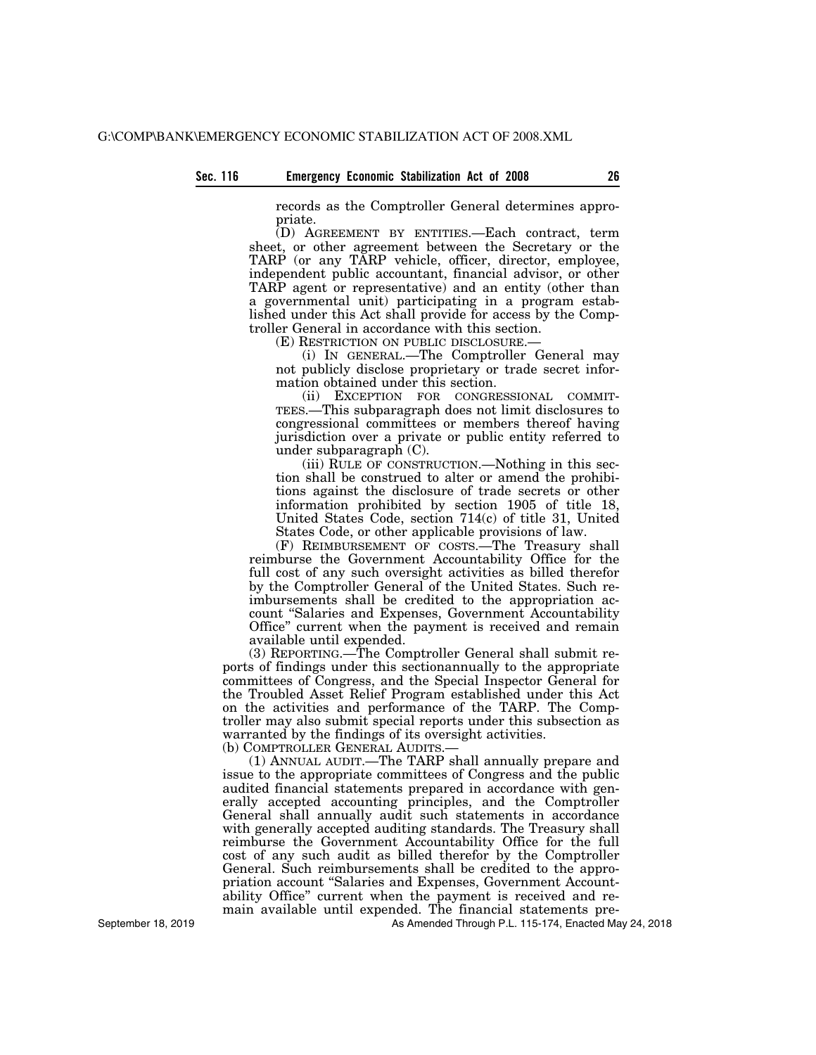records as the Comptroller General determines appropriate.

(D) AGREEMENT BY ENTITIES.—Each contract, term sheet, or other agreement between the Secretary or the TARP (or any TARP vehicle, officer, director, employee, independent public accountant, financial advisor, or other TARP agent or representative) and an entity (other than a governmental unit) participating in a program established under this Act shall provide for access by the Comptroller General in accordance with this section.

(E) RESTRICTION ON PUBLIC DISCLOSURE.—

(i) IN GENERAL.—The Comptroller General may not publicly disclose proprietary or trade secret information obtained under this section.

(ii) EXCEPTION FOR CONGRESSIONAL COMMITTEES.—This subparagraph does not limit disclosures to congressional committees or members thereof having jurisdiction over a private or public entity referred to under subparagraph (C).

(iii) RULE OF CONSTRUCTION.—Nothing in this section shall be construed to alter or amend the prohibitions against the disclosure of trade secrets or other information prohibited by section 1905 of title 18, United States Code, section 714(c) of title 31, United States Code, or other applicable provisions of law.

(F) REIMBURSEMENT OF COSTS.—The Treasury shall reimburse the Government Accountability Office for the full cost of any such oversight activities as billed therefor by the Comptroller General of the United States. Such reimbursements shall be credited to the appropriation account "Salaries and Expenses, Government Accountability Office" current when the payment is received and remain available until expended.

(3) REPORTING.—The Comptroller General shall submit reports of findings under this sectionannually to the appropriate committees of Congress, and the Special Inspector General for the Troubled Asset Relief Program established under this Act on the activities and performance of the TARP. The Comptroller may also submit special reports under this subsection as warranted by the findings of its oversight activities.

(b) COMPTROLLER GENERAL AUDITS.—

(1) ANNUAL AUDIT.—The TARP shall annually prepare and issue to the appropriate committees of Congress and the public audited financial statements prepared in accordance with generally accepted accounting principles, and the Comptroller General shall annually audit such statements in accordance with generally accepted auditing standards. The Treasury shall reimburse the Government Accountability Office for the full cost of any such audit as billed therefor by the Comptroller General. Such reimbursements shall be credited to the appropriation account "Salaries and Expenses, Government Accountability Office" current when the payment is received and remain available until expended. The financial statements pre-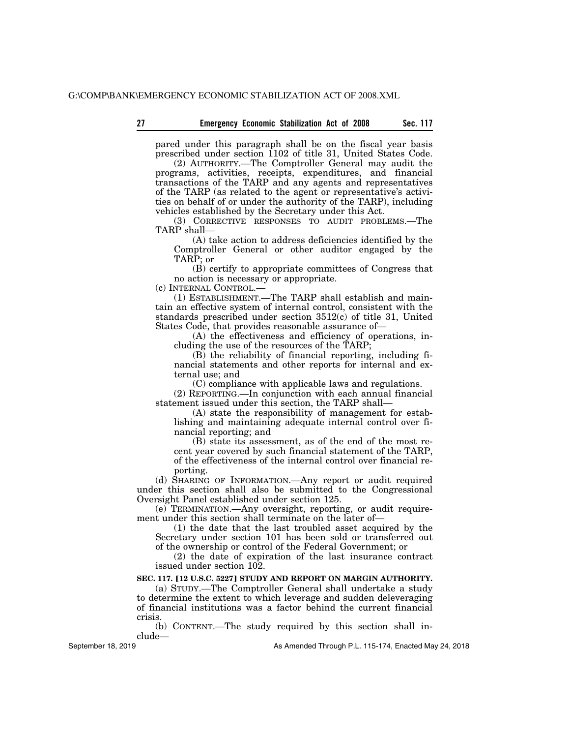pared under this paragraph shall be on the fiscal year basis prescribed under section 1102 of title 31, United States Code.

(2) AUTHORITY.—The Comptroller General may audit the programs, activities, receipts, expenditures, and financial transactions of the TARP and any agents and representatives of the TARP (as related to the agent or representative's activities on behalf of or under the authority of the TARP), including vehicles established by the Secretary under this Act.

(3) CORRECTIVE RESPONSES TO AUDIT PROBLEMS.—The TARP shall—

(A) take action to address deficiencies identified by the Comptroller General or other auditor engaged by the TARP; or

(B) certify to appropriate committees of Congress that no action is necessary or appropriate.

(c) INTERNAL CONTROL.—

(1) ESTABLISHMENT.—The TARP shall establish and maintain an effective system of internal control, consistent with the standards prescribed under section 3512(c) of title 31, United States Code, that provides reasonable assurance of—

(A) the effectiveness and efficiency of operations, including the use of the resources of the TARP;

(B) the reliability of financial reporting, including financial statements and other reports for internal and external use; and

(C) compliance with applicable laws and regulations.

(2) REPORTING.—In conjunction with each annual financial statement issued under this section, the TARP shall—

(A) state the responsibility of management for establishing and maintaining adequate internal control over financial reporting; and

(B) state its assessment, as of the end of the most recent year covered by such financial statement of the TARP, of the effectiveness of the internal control over financial reporting.

(d) SHARING OF INFORMATION.—Any report or audit required under this section shall also be submitted to the Congressional Oversight Panel established under section 125.

(e) TERMINATION.—Any oversight, reporting, or audit requirement under this section shall terminate on the later of—

(1) the date that the last troubled asset acquired by the Secretary under section 101 has been sold or transferred out of the ownership or control of the Federal Government; or

(2) the date of expiration of the last insurance contract issued under section 102.

**SEC. 117. [12 U.S.C. 5227] STUDY AND REPORT ON MARGIN AUTHORITY.**

(a) STUDY.—The Comptroller General shall undertake a study to determine the extent to which leverage and sudden deleveraging of financial institutions was a factor behind the current financial crisis.

(b) CONTENT.—The study required by this section shall include—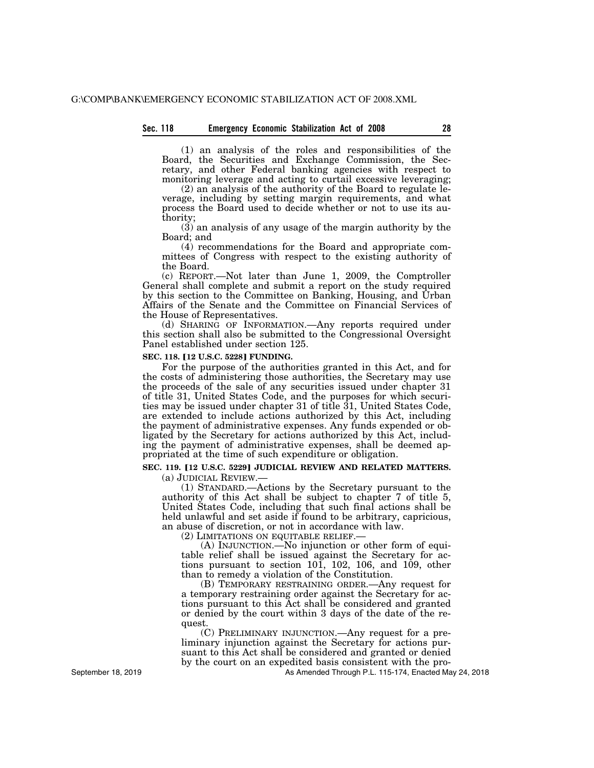(1) an analysis of the roles and responsibilities of the Board, the Securities and Exchange Commission, the Secretary, and other Federal banking agencies with respect to monitoring leverage and acting to curtail excessive leveraging;

(2) an analysis of the authority of the Board to regulate leverage, including by setting margin requirements, and what process the Board used to decide whether or not to use its authority;

(3) an analysis of any usage of the margin authority by the Board; and

(4) recommendations for the Board and appropriate committees of Congress with respect to the existing authority of the Board.

(c) REPORT.—Not later than June 1, 2009, the Comptroller General shall complete and submit a report on the study required by this section to the Committee on Banking, Housing, and Urban Affairs of the Senate and the Committee on Financial Services of the House of Representatives.

(d) SHARING OF INFORMATION.—Any reports required under this section shall also be submitted to the Congressional Oversight Panel established under section 125.

**SEC. 118. [12 U.S.C. 5228] FUNDING.**

For the purpose of the authorities granted in this Act, and for the costs of administering those authorities, the Secretary may use the proceeds of the sale of any securities issued under chapter 31 of title 31, United States Code, and the purposes for which securities may be issued under chapter 31 of title 31, United States Code, are extended to include actions authorized by this Act, including the payment of administrative expenses. Any funds expended or obligated by the Secretary for actions authorized by this Act, including the payment of administrative expenses, shall be deemed appropriated at the time of such expenditure or obligation.

**SEC. 119. [12 U.S.C. 5229] JUDICIAL REVIEW AND RELATED MATTERS.**

(a) JUDICIAL REVIEW.—

(1) STANDARD.—Actions by the Secretary pursuant to the authority of this Act shall be subject to chapter 7 of title 5, United States Code, including that such final actions shall be held unlawful and set aside if found to be arbitrary, capricious, an abuse of discretion, or not in accordance with law.

(2) LIMITATIONS ON EQUITABLE RELIEF.—

(A) INJUNCTION.—No injunction or other form of equitable relief shall be issued against the Secretary for actions pursuant to section 101, 102, 106, and 109, other than to remedy a violation of the Constitution.

(B) TEMPORARY RESTRAINING ORDER.—Any request for a temporary restraining order against the Secretary for actions pursuant to this Act shall be considered and granted or denied by the court within 3 days of the date of the request.

(C) PRELIMINARY INJUNCTION.—Any request for a preliminary injunction against the Secretary for actions pursuant to this Act shall be considered and granted or denied by the court on an expedited basis consistent with the pro-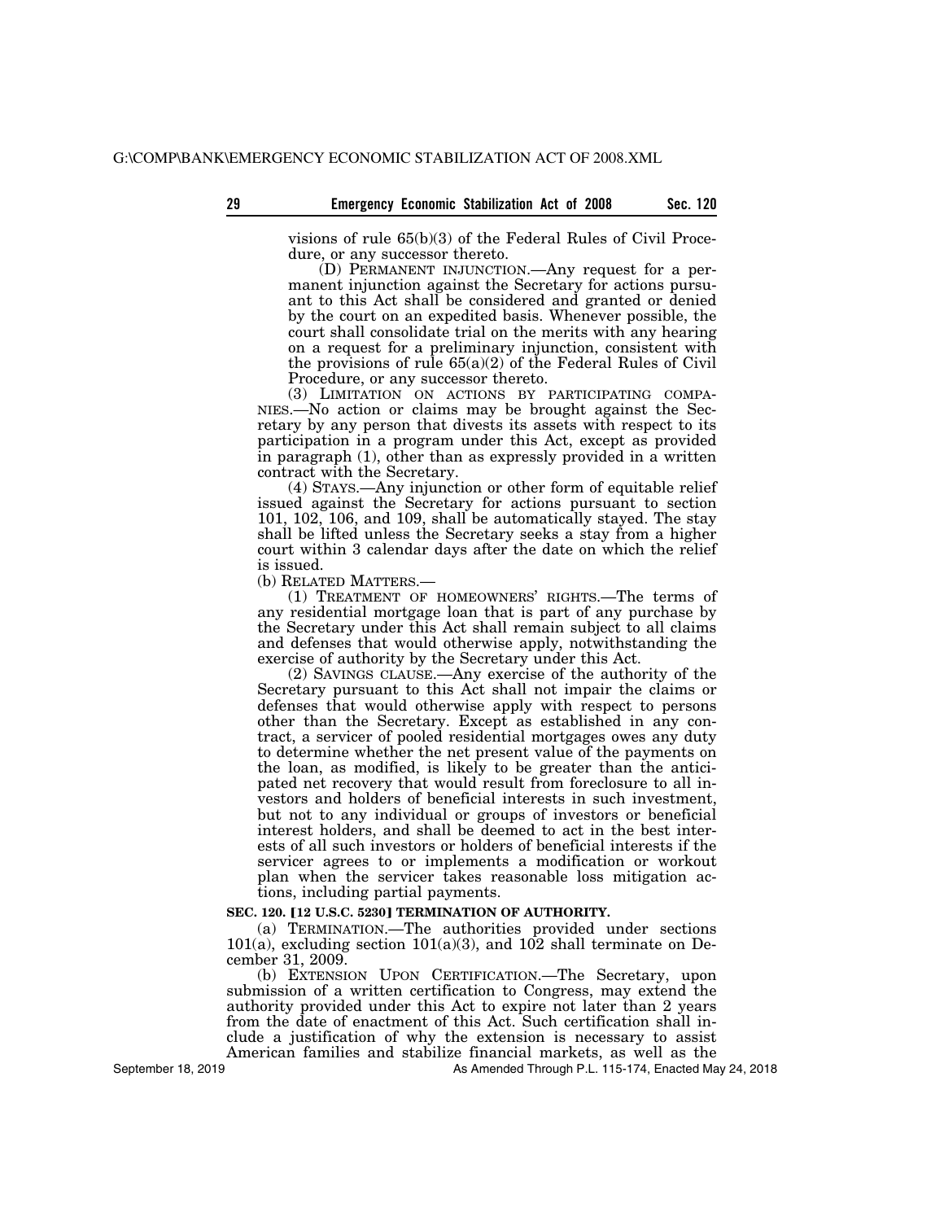visions of rule 65(b)(3) of the Federal Rules of Civil Procedure, or any successor thereto.

(D) PERMANENT INJUNCTION.—Any request for a permanent injunction against the Secretary for actions pursuant to this Act shall be considered and granted or denied by the court on an expedited basis. Whenever possible, the court shall consolidate trial on the merits with any hearing on a request for a preliminary injunction, consistent with the provisions of rule 65(a)(2) of the Federal Rules of Civil Procedure, or any successor thereto.

(3) LIMITATION ON ACTIONS BY PARTICIPATING COMPANIES.—No action or claims may be brought against the Secretary by any person that divests its assets with respect to its participation in a program under this Act, except as provided in paragraph (1), other than as expressly provided in a written contract with the Secretary.

(4) STAYS.—Any injunction or other form of equitable relief issued against the Secretary for actions pursuant to section 101, 102, 106, and 109, shall be automatically stayed. The stay shall be lifted unless the Secretary seeks a stay from a higher court within 3 calendar days after the date on which the relief is issued.

(b) RELATED MATTERS.—

(1) TREATMENT OF HOMEOWNERS' RIGHTS.—The terms of any residential mortgage loan that is part of any purchase by the Secretary under this Act shall remain subject to all claims and defenses that would otherwise apply, notwithstanding the exercise of authority by the Secretary under this Act.

(2) SAVINGS CLAUSE.—Any exercise of the authority of the Secretary pursuant to this Act shall not impair the claims or defenses that would otherwise apply with respect to persons other than the Secretary. Except as established in any contract, a servicer of pooled residential mortgages owes any duty to determine whether the net present value of the payments on the loan, as modified, is likely to be greater than the anticipated net recovery that would result from foreclosure to all investors and holders of beneficial interests in such investment, but not to any individual or groups of investors or beneficial interest holders, and shall be deemed to act in the best interests of all such investors or holders of beneficial interests if the servicer agrees to or implements a modification or workout plan when the servicer takes reasonable loss mitigation actions, including partial payments.

**SEC. 120. [12 U.S.C. 5230] TERMINATION OF AUTHORITY.**

(a) TERMINATION.—The authorities provided under sections 101(a), excluding section 101(a)(3), and 102 shall terminate on December 31, 2009.

(b) EXTENSION UPON CERTIFICATION.—The Secretary, upon submission of a written certification to Congress, may extend the authority provided under this Act to expire not later than 2 years from the date of enactment of this Act. Such certification shall include a justification of why the extension is necessary to assist American families and stabilize financial markets, as well as the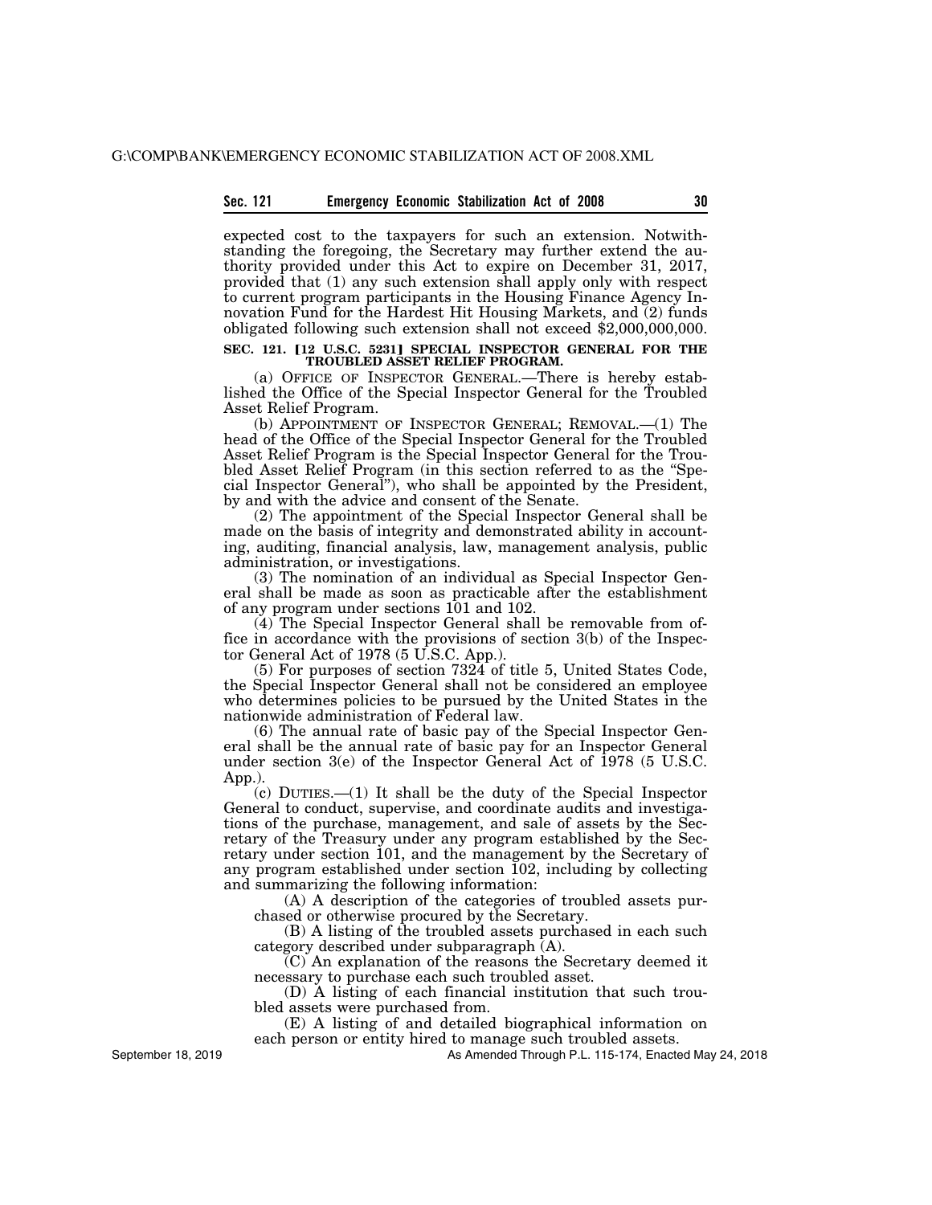expected cost to the taxpayers for such an extension. Notwithstanding the foregoing, the Secretary may further extend the authority provided under this Act to expire on December 31, 2017, provided that (1) any such extension shall apply only with respect to current program participants in the Housing Finance Agency Innovation Fund for the Hardest Hit Housing Markets, and (2) funds obligated following such extension shall not exceed $2,000,000,000.

### SEC. 121. [12 U.S.C. 5231] SPECIAL INSPECTOR GENERAL FOR THE TROUBLED ASSET RELIEF PROGRAM.

(a) OFFICE OF INSPECTOR GENERAL.—There is hereby established the Office of the Special Inspector General for the Troubled Asset Relief Program.

(b) APPOINTMENT OF INSPECTOR GENERAL; REMOVAL.—(1) The head of the Office of the Special Inspector General for the Troubled Asset Relief Program is the Special Inspector General for the Troubled Asset Relief Program (in this section referred to as the "Special Inspector General"), who shall be appointed by the President, by and with the advice and consent of the Senate.

(2) The appointment of the Special Inspector General shall be made on the basis of integrity and demonstrated ability in accounting, auditing, financial analysis, law, management analysis, public administration, or investigations.

(3) The nomination of an individual as Special Inspector General shall be made as soon as practicable after the establishment of any program under sections 101 and 102.

(4) The Special Inspector General shall be removable from office in accordance with the provisions of section 3(b) of the Inspector General Act of 1978 (5 U.S.C. App.).

(5) For purposes of section 7324 of title 5, United States Code, the Special Inspector General shall not be considered an employee who determines policies to be pursued by the United States in the nationwide administration of Federal law.

(6) The annual rate of basic pay of the Special Inspector General shall be the annual rate of basic pay for an Inspector General under section 3(e) of the Inspector General Act of 1978 (5 U.S.C. App.).

(c) DUTIES.—(1) It shall be the duty of the Special Inspector General to conduct, supervise, and coordinate audits and investigations of the purchase, management, and sale of assets by the Secretary of the Treasury under any program established by the Secretary under section 101, and the management by the Secretary of any program established under section 102, including by collecting and summarizing the following information:

(A) A description of the categories of troubled assets purchased or otherwise procured by the Secretary.

(B) A listing of the troubled assets purchased in each such category described under subparagraph (A).

(C) An explanation of the reasons the Secretary deemed it necessary to purchase each such troubled asset.

(D) A listing of each financial institution that such troubled assets were purchased from.

(E) A listing of and detailed biographical information on each person or entity hired to manage such troubled assets.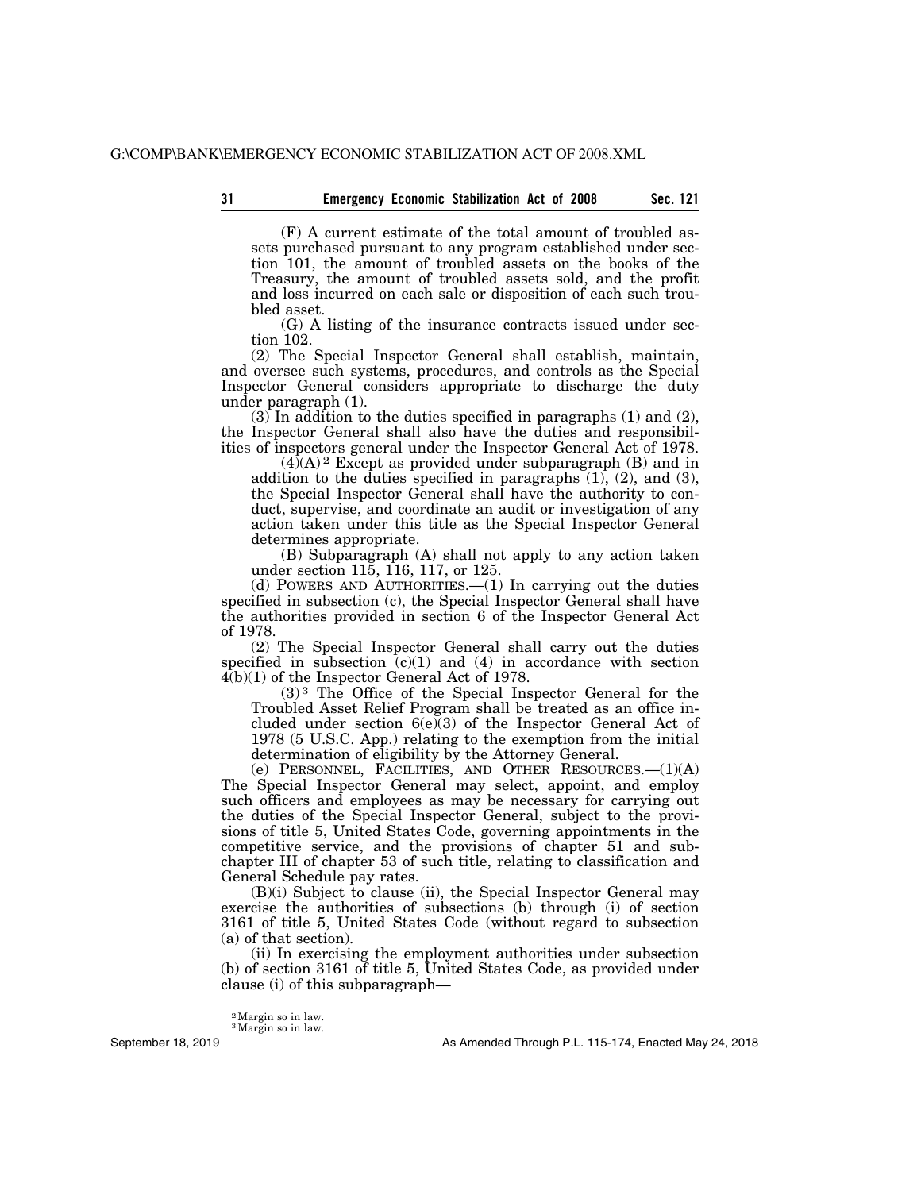(F) A current estimate of the total amount of troubled assets purchased pursuant to any program established under section 101, the amount of troubled assets on the books of the Treasury, the amount of troubled assets sold, and the profit and loss incurred on each sale or disposition of each such troubled asset.

(G) A listing of the insurance contracts issued under section 102.

(2) The Special Inspector General shall establish, maintain, and oversee such systems, procedures, and controls as the Special Inspector General considers appropriate to discharge the duty under paragraph (1).

(3) In addition to the duties specified in paragraphs (1) and (2), the Inspector General shall also have the duties and responsibilities of inspectors general under the Inspector General Act of 1978.

(4)(A)[2] Except as provided under subparagraph (B) and in addition to the duties specified in paragraphs (1), (2), and (3), the Special Inspector General shall have the authority to conduct, supervise, and coordinate an audit or investigation of any action taken under this title as the Special Inspector General determines appropriate.

(B) Subparagraph (A) shall not apply to any action taken under section 115, 116, 117, or 125.

(d) POWERS AND AUTHORITIES.—(1) In carrying out the duties specified in subsection (c), the Special Inspector General shall have the authorities provided in section 6 of the Inspector General Act of 1978.

(2) The Special Inspector General shall carry out the duties specified in subsection (c)(1) and (4) in accordance with section 4(b)(1) of the Inspector General Act of 1978.

(3)[3] The Office of the Special Inspector General for the Troubled Asset Relief Program shall be treated as an office included under section 6(e)(3) of the Inspector General Act of 1978 (5 U.S.C. App.) relating to the exemption from the initial determination of eligibility by the Attorney General.

(e) PERSONNEL, FACILITIES, AND OTHER RESOURCES.—(1)(A) The Special Inspector General may select, appoint, and employ such officers and employees as may be necessary for carrying out the duties of the Special Inspector General, subject to the provisions of title 5, United States Code, governing appointments in the competitive service, and the provisions of chapter 51 and subchapter III of chapter 53 of such title, relating to classification and General Schedule pay rates.

(B)(i) Subject to clause (ii), the Special Inspector General may exercise the authorities of subsections (b) through (i) of section 3161 of title 5, United States Code (without regard to subsection (a) of that section).

(ii) In exercising the employment authorities under subsection (b) of section 3161 of title 5, United States Code, as provided under clause (i) of this subparagraph—

---

[2] Margin so in law.

[3] Margin so in law.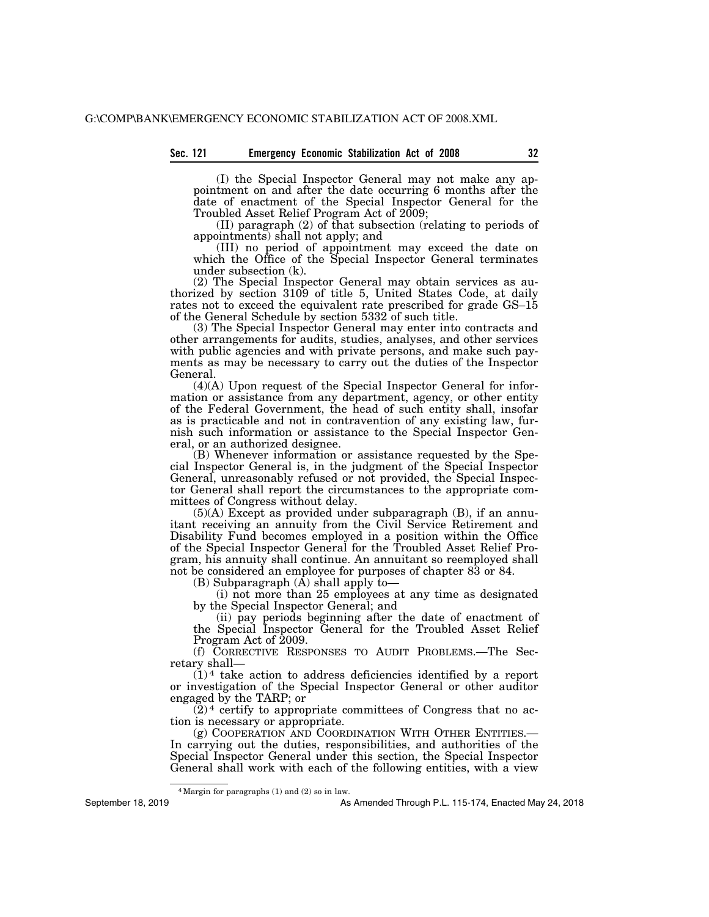(I) the Special Inspector General may not make any appointment on and after the date occurring 6 months after the date of enactment of the Special Inspector General for the Troubled Asset Relief Program Act of 2009;

(II) paragraph (2) of that subsection (relating to periods of appointments) shall not apply; and

(III) no period of appointment may exceed the date on which the Office of the Special Inspector General terminates under subsection (k).

(2) The Special Inspector General may obtain services as authorized by section 3109 of title 5, United States Code, at daily rates not to exceed the equivalent rate prescribed for grade GS–15 of the General Schedule by section 5332 of such title.

(3) The Special Inspector General may enter into contracts and other arrangements for audits, studies, analyses, and other services with public agencies and with private persons, and make such payments as may be necessary to carry out the duties of the Inspector General.

(4)(A) Upon request of the Special Inspector General for information or assistance from any department, agency, or other entity of the Federal Government, the head of such entity shall, insofar as is practicable and not in contravention of any existing law, furnish such information or assistance to the Special Inspector General, or an authorized designee.

(B) Whenever information or assistance requested by the Special Inspector General is, in the judgment of the Special Inspector General, unreasonably refused or not provided, the Special Inspector General shall report the circumstances to the appropriate committees of Congress without delay.

(5)(A) Except as provided under subparagraph (B), if an annuitant receiving an annuity from the Civil Service Retirement and Disability Fund becomes employed in a position within the Office of the Special Inspector General for the Troubled Asset Relief Program, his annuity shall continue. An annuitant so reemployed shall not be considered an employee for purposes of chapter 83 or 84.

(B) Subparagraph (A) shall apply to—

(i) not more than 25 employees at any time as designated by the Special Inspector General; and

(ii) pay periods beginning after the date of enactment of the Special Inspector General for the Troubled Asset Relief Program Act of 2009.

(f) CORRECTIVE RESPONSES TO AUDIT PROBLEMS.—The Secretary shall—

(1)[4] take action to address deficiencies identified by a report or investigation of the Special Inspector General or other auditor engaged by the TARP; or

(2)[4] certify to appropriate committees of Congress that no action is necessary or appropriate.

(g) COOPERATION AND COORDINATION WITH OTHER ENTITIES.—In carrying out the duties, responsibilities, and authorities of the Special Inspector General under this section, the Special Inspector General shall work with each of the following entities, with a view

[4] Margin for paragraphs (1) and (2) so in law.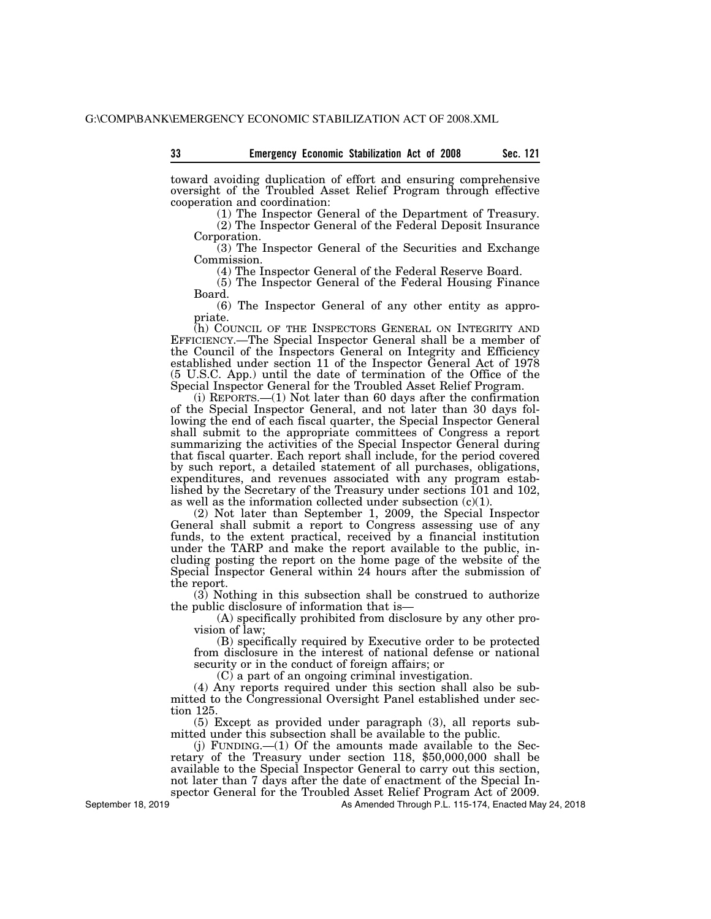toward avoiding duplication of effort and ensuring comprehensive oversight of the Troubled Asset Relief Program through effective cooperation and coordination:

(1) The Inspector General of the Department of Treasury.

(2) The Inspector General of the Federal Deposit Insurance Corporation.

(3) The Inspector General of the Securities and Exchange Commission.

(4) The Inspector General of the Federal Reserve Board.

(5) The Inspector General of the Federal Housing Finance Board.

(6) The Inspector General of any other entity as appropriate.

(h) COUNCIL OF THE INSPECTORS GENERAL ON INTEGRITY AND EFFICIENCY.—The Special Inspector General shall be a member of the Council of the Inspectors General on Integrity and Efficiency established under section 11 of the Inspector General Act of 1978 (5 U.S.C. App.) until the date of termination of the Office of the Special Inspector General for the Troubled Asset Relief Program.

(i) REPORTS.—(1) Not later than 60 days after the confirmation of the Special Inspector General, and not later than 30 days following the end of each fiscal quarter, the Special Inspector General shall submit to the appropriate committees of Congress a report summarizing the activities of the Special Inspector General during that fiscal quarter. Each report shall include, for the period covered by such report, a detailed statement of all purchases, obligations, expenditures, and revenues associated with any program established by the Secretary of the Treasury under sections 101 and 102, as well as the information collected under subsection (c)(1).

(2) Not later than September 1, 2009, the Special Inspector General shall submit a report to Congress assessing use of any funds, to the extent practical, received by a financial institution under the TARP and make the report available to the public, including posting the report on the home page of the website of the Special Inspector General within 24 hours after the submission of the report.

(3) Nothing in this subsection shall be construed to authorize the public disclosure of information that is—

(A) specifically prohibited from disclosure by any other provision of law;

(B) specifically required by Executive order to be protected from disclosure in the interest of national defense or national security or in the conduct of foreign affairs; or

(C) a part of an ongoing criminal investigation.

(4) Any reports required under this section shall also be submitted to the Congressional Oversight Panel established under section 125.

(5) Except as provided under paragraph (3), all reports submitted under this subsection shall be available to the public.

(j) FUNDING.—(1) Of the amounts made available to the Secretary of the Treasury under section 118, \$50,000,000 shall be available to the Special Inspector General to carry out this section, not later than 7 days after the date of enactment of the Special Inspector General for the Troubled Asset Relief Program Act of 2009.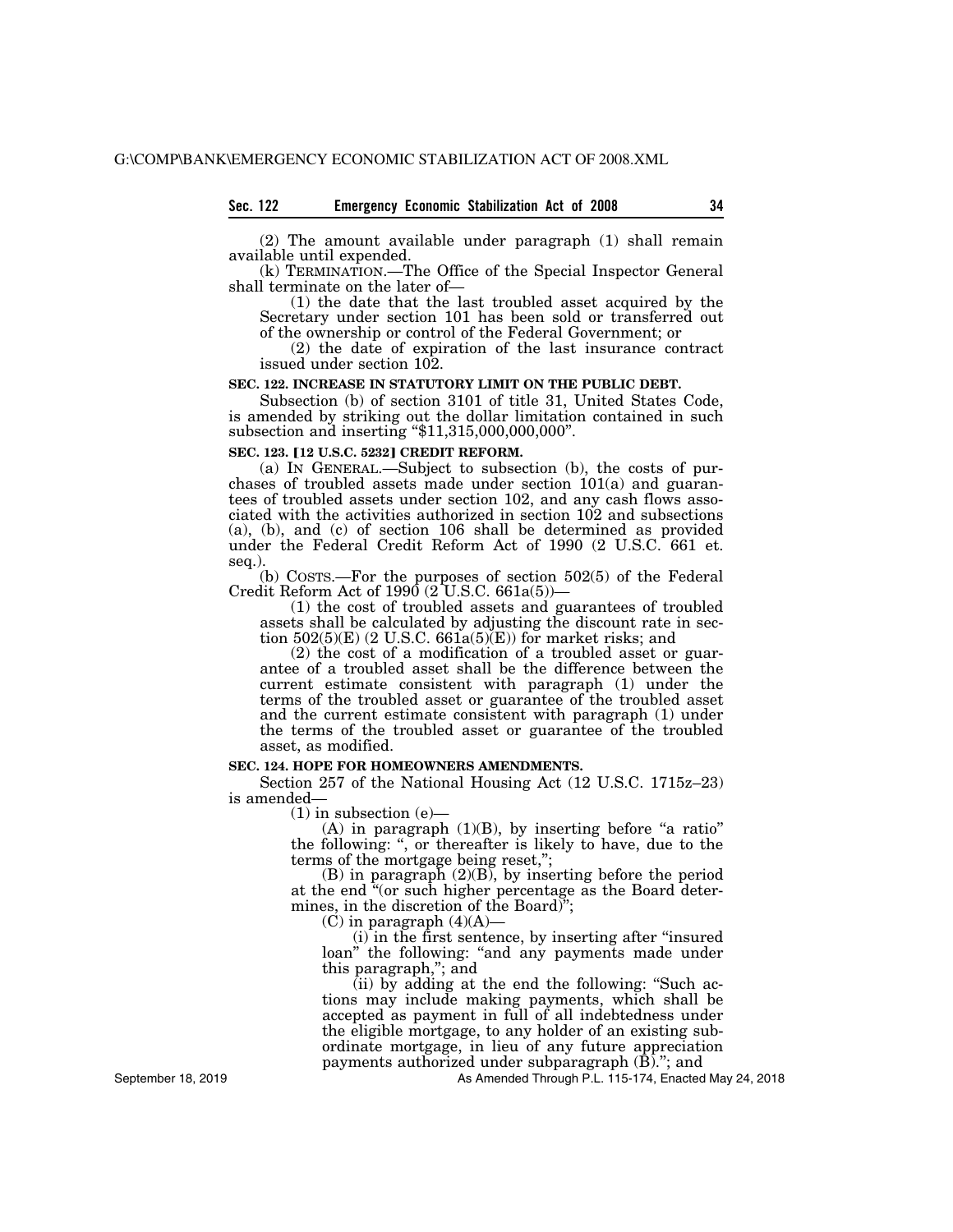(2) The amount available under paragraph (1) shall remain available until expended.

(k) TERMINATION.—The Office of the Special Inspector General shall terminate on the later of—

(1) the date that the last troubled asset acquired by the Secretary under section 101 has been sold or transferred out of the ownership or control of the Federal Government; or

(2) the date of expiration of the last insurance contract issued under section 102.

**SEC. 122. INCREASE IN STATUTORY LIMIT ON THE PUBLIC DEBT.**

Subsection (b) of section 3101 of title 31, United States Code, is amended by striking out the dollar limitation contained in such subsection and inserting "$11,315,000,000,000".

**SEC. 123. [12 U.S.C. 5232] CREDIT REFORM.**

(a) IN GENERAL.—Subject to subsection (b), the costs of purchases of troubled assets made under section 101(a) and guarantees of troubled assets under section 102, and any cash flows associated with the activities authorized in section 102 and subsections (a), (b), and (c) of section 106 shall be determined as provided under the Federal Credit Reform Act of 1990 (2 U.S.C. 661 et. seq.).

(b) COSTS.—For the purposes of section 502(5) of the Federal Credit Reform Act of 1990 (2 U.S.C. 661a(5))—

(1) the cost of troubled assets and guarantees of troubled assets shall be calculated by adjusting the discount rate in section 502(5)(E) (2 U.S.C. 661a(5)(E)) for market risks; and

(2) the cost of a modification of a troubled asset or guarantee of a troubled asset shall be the difference between the current estimate consistent with paragraph (1) under the terms of the troubled asset or guarantee of the troubled asset and the current estimate consistent with paragraph (1) under the terms of the troubled asset or guarantee of the troubled asset, as modified.

**SEC. 124. HOPE FOR HOMEOWNERS AMENDMENTS.**

Section 257 of the National Housing Act (12 U.S.C. 1715z–23) is amended—

(1) in subsection (e)—

(A) in paragraph (1)(B), by inserting before "a ratio" the following: ", or thereafter is likely to have, due to the terms of the mortgage being reset,";

(B) in paragraph (2)(B), by inserting before the period at the end "(or such higher percentage as the Board determines, in the discretion of the Board)";

(C) in paragraph (4)(A)—

(i) in the first sentence, by inserting after "insured loan" the following: "and any payments made under this paragraph,"; and

(ii) by adding at the end the following: "Such actions may include making payments, which shall be accepted as payment in full of all indebtedness under the eligible mortgage, to any holder of an existing subordinate mortgage, in lieu of any future appreciation payments authorized under subparagraph (B)."; and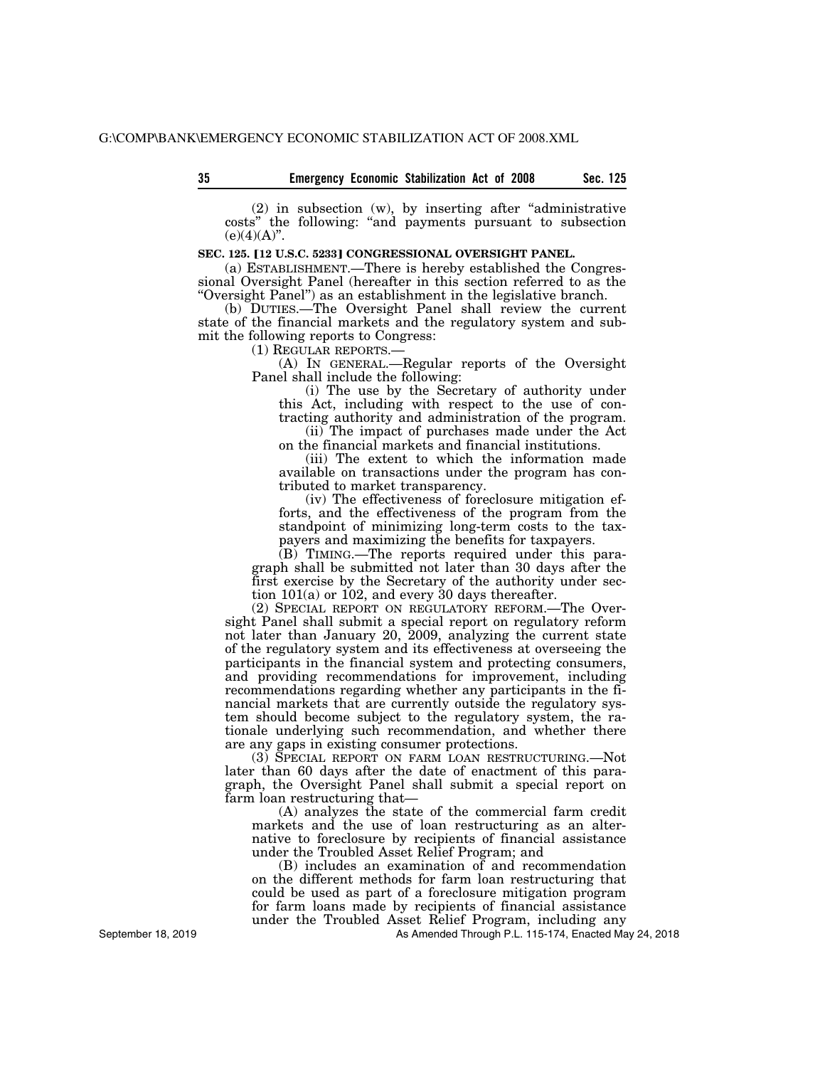(2) in subsection (w), by inserting after "administrative costs" the following: "and payments pursuant to subsection (e)(4)(A)".

**SEC. 125. [12 U.S.C. 5233] CONGRESSIONAL OVERSIGHT PANEL.**

(a) ESTABLISHMENT.—There is hereby established the Congressional Oversight Panel (hereafter in this section referred to as the "Oversight Panel") as an establishment in the legislative branch.

(b) DUTIES.—The Oversight Panel shall review the current state of the financial markets and the regulatory system and submit the following reports to Congress:

(1) REGULAR REPORTS.—

(A) IN GENERAL.—Regular reports of the Oversight Panel shall include the following:

(i) The use by the Secretary of authority under this Act, including with respect to the use of contracting authority and administration of the program.

(ii) The impact of purchases made under the Act on the financial markets and financial institutions.

(iii) The extent to which the information made available on transactions under the program has contributed to market transparency.

(iv) The effectiveness of foreclosure mitigation efforts, and the effectiveness of the program from the standpoint of minimizing long-term costs to the taxpayers and maximizing the benefits for taxpayers.

(B) TIMING.—The reports required under this paragraph shall be submitted not later than 30 days after the first exercise by the Secretary of the authority under section 101(a) or 102, and every 30 days thereafter.

(2) SPECIAL REPORT ON REGULATORY REFORM.—The Oversight Panel shall submit a special report on regulatory reform not later than January 20, 2009, analyzing the current state of the regulatory system and its effectiveness at overseeing the participants in the financial system and protecting consumers, and providing recommendations for improvement, including recommendations regarding whether any participants in the financial markets that are currently outside the regulatory system should become subject to the regulatory system, the rationale underlying such recommendation, and whether there are any gaps in existing consumer protections.

(3) SPECIAL REPORT ON FARM LOAN RESTRUCTURING.—Not later than 60 days after the date of enactment of this paragraph, the Oversight Panel shall submit a special report on farm loan restructuring that—

(A) analyzes the state of the commercial farm credit markets and the use of loan restructuring as an alternative to foreclosure by recipients of financial assistance under the Troubled Asset Relief Program; and

(B) includes an examination of and recommendation on the different methods for farm loan restructuring that could be used as part of a foreclosure mitigation program for farm loans made by recipients of financial assistance under the Troubled Asset Relief Program, including any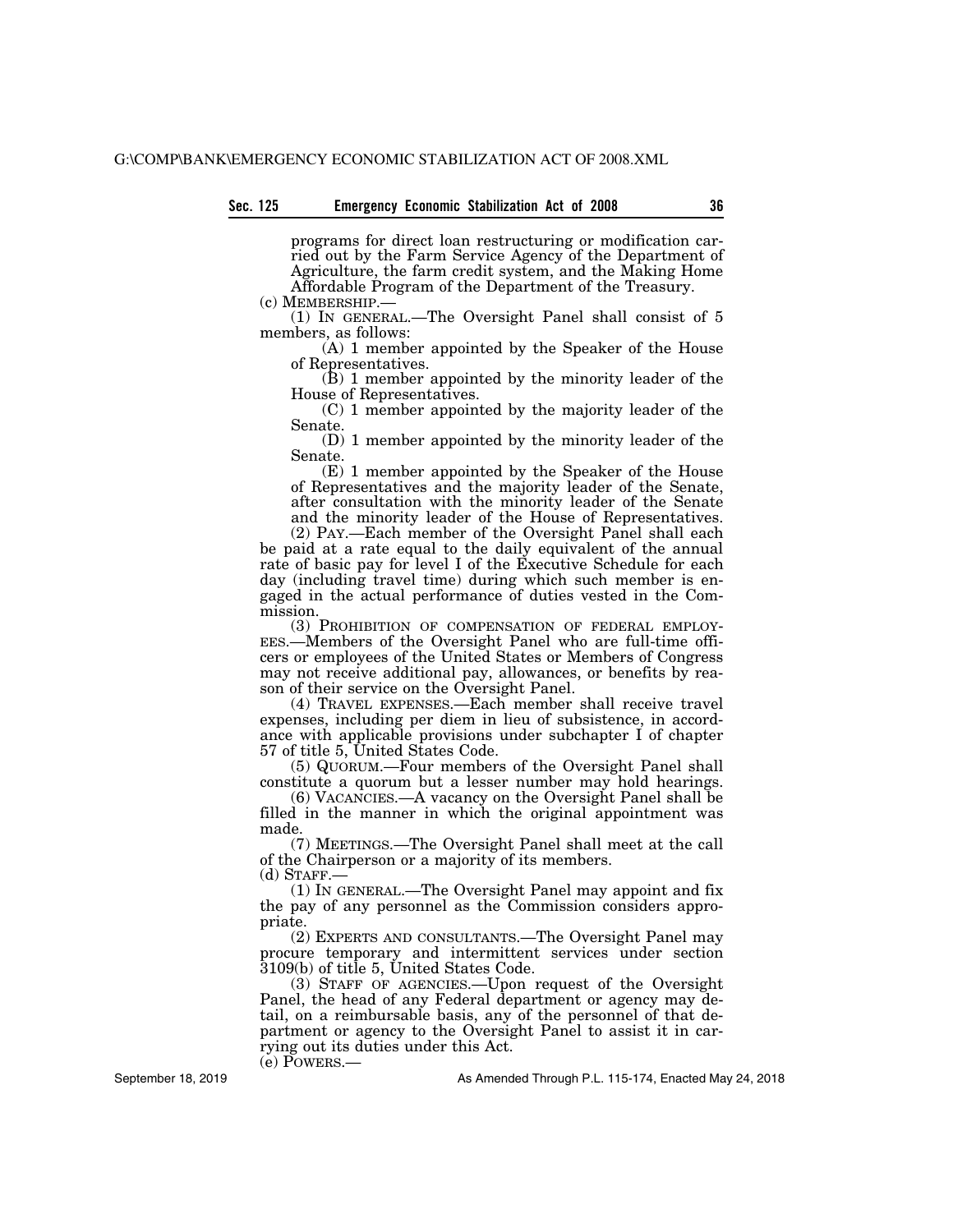programs for direct loan restructuring or modification carried out by the Farm Service Agency of the Department of Agriculture, the farm credit system, and the Making Home Affordable Program of the Department of the Treasury.

(c) MEMBERSHIP.—

(1) IN GENERAL.—The Oversight Panel shall consist of 5 members, as follows:

(A) 1 member appointed by the Speaker of the House of Representatives.

(B) 1 member appointed by the minority leader of the House of Representatives.

(C) 1 member appointed by the majority leader of the Senate.

(D) 1 member appointed by the minority leader of the Senate.

(E) 1 member appointed by the Speaker of the House of Representatives and the majority leader of the Senate, after consultation with the minority leader of the Senate and the minority leader of the House of Representatives.

(2) PAY.—Each member of the Oversight Panel shall each be paid at a rate equal to the daily equivalent of the annual rate of basic pay for level I of the Executive Schedule for each day (including travel time) during which such member is engaged in the actual performance of duties vested in the Commission.

(3) PROHIBITION OF COMPENSATION OF FEDERAL EMPLOYEES.—Members of the Oversight Panel who are full-time officers or employees of the United States or Members of Congress may not receive additional pay, allowances, or benefits by reason of their service on the Oversight Panel.

(4) TRAVEL EXPENSES.—Each member shall receive travel expenses, including per diem in lieu of subsistence, in accordance with applicable provisions under subchapter I of chapter 57 of title 5, United States Code.

(5) QUORUM.—Four members of the Oversight Panel shall constitute a quorum but a lesser number may hold hearings.

(6) VACANCIES.—A vacancy on the Oversight Panel shall be filled in the manner in which the original appointment was made.

(7) MEETINGS.—The Oversight Panel shall meet at the call of the Chairperson or a majority of its members.

(d) STAFF.—

(1) IN GENERAL.—The Oversight Panel may appoint and fix the pay of any personnel as the Commission considers appropriate.

(2) EXPERTS AND CONSULTANTS.—The Oversight Panel may procure temporary and intermittent services under section 3109(b) of title 5, United States Code.

(3) STAFF OF AGENCIES.—Upon request of the Oversight Panel, the head of any Federal department or agency may detail, on a reimbursable basis, any of the personnel of that department or agency to the Oversight Panel to assist it in carrying out its duties under this Act.

(e) POWERS.—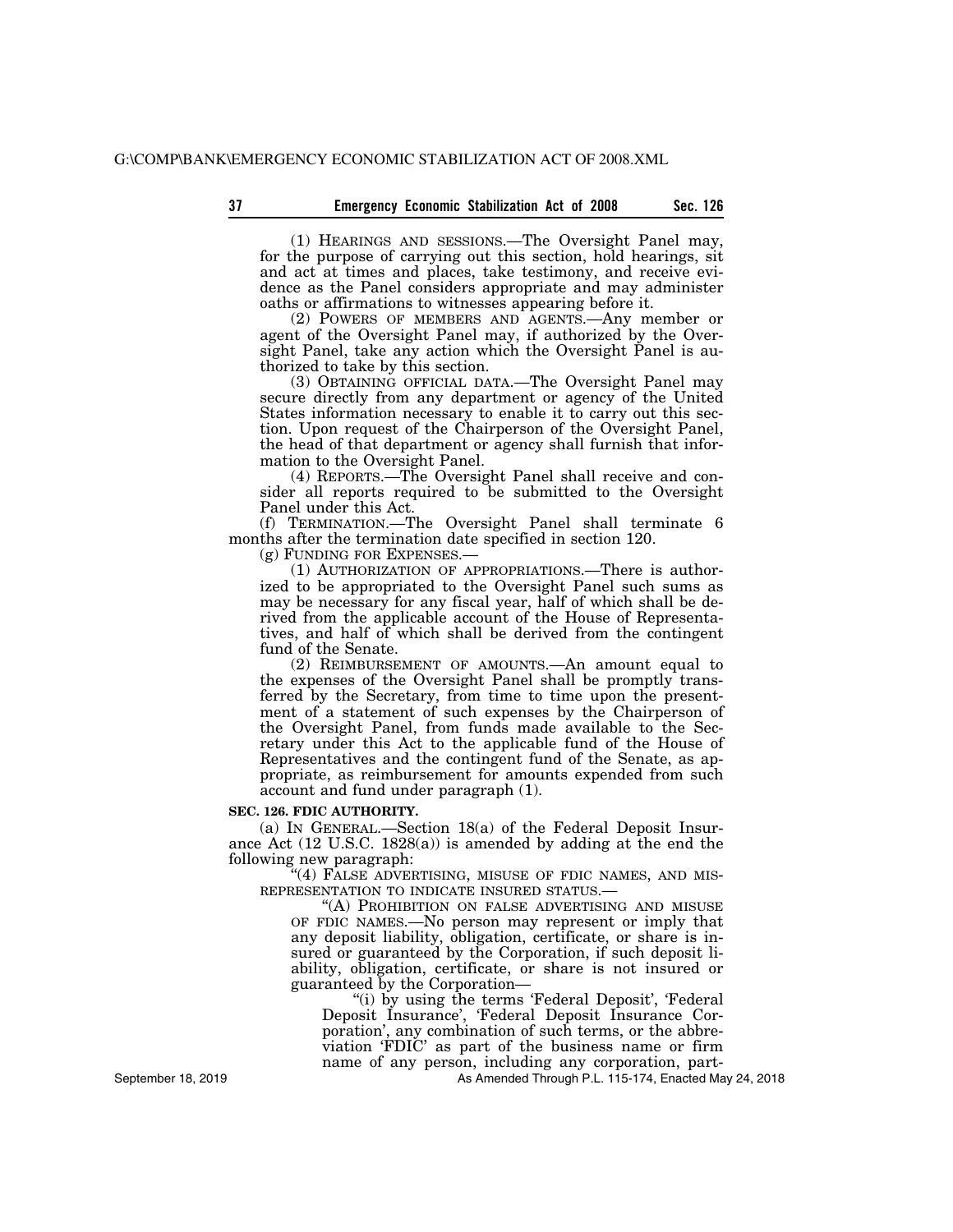(1) HEARINGS AND SESSIONS.—The Oversight Panel may, for the purpose of carrying out this section, hold hearings, sit and act at times and places, take testimony, and receive evidence as the Panel considers appropriate and may administer oaths or affirmations to witnesses appearing before it.

(2) POWERS OF MEMBERS AND AGENTS.—Any member or agent of the Oversight Panel may, if authorized by the Oversight Panel, take any action which the Oversight Panel is authorized to take by this section.

(3) OBTAINING OFFICIAL DATA.—The Oversight Panel may secure directly from any department or agency of the United States information necessary to enable it to carry out this section. Upon request of the Chairperson of the Oversight Panel, the head of that department or agency shall furnish that information to the Oversight Panel.

(4) REPORTS.—The Oversight Panel shall receive and consider all reports required to be submitted to the Oversight Panel under this Act.

(f) TERMINATION.—The Oversight Panel shall terminate 6 months after the termination date specified in section 120.

(g) FUNDING FOR EXPENSES.—

(1) AUTHORIZATION OF APPROPRIATIONS.—There is authorized to be appropriated to the Oversight Panel such sums as may be necessary for any fiscal year, half of which shall be derived from the applicable account of the House of Representatives, and half of which shall be derived from the contingent fund of the Senate.

(2) REIMBURSEMENT OF AMOUNTS.—An amount equal to the expenses of the Oversight Panel shall be promptly transferred by the Secretary, from time to time upon the presentment of a statement of such expenses by the Chairperson of the Oversight Panel, from funds made available to the Secretary under this Act to the applicable fund of the House of Representatives and the contingent fund of the Senate, as appropriate, as reimbursement for amounts expended from such account and fund under paragraph (1).

**SEC. 126. FDIC AUTHORITY.**

(a) IN GENERAL.—Section 18(a) of the Federal Deposit Insurance Act (12 U.S.C. 1828(a)) is amended by adding at the end the following new paragraph:

"(4) FALSE ADVERTISING, MISUSE OF FDIC NAMES, AND MISREPRESENTATION TO INDICATE INSURED STATUS.—

"(A) PROHIBITION ON FALSE ADVERTISING AND MISUSE OF FDIC NAMES.—No person may represent or imply that any deposit liability, obligation, certificate, or share is insured or guaranteed by the Corporation, if such deposit liability, obligation, certificate, or share is not insured or guaranteed by the Corporation—

"(i) by using the terms 'Federal Deposit', 'Federal Deposit Insurance', 'Federal Deposit Insurance Corporation', any combination of such terms, or the abbreviation 'FDIC' as part of the business name or firm name of any person, including any corporation, part-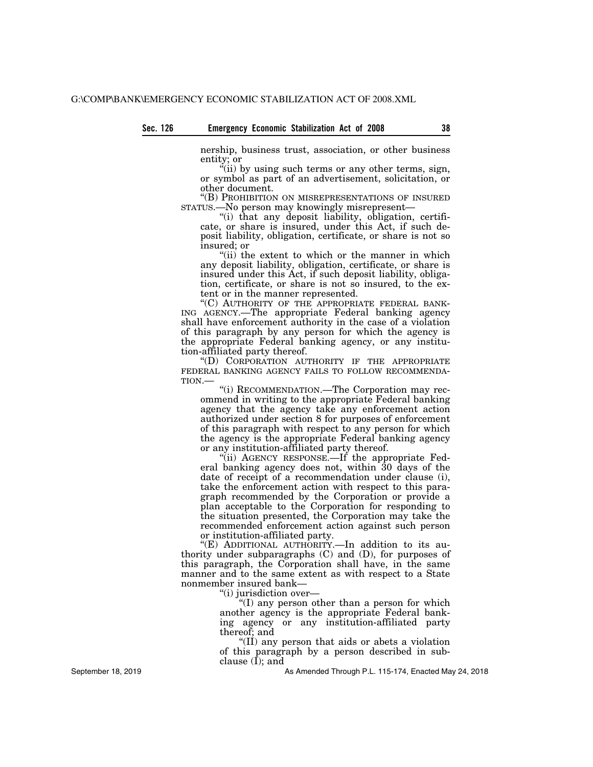nership, business trust, association, or other business entity; or

"(ii) by using such terms or any other terms, sign, or symbol as part of an advertisement, solicitation, or other document.

"(B) PROHIBITION ON MISREPRESENTATIONS OF INSURED STATUS.—No person may knowingly misrepresent—

"(i) that any deposit liability, obligation, certificate, or share is insured, under this Act, if such deposit liability, obligation, certificate, or share is not so insured; or

"(ii) the extent to which or the manner in which any deposit liability, obligation, certificate, or share is insured under this Act, if such deposit liability, obligation, certificate, or share is not so insured, to the extent or in the manner represented.

"(C) AUTHORITY OF THE APPROPRIATE FEDERAL BANKING AGENCY.—The appropriate Federal banking agency shall have enforcement authority in the case of a violation of this paragraph by any person for which the agency is the appropriate Federal banking agency, or any institution-affiliated party thereof.

"(D) CORPORATION AUTHORITY IF THE APPROPRIATE FEDERAL BANKING AGENCY FAILS TO FOLLOW RECOMMENDATION.—

"(i) RECOMMENDATION.—The Corporation may recommend in writing to the appropriate Federal banking agency that the agency take any enforcement action authorized under section 8 for purposes of enforcement of this paragraph with respect to any person for which the agency is the appropriate Federal banking agency or any institution-affiliated party thereof.

"(ii) AGENCY RESPONSE.—If the appropriate Federal banking agency does not, within 30 days of the date of receipt of a recommendation under clause (i), take the enforcement action with respect to this paragraph recommended by the Corporation or provide a plan acceptable to the Corporation for responding to the situation presented, the Corporation may take the recommended enforcement action against such person or institution-affiliated party.

"(E) ADDITIONAL AUTHORITY.—In addition to its authority under subparagraphs (C) and (D), for purposes of this paragraph, the Corporation shall have, in the same manner and to the same extent as with respect to a State nonmember insured bank—

"(i) jurisdiction over—

"(I) any person other than a person for which another agency is the appropriate Federal banking agency or any institution-affiliated party thereof; and

"(II) any person that aids or abets a violation of this paragraph by a person described in subclause (I); and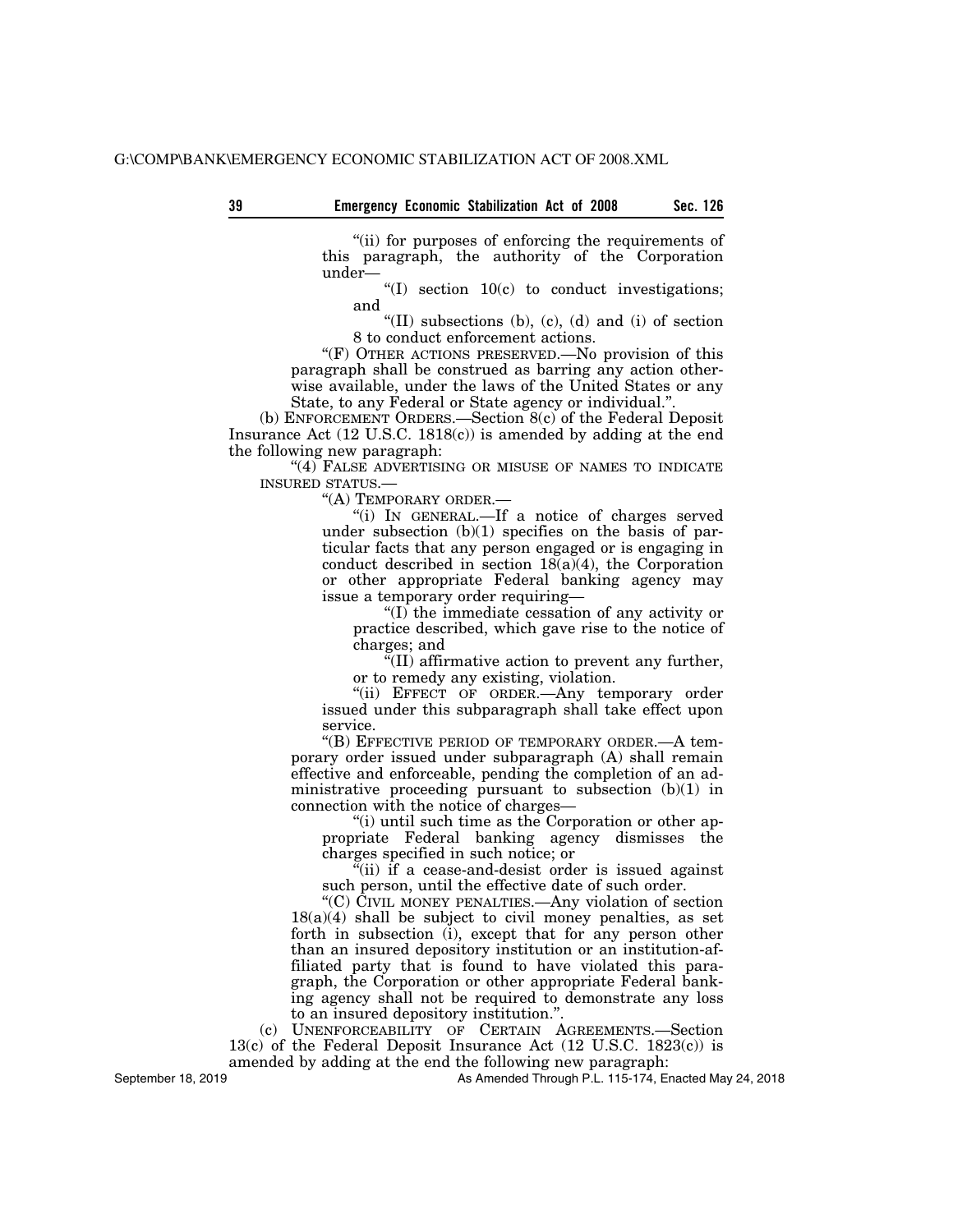"(ii) for purposes of enforcing the requirements of this paragraph, the authority of the Corporation under—

"(I) section 10(c) to conduct investigations; and

"(II) subsections (b), (c), (d) and (i) of section 8 to conduct enforcement actions.

"(F) OTHER ACTIONS PRESERVED.—No provision of this paragraph shall be construed as barring any action otherwise available, under the laws of the United States or any State, to any Federal or State agency or individual.".

(b) ENFORCEMENT ORDERS.—Section 8(c) of the Federal Deposit Insurance Act (12 U.S.C. 1818(c)) is amended by adding at the end the following new paragraph:

"(4) FALSE ADVERTISING OR MISUSE OF NAMES TO INDICATE INSURED STATUS.—

"(A) TEMPORARY ORDER.—

"(i) IN GENERAL.—If a notice of charges served under subsection (b)(1) specifies on the basis of particular facts that any person engaged or is engaging in conduct described in section 18(a)(4), the Corporation or other appropriate Federal banking agency may issue a temporary order requiring—

"(I) the immediate cessation of any activity or practice described, which gave rise to the notice of charges; and

"(II) affirmative action to prevent any further, or to remedy any existing, violation.

"(ii) EFFECT OF ORDER.—Any temporary order issued under this subparagraph shall take effect upon service.

"(B) EFFECTIVE PERIOD OF TEMPORARY ORDER.—A temporary order issued under subparagraph (A) shall remain effective and enforceable, pending the completion of an administrative proceeding pursuant to subsection (b)(1) in connection with the notice of charges—

"(i) until such time as the Corporation or other appropriate Federal banking agency dismisses the charges specified in such notice; or

"(ii) if a cease-and-desist order is issued against such person, until the effective date of such order.

"(C) CIVIL MONEY PENALTIES.—Any violation of section 18(a)(4) shall be subject to civil money penalties, as set forth in subsection (i), except that for any person other than an insured depository institution or an institution-affiliated party that is found to have violated this paragraph, the Corporation or other appropriate Federal banking agency shall not be required to demonstrate any loss to an insured depository institution.".

(c) UNENFORCEABILITY OF CERTAIN AGREEMENTS.—Section 13(c) of the Federal Deposit Insurance Act (12 U.S.C. 1823(c)) is amended by adding at the end the following new paragraph: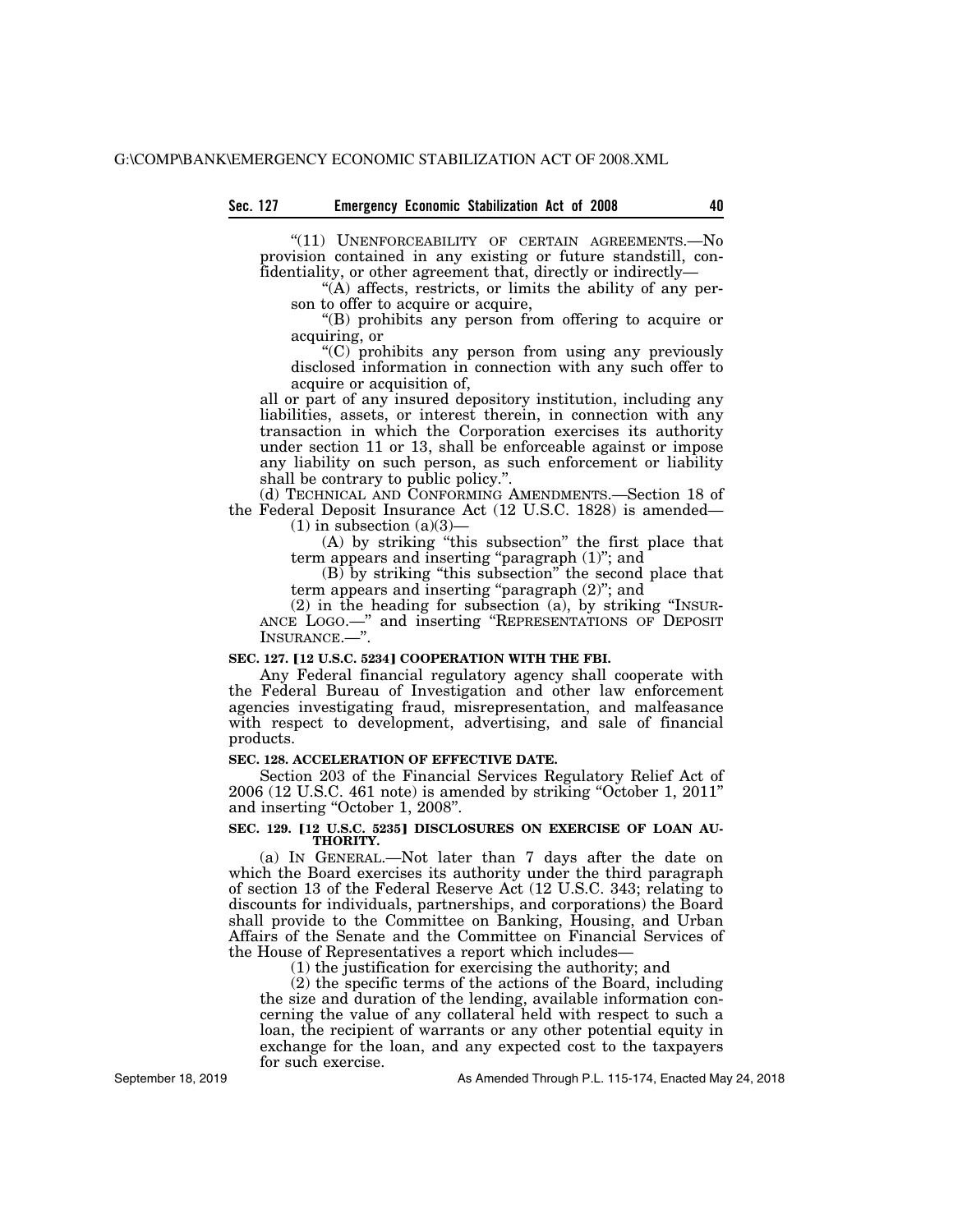"(11) UNENFORCEABILITY OF CERTAIN AGREEMENTS.—No provision contained in any existing or future standstill, confidentiality, or other agreement that, directly or indirectly—

"(A) affects, restricts, or limits the ability of any person to offer to acquire or acquire,

"(B) prohibits any person from offering to acquire or acquiring, or

"(C) prohibits any person from using any previously disclosed information in connection with any such offer to acquire or acquisition of,

all or part of any insured depository institution, including any liabilities, assets, or interest therein, in connection with any transaction in which the Corporation exercises its authority under section 11 or 13, shall be enforceable against or impose any liability on such person, as such enforcement or liability shall be contrary to public policy.".

(d) TECHNICAL AND CONFORMING AMENDMENTS.—Section 18 of the Federal Deposit Insurance Act (12 U.S.C. 1828) is amended—

(1) in subsection (a)(3)—

(A) by striking "this subsection" the first place that term appears and inserting "paragraph (1)"; and

(B) by striking "this subsection" the second place that term appears and inserting "paragraph (2)"; and

(2) in the heading for subsection (a), by striking "INSURANCE LOGO.—" and inserting "REPRESENTATIONS OF DEPOSIT INSURANCE.—".

**SEC. 127. [12 U.S.C. 5234] COOPERATION WITH THE FBI.**

Any Federal financial regulatory agency shall cooperate with the Federal Bureau of Investigation and other law enforcement agencies investigating fraud, misrepresentation, and malfeasance with respect to development, advertising, and sale of financial products.

**SEC. 128. ACCELERATION OF EFFECTIVE DATE.**

Section 203 of the Financial Services Regulatory Relief Act of 2006 (12 U.S.C. 461 note) is amended by striking "October 1, 2011" and inserting "October 1, 2008".

**SEC. 129. [12 U.S.C. 5235] DISCLOSURES ON EXERCISE OF LOAN AUTHORITY.**

(a) IN GENERAL.—Not later than 7 days after the date on which the Board exercises its authority under the third paragraph of section 13 of the Federal Reserve Act (12 U.S.C. 343; relating to discounts for individuals, partnerships, and corporations) the Board shall provide to the Committee on Banking, Housing, and Urban Affairs of the Senate and the Committee on Financial Services of the House of Representatives a report which includes—

(1) the justification for exercising the authority; and

(2) the specific terms of the actions of the Board, including the size and duration of the lending, available information concerning the value of any collateral held with respect to such a loan, the recipient of warrants or any other potential equity in exchange for the loan, and any expected cost to the taxpayers for such exercise.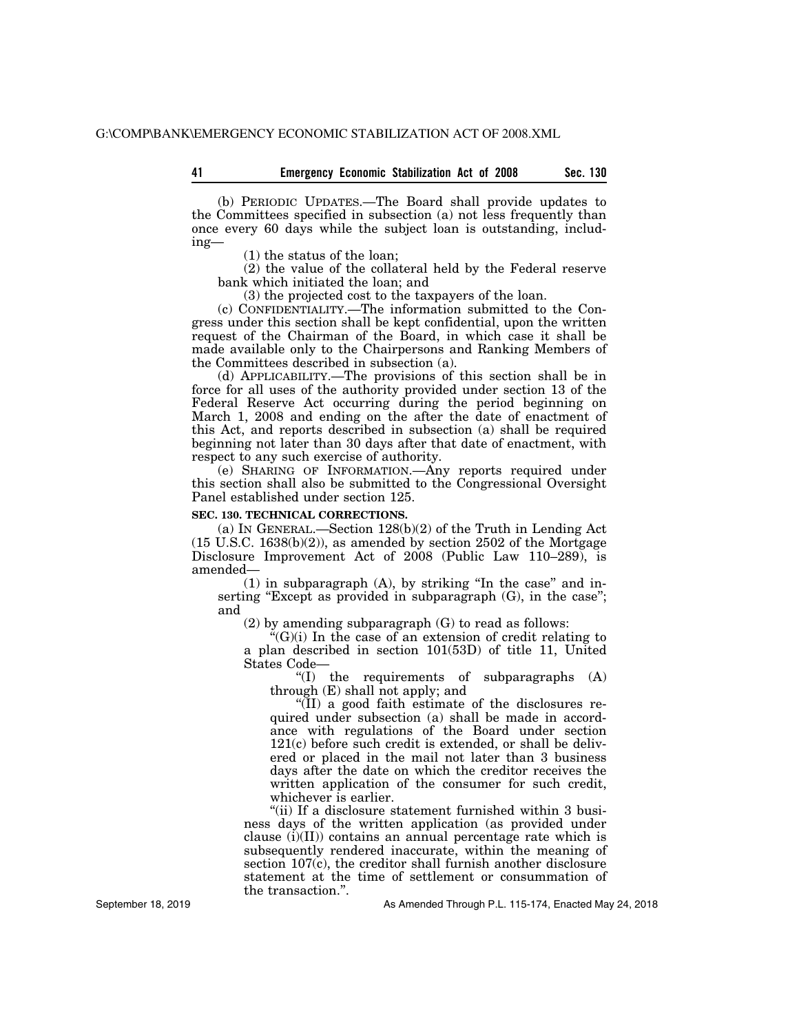(b) PERIODIC UPDATES.—The Board shall provide updates to the Committees specified in subsection (a) not less frequently than once every 60 days while the subject loan is outstanding, including—

(1) the status of the loan;

(2) the value of the collateral held by the Federal reserve bank which initiated the loan; and

(3) the projected cost to the taxpayers of the loan.

(c) CONFIDENTIALITY.—The information submitted to the Congress under this section shall be kept confidential, upon the written request of the Chairman of the Board, in which case it shall be made available only to the Chairpersons and Ranking Members of the Committees described in subsection (a).

(d) APPLICABILITY.—The provisions of this section shall be in force for all uses of the authority provided under section 13 of the Federal Reserve Act occurring during the period beginning on March 1, 2008 and ending on the after the date of enactment of this Act, and reports described in subsection (a) shall be required beginning not later than 30 days after that date of enactment, with respect to any such exercise of authority.

(e) SHARING OF INFORMATION.—Any reports required under this section shall also be submitted to the Congressional Oversight Panel established under section 125.

**SEC. 130. TECHNICAL CORRECTIONS.**

(a) IN GENERAL.—Section 128(b)(2) of the Truth in Lending Act (15 U.S.C. 1638(b)(2)), as amended by section 2502 of the Mortgage Disclosure Improvement Act of 2008 (Public Law 110–289), is amended—

(1) in subparagraph (A), by striking "In the case" and inserting "Except as provided in subparagraph (G), in the case"; and

(2) by amending subparagraph (G) to read as follows:

"(G)(i) In the case of an extension of credit relating to a plan described in section 101(53D) of title 11, United States Code—

"(I) the requirements of subparagraphs (A) through (E) shall not apply; and

"(II) a good faith estimate of the disclosures required under subsection (a) shall be made in accordance with regulations of the Board under section 121(c) before such credit is extended, or shall be delivered or placed in the mail not later than 3 business days after the date on which the creditor receives the written application of the consumer for such credit, whichever is earlier.

"(ii) If a disclosure statement furnished within 3 business days of the written application (as provided under clause (i)(II)) contains an annual percentage rate which is subsequently rendered inaccurate, within the meaning of section 107(c), the creditor shall furnish another disclosure statement at the time of settlement or consummation of the transaction.".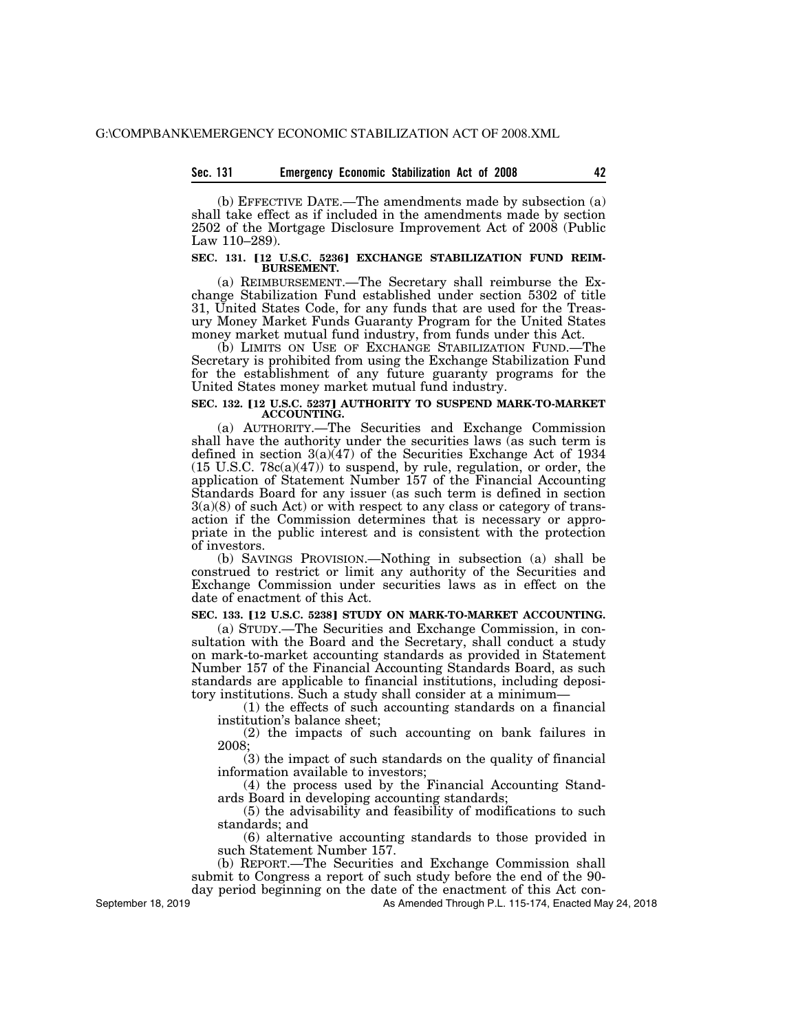(b) EFFECTIVE DATE.—The amendments made by subsection (a) shall take effect as if included in the amendments made by section 2502 of the Mortgage Disclosure Improvement Act of 2008 (Public Law 110–289).

**SEC. 131. [12 U.S.C. 5236] EXCHANGE STABILIZATION FUND REIMBURSEMENT.**

(a) REIMBURSEMENT.—The Secretary shall reimburse the Exchange Stabilization Fund established under section 5302 of title 31, United States Code, for any funds that are used for the Treasury Money Market Funds Guaranty Program for the United States money market mutual fund industry, from funds under this Act.

(b) LIMITS ON USE OF EXCHANGE STABILIZATION FUND.—The Secretary is prohibited from using the Exchange Stabilization Fund for the establishment of any future guaranty programs for the United States money market mutual fund industry.

**SEC. 132. [12 U.S.C. 5237] AUTHORITY TO SUSPEND MARK-TO-MARKET ACCOUNTING.**

(a) AUTHORITY.—The Securities and Exchange Commission shall have the authority under the securities laws (as such term is defined in section 3(a)(47) of the Securities Exchange Act of 1934 (15 U.S.C. 78c(a)(47)) to suspend, by rule, regulation, or order, the application of Statement Number 157 of the Financial Accounting Standards Board for any issuer (as such term is defined in section 3(a)(8) of such Act) or with respect to any class or category of transaction if the Commission determines that is necessary or appropriate in the public interest and is consistent with the protection of investors.

(b) SAVINGS PROVISION.—Nothing in subsection (a) shall be construed to restrict or limit any authority of the Securities and Exchange Commission under securities laws as in effect on the date of enactment of this Act.

**SEC. 133. [12 U.S.C. 5238] STUDY ON MARK-TO-MARKET ACCOUNTING.**

(a) STUDY.—The Securities and Exchange Commission, in consultation with the Board and the Secretary, shall conduct a study on mark-to-market accounting standards as provided in Statement Number 157 of the Financial Accounting Standards Board, as such standards are applicable to financial institutions, including depository institutions. Such a study shall consider at a minimum—

(1) the effects of such accounting standards on a financial institution's balance sheet;

(2) the impacts of such accounting on bank failures in 2008;

(3) the impact of such standards on the quality of financial information available to investors;

(4) the process used by the Financial Accounting Standards Board in developing accounting standards;

(5) the advisability and feasibility of modifications to such standards; and

(6) alternative accounting standards to those provided in such Statement Number 157.

(b) REPORT.—The Securities and Exchange Commission shall submit to Congress a report of such study before the end of the 90-day period beginning on the date of the enactment of this Act con-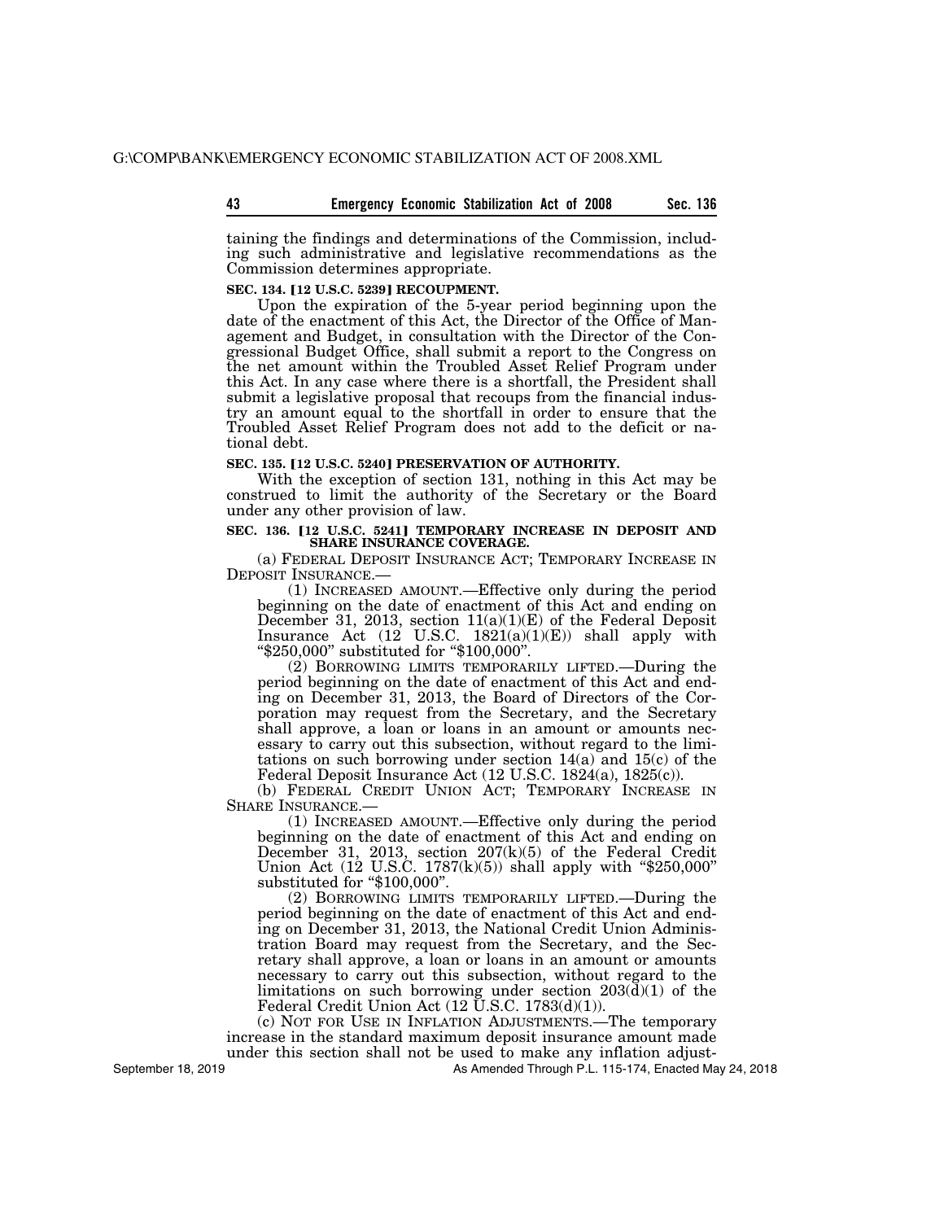taining the findings and determinations of the Commission, including such administrative and legislative recommendations as the Commission determines appropriate.

**SEC. 134. [12 U.S.C. 5239] RECOUPMENT.**

Upon the expiration of the 5-year period beginning upon the date of the enactment of this Act, the Director of the Office of Management and Budget, in consultation with the Director of the Congressional Budget Office, shall submit a report to the Congress on the net amount within the Troubled Asset Relief Program under this Act. In any case where there is a shortfall, the President shall submit a legislative proposal that recoups from the financial industry an amount equal to the shortfall in order to ensure that the Troubled Asset Relief Program does not add to the deficit or national debt.

**SEC. 135. [12 U.S.C. 5240] PRESERVATION OF AUTHORITY.**

With the exception of section 131, nothing in this Act may be construed to limit the authority of the Secretary or the Board under any other provision of law.

**SEC. 136. [12 U.S.C. 5241] TEMPORARY INCREASE IN DEPOSIT AND SHARE INSURANCE COVERAGE.**

(a) FEDERAL DEPOSIT INSURANCE ACT; TEMPORARY INCREASE IN DEPOSIT INSURANCE.—

(1) INCREASED AMOUNT.—Effective only during the period beginning on the date of enactment of this Act and ending on December 31, 2013, section 11(a)(1)(E) of the Federal Deposit Insurance Act (12 U.S.C. 1821(a)(1)(E)) shall apply with "$250,000" substituted for "$100,000".

(2) BORROWING LIMITS TEMPORARILY LIFTED.—During the period beginning on the date of enactment of this Act and ending on December 31, 2013, the Board of Directors of the Corporation may request from the Secretary, and the Secretary shall approve, a loan or loans in an amount or amounts necessary to carry out this subsection, without regard to the limitations on such borrowing under section 14(a) and 15(c) of the Federal Deposit Insurance Act (12 U.S.C. 1824(a), 1825(c)).

(b) FEDERAL CREDIT UNION ACT; TEMPORARY INCREASE IN SHARE INSURANCE.—

(1) INCREASED AMOUNT.—Effective only during the period beginning on the date of enactment of this Act and ending on December 31, 2013, section 207(k)(5) of the Federal Credit Union Act (12 U.S.C. 1787(k)(5)) shall apply with "$250,000" substituted for "$100,000".

(2) BORROWING LIMITS TEMPORARILY LIFTED.—During the period beginning on the date of enactment of this Act and ending on December 31, 2013, the National Credit Union Administration Board may request from the Secretary, and the Secretary shall approve, a loan or loans in an amount or amounts necessary to carry out this subsection, without regard to the limitations on such borrowing under section 203(d)(1) of the Federal Credit Union Act (12 U.S.C. 1783(d)(1)).

(c) NOT FOR USE IN INFLATION ADJUSTMENTS.—The temporary increase in the standard maximum deposit insurance amount made under this section shall not be used to make any inflation adjust-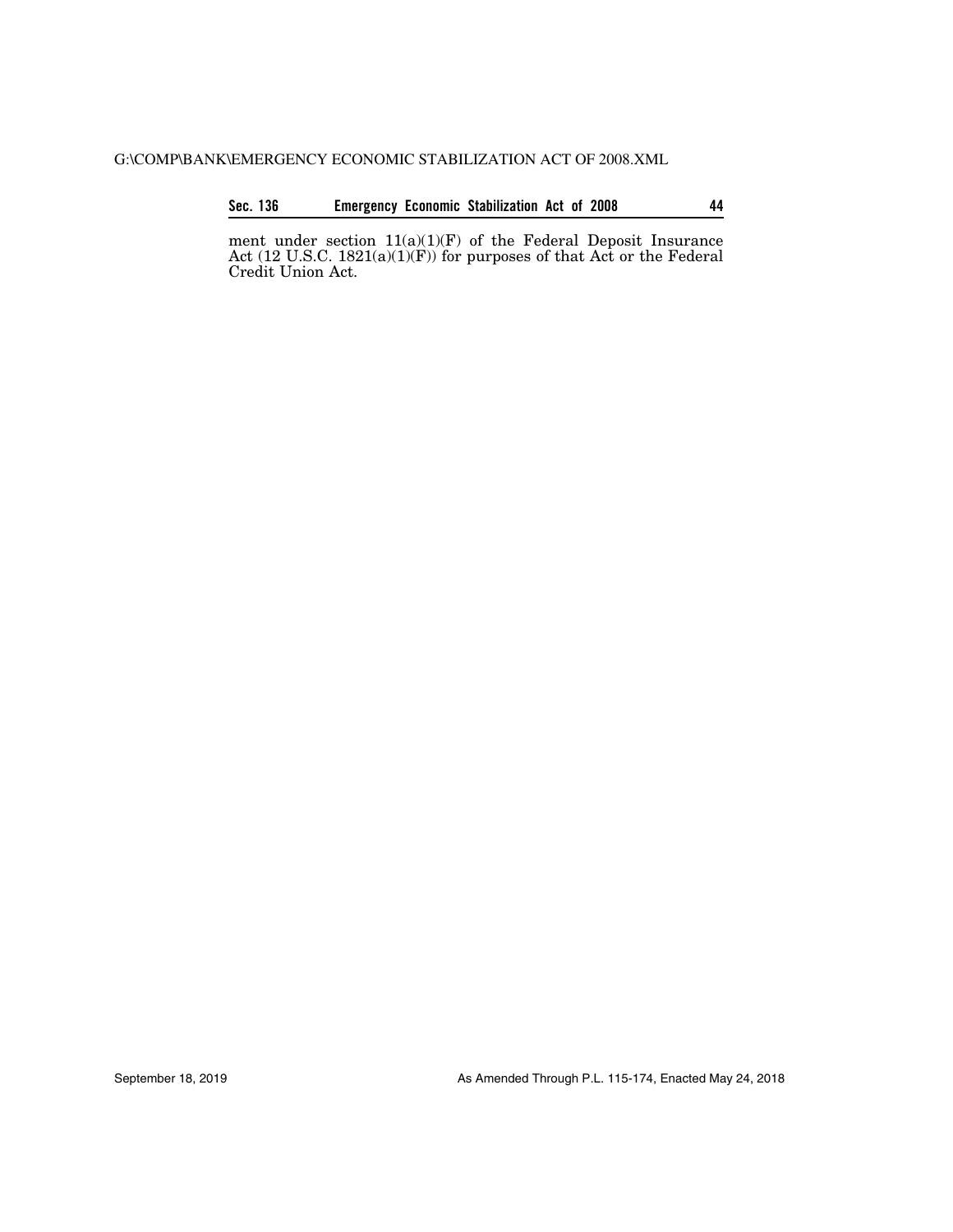ment under section 11(a)(1)(F) of the Federal Deposit Insurance Act (12 U.S.C. 1821(a)(1)(F)) for purposes of that Act or the Federal Credit Union Act.